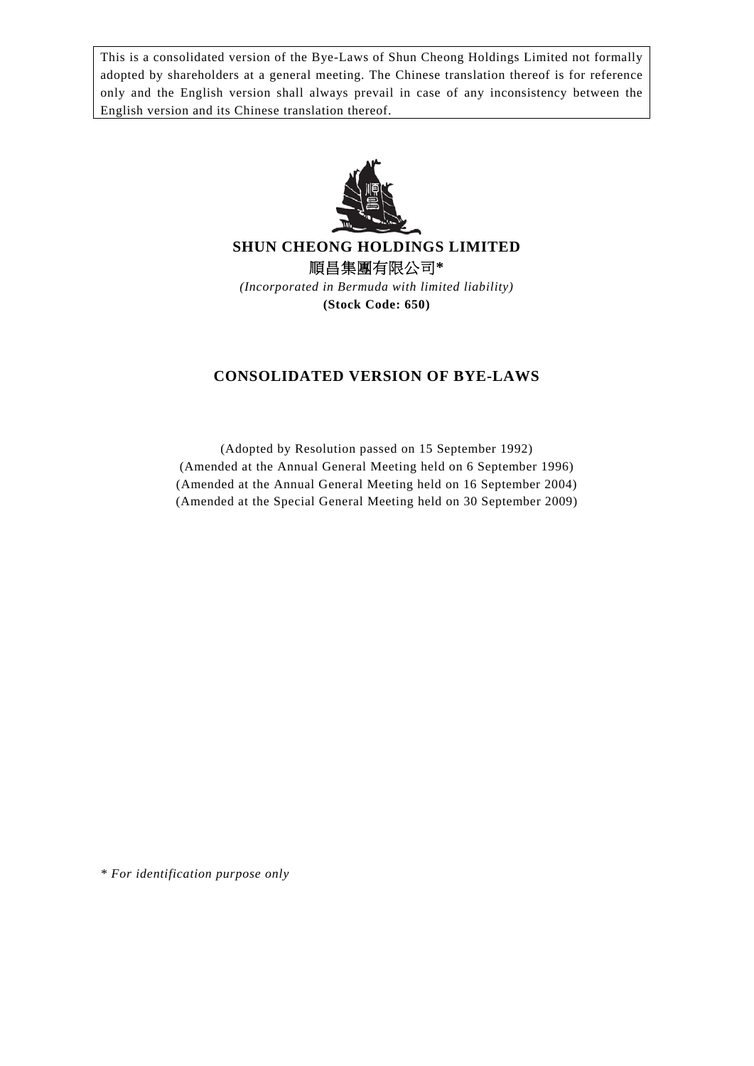This is a consolidated version of the Bye-Laws of Shun Cheong Holdings Limited not formally adopted by shareholders at a general meeting. The Chinese translation thereof is for reference only and the English version shall always prevail in case of any inconsistency between the English version and its Chinese translation thereof.

**SHUN CHEONG HOLDINGS LIMITED**

順昌集團有限公司*

*(Incorporated in Bermuda with limited liability)*

**(Stock Code: 650)**

# CONSOLIDATED VERSION OF BYE-LAWS

(Adopted by Resolution passed on 15 September 1992)
(Amended at the Annual General Meeting held on 6 September 1996)
(Amended at the Annual General Meeting held on 16 September 2004)
(Amended at the Special General Meeting held on 30 September 2009)

*\* For identification purpose only*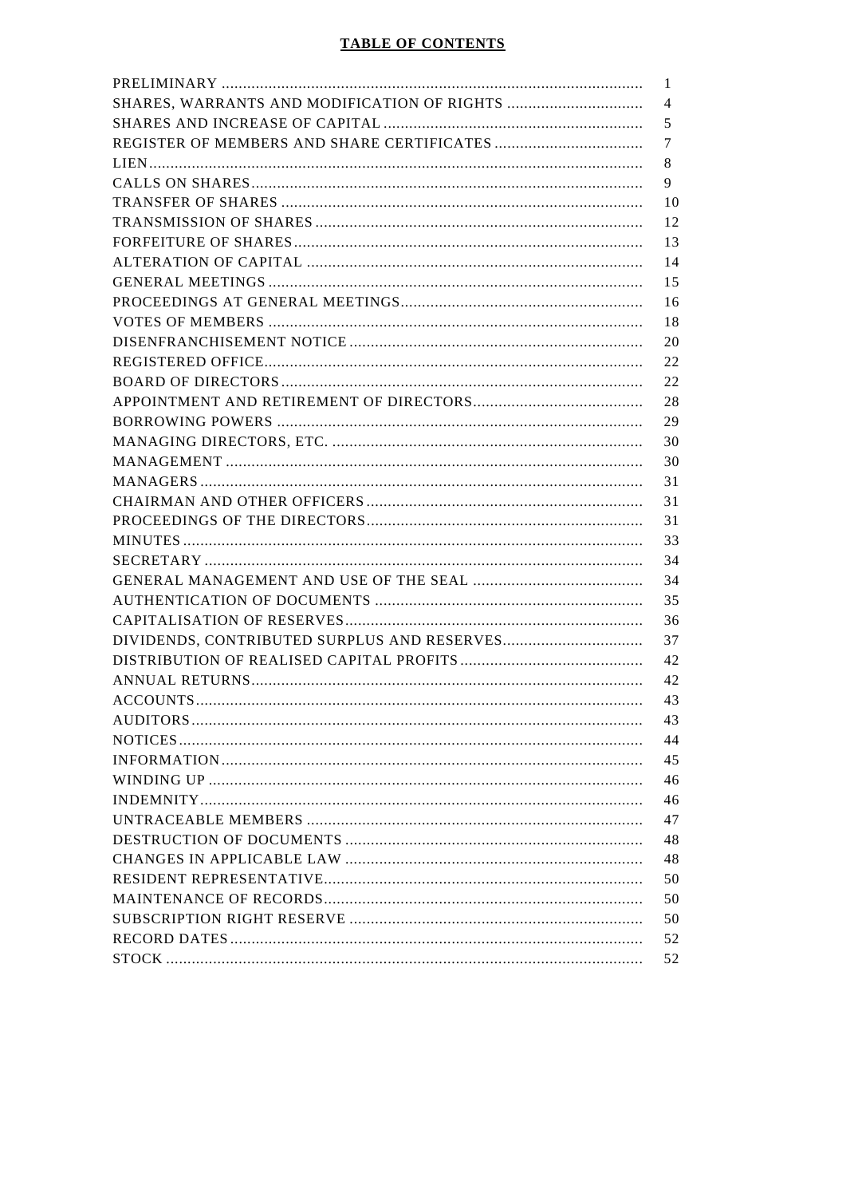## TABLE OF CONTENTS

| | |
|---|---|
| PRELIMINARY | 1 |
| SHARES, WARRANTS AND MODIFICATION OF RIGHTS | 4 |
| SHARES AND INCREASE OF CAPITAL | 5 |
| REGISTER OF MEMBERS AND SHARE CERTIFICATES | 7 |
| LIEN | 8 |
| CALLS ON SHARES | 9 |
| TRANSFER OF SHARES | 10 |
| TRANSMISSION OF SHARES | 12 |
| FORFEITURE OF SHARES | 13 |
| ALTERATION OF CAPITAL | 14 |
| GENERAL MEETINGS | 15 |
| PROCEEDINGS AT GENERAL MEETINGS | 16 |
| VOTES OF MEMBERS | 18 |
| DISENFRANCHISEMENT NOTICE | 20 |
| REGISTERED OFFICE | 22 |
| BOARD OF DIRECTORS | 22 |
| APPOINTMENT AND RETIREMENT OF DIRECTORS | 28 |
| BORROWING POWERS | 29 |
| MANAGING DIRECTORS, ETC. | 30 |
| MANAGEMENT | 30 |
| MANAGERS | 31 |
| CHAIRMAN AND OTHER OFFICERS | 31 |
| PROCEEDINGS OF THE DIRECTORS | 31 |
| MINUTES | 33 |
| SECRETARY | 34 |
| GENERAL MANAGEMENT AND USE OF THE SEAL | 34 |
| AUTHENTICATION OF DOCUMENTS | 35 |
| CAPITALISATION OF RESERVES | 36 |
| DIVIDENDS, CONTRIBUTED SURPLUS AND RESERVES | 37 |
| DISTRIBUTION OF REALISED CAPITAL PROFITS | 42 |
| ANNUAL RETURNS | 42 |
| ACCOUNTS | 43 |
| AUDITORS | 43 |
| NOTICES | 44 |
| INFORMATION | 45 |
| WINDING UP | 46 |
| INDEMNITY | 46 |
| UNTRACEABLE MEMBERS | 47 |
| DESTRUCTION OF DOCUMENTS | 48 |
| CHANGES IN APPLICABLE LAW | 48 |
| RESIDENT REPRESENTATIVE | 50 |
| MAINTENANCE OF RECORDS | 50 |
| SUBSCRIPTION RIGHT RESERVE | 50 |
| RECORD DATES | 52 |
| STOCK | 52 |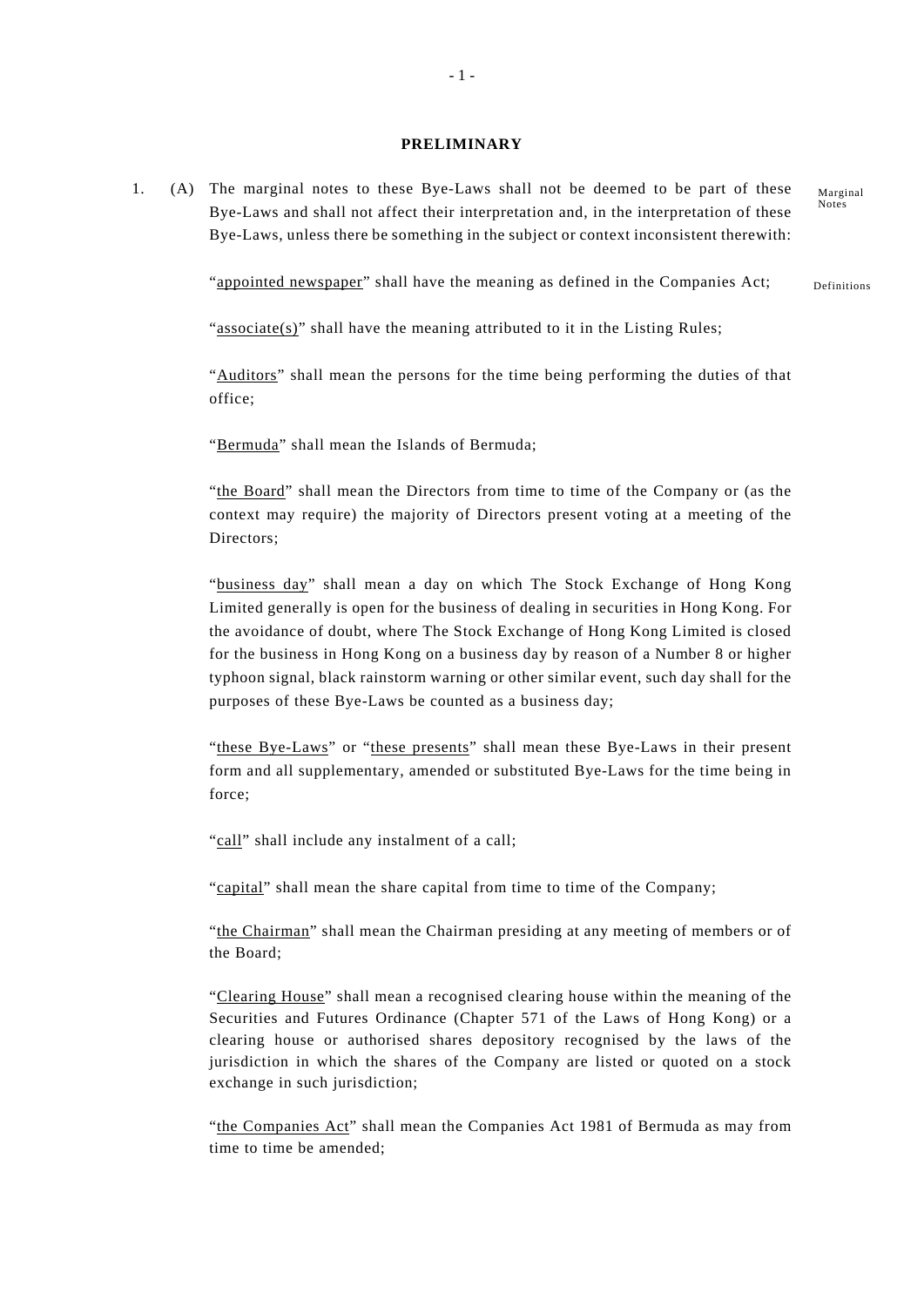## PRELIMINARY

1. (A) The marginal notes to these Bye-Laws shall not be deemed to be part of these Bye-Laws and shall not affect their interpretation and, in the interpretation of these Bye-Laws, unless there be something in the subject or context inconsistent therewith:

Marginal Notes

Definitions

"appointed newspaper" shall have the meaning as defined in the Companies Act;

"associate(s)" shall have the meaning attributed to it in the Listing Rules;

"Auditors" shall mean the persons for the time being performing the duties of that office;

"Bermuda" shall mean the Islands of Bermuda;

"the Board" shall mean the Directors from time to time of the Company or (as the context may require) the majority of Directors present voting at a meeting of the Directors;

"business day" shall mean a day on which The Stock Exchange of Hong Kong Limited generally is open for the business of dealing in securities in Hong Kong. For the avoidance of doubt, where The Stock Exchange of Hong Kong Limited is closed for the business in Hong Kong on a business day by reason of a Number 8 or higher typhoon signal, black rainstorm warning or other similar event, such day shall for the purposes of these Bye-Laws be counted as a business day;

"these Bye-Laws" or "these presents" shall mean these Bye-Laws in their present form and all supplementary, amended or substituted Bye-Laws for the time being in force;

"call" shall include any instalment of a call;

"capital" shall mean the share capital from time to time of the Company;

"the Chairman" shall mean the Chairman presiding at any meeting of members or of the Board;

"Clearing House" shall mean a recognised clearing house within the meaning of the Securities and Futures Ordinance (Chapter 571 of the Laws of Hong Kong) or a clearing house or authorised shares depository recognised by the laws of the jurisdiction in which the shares of the Company are listed or quoted on a stock exchange in such jurisdiction;

"the Companies Act" shall mean the Companies Act 1981 of Bermuda as may from time to time be amended;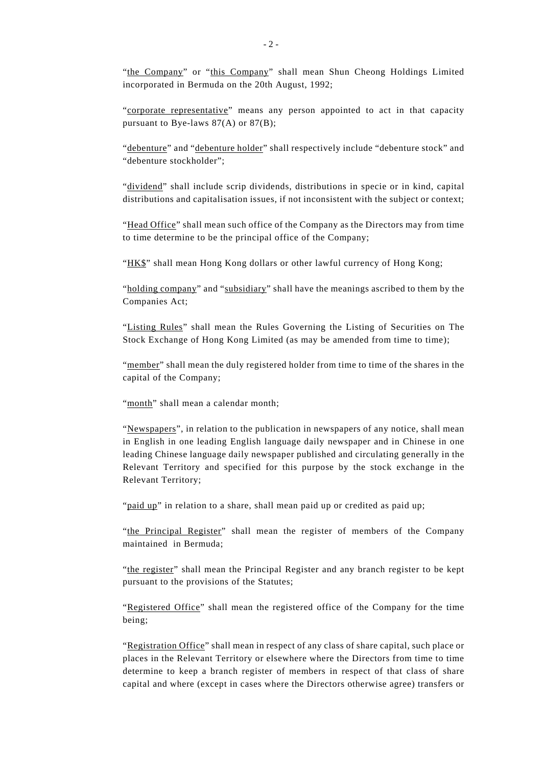"<u>the Company</u>" or "<u>this Company</u>" shall mean Shun Cheong Holdings Limited incorporated in Bermuda on the 20th August, 1992;

"<u>corporate representative</u>" means any person appointed to act in that capacity pursuant to Bye-laws 87(A) or 87(B);

"<u>debenture</u>" and "<u>debenture holder</u>" shall respectively include "debenture stock" and "debenture stockholder";

"<u>dividend</u>" shall include scrip dividends, distributions in specie or in kind, capital distributions and capitalisation issues, if not inconsistent with the subject or context;

"<u>Head Office</u>" shall mean such office of the Company as the Directors may from time to time determine to be the principal office of the Company;

"<u>HK$</u>" shall mean Hong Kong dollars or other lawful currency of Hong Kong;

"<u>holding company</u>" and "<u>subsidiary</u>" shall have the meanings ascribed to them by the Companies Act;

"<u>Listing Rules</u>" shall mean the Rules Governing the Listing of Securities on The Stock Exchange of Hong Kong Limited (as may be amended from time to time);

"<u>member</u>" shall mean the duly registered holder from time to time of the shares in the capital of the Company;

"<u>month</u>" shall mean a calendar month;

"<u>Newspapers</u>", in relation to the publication in newspapers of any notice, shall mean in English in one leading English language daily newspaper and in Chinese in one leading Chinese language daily newspaper published and circulating generally in the Relevant Territory and specified for this purpose by the stock exchange in the Relevant Territory;

"<u>paid up</u>" in relation to a share, shall mean paid up or credited as paid up;

"<u>the Principal Register</u>" shall mean the register of members of the Company maintained in Bermuda;

"<u>the register</u>" shall mean the Principal Register and any branch register to be kept pursuant to the provisions of the Statutes;

"<u>Registered Office</u>" shall mean the registered office of the Company for the time being;

"<u>Registration Office</u>" shall mean in respect of any class of share capital, such place or places in the Relevant Territory or elsewhere where the Directors from time to time determine to keep a branch register of members in respect of that class of share capital and where (except in cases where the Directors otherwise agree) transfers or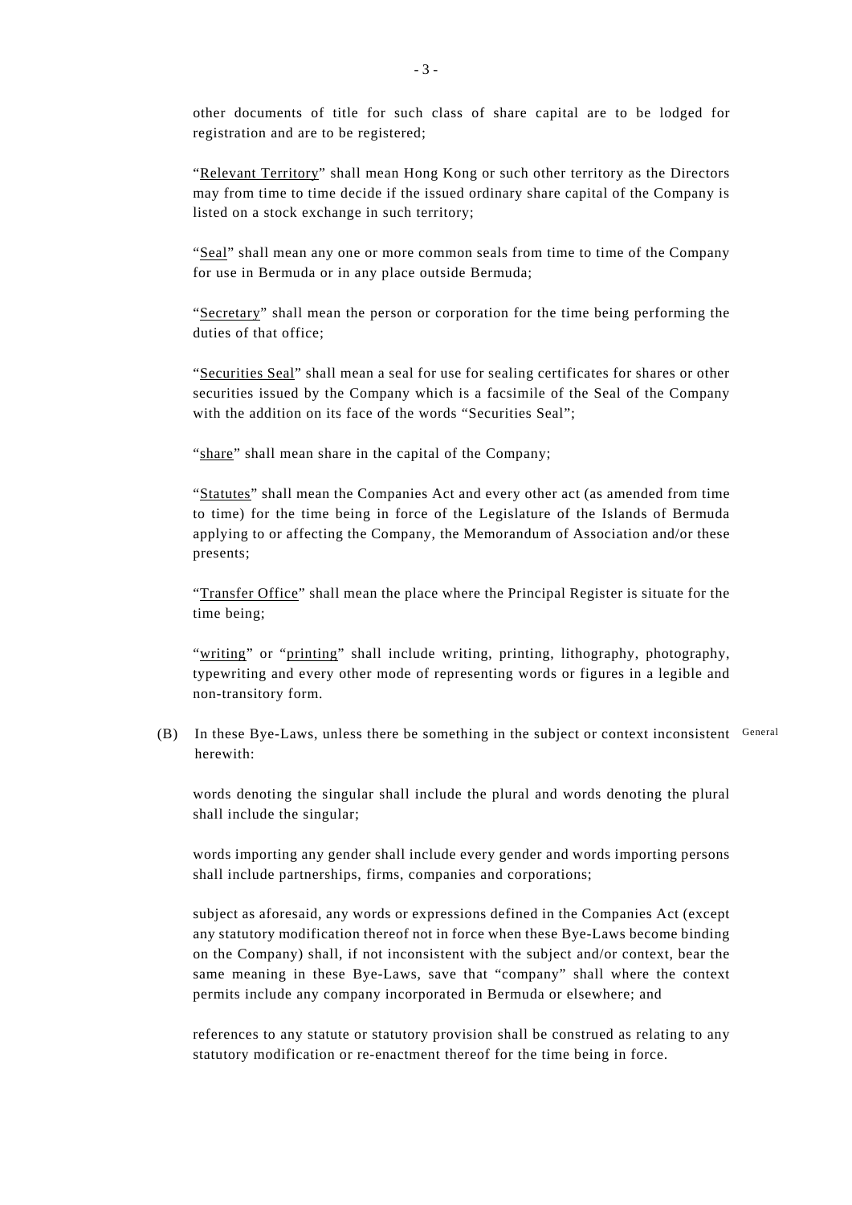other documents of title for such class of share capital are to be lodged for registration and are to be registered;

"Relevant Territory" shall mean Hong Kong or such other territory as the Directors may from time to time decide if the issued ordinary share capital of the Company is listed on a stock exchange in such territory;

"Seal" shall mean any one or more common seals from time to time of the Company for use in Bermuda or in any place outside Bermuda;

"Secretary" shall mean the person or corporation for the time being performing the duties of that office;

"Securities Seal" shall mean a seal for use for sealing certificates for shares or other securities issued by the Company which is a facsimile of the Seal of the Company with the addition on its face of the words "Securities Seal";

"share" shall mean share in the capital of the Company;

"Statutes" shall mean the Companies Act and every other act (as amended from time to time) for the time being in force of the Legislature of the Islands of Bermuda applying to or affecting the Company, the Memorandum of Association and/or these presents;

"Transfer Office" shall mean the place where the Principal Register is situate for the time being;

"writing" or "printing" shall include writing, printing, lithography, photography, typewriting and every other mode of representing words or figures in a legible and non-transitory form.

(B) In these Bye-Laws, unless there be something in the subject or context inconsistent herewith: General

words denoting the singular shall include the plural and words denoting the plural shall include the singular;

words importing any gender shall include every gender and words importing persons shall include partnerships, firms, companies and corporations;

subject as aforesaid, any words or expressions defined in the Companies Act (except any statutory modification thereof not in force when these Bye-Laws become binding on the Company) shall, if not inconsistent with the subject and/or context, bear the same meaning in these Bye-Laws, save that "company" shall where the context permits include any company incorporated in Bermuda or elsewhere; and

references to any statute or statutory provision shall be construed as relating to any statutory modification or re-enactment thereof for the time being in force.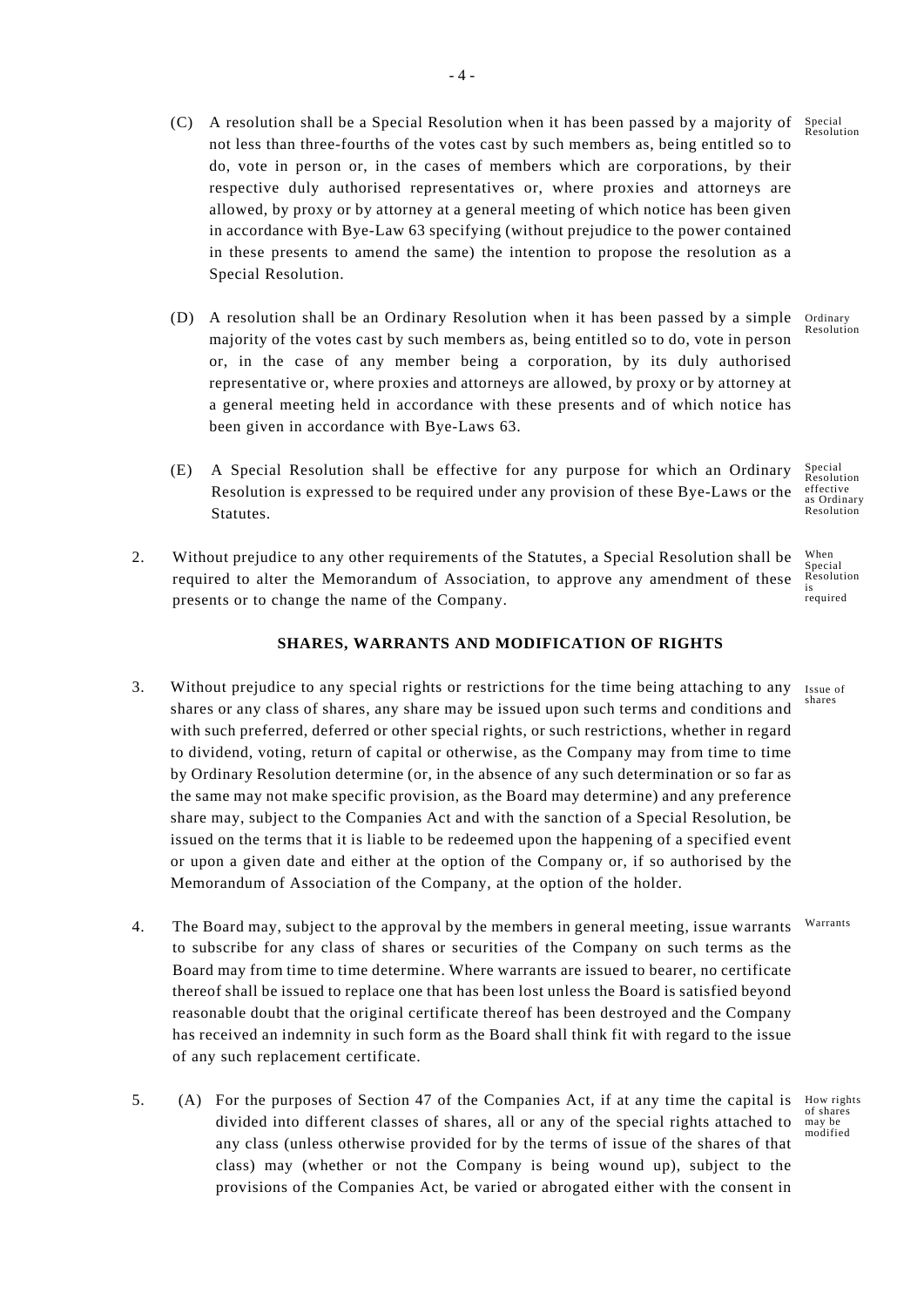(C) A resolution shall be a Special Resolution when it has been passed by a majority of not less than three-fourths of the votes cast by such members as, being entitled so to do, vote in person or, in the cases of members which are corporations, by their respective duly authorised representatives or, where proxies and attorneys are allowed, by proxy or by attorney at a general meeting of which notice has been given in accordance with Bye-Law 63 specifying (without prejudice to the power contained in these presents to amend the same) the intention to propose the resolution as a Special Resolution. *Special Resolution*

(D) A resolution shall be an Ordinary Resolution when it has been passed by a simple majority of the votes cast by such members as, being entitled so to do, vote in person or, in the case of any member being a corporation, by its duly authorised representative or, where proxies and attorneys are allowed, by proxy or by attorney at a general meeting held in accordance with these presents and of which notice has been given in accordance with Bye-Laws 63. *Ordinary Resolution*

(E) A Special Resolution shall be effective for any purpose for which an Ordinary Resolution is expressed to be required under any provision of these Bye-Laws or the Statutes. *Special Resolution effective as Ordinary Resolution*

2. Without prejudice to any other requirements of the Statutes, a Special Resolution shall be required to alter the Memorandum of Association, to approve any amendment of these presents or to change the name of the Company. *When Special Resolution is required*

**SHARES, WARRANTS AND MODIFICATION OF RIGHTS**

3. Without prejudice to any special rights or restrictions for the time being attaching to any shares or any class of shares, any share may be issued upon such terms and conditions and with such preferred, deferred or other special rights, or such restrictions, whether in regard to dividend, voting, return of capital or otherwise, as the Company may from time to time by Ordinary Resolution determine (or, in the absence of any such determination or so far as the same may not make specific provision, as the Board may determine) and any preference share may, subject to the Companies Act and with the sanction of a Special Resolution, be issued on the terms that it is liable to be redeemed upon the happening of a specified event or upon a given date and either at the option of the Company or, if so authorised by the Memorandum of Association of the Company, at the option of the holder. *Issue of shares*

4. The Board may, subject to the approval by the members in general meeting, issue warrants to subscribe for any class of shares or securities of the Company on such terms as the Board may from time to time determine. Where warrants are issued to bearer, no certificate thereof shall be issued to replace one that has been lost unless the Board is satisfied beyond reasonable doubt that the original certificate thereof has been destroyed and the Company has received an indemnity in such form as the Board shall think fit with regard to the issue of any such replacement certificate. *Warrants*

5. (A) For the purposes of Section 47 of the Companies Act, if at any time the capital is divided into different classes of shares, all or any of the special rights attached to any class (unless otherwise provided for by the terms of issue of the shares of that class) may (whether or not the Company is being wound up), subject to the provisions of the Companies Act, be varied or abrogated either with the consent in *How rights of shares may be modified*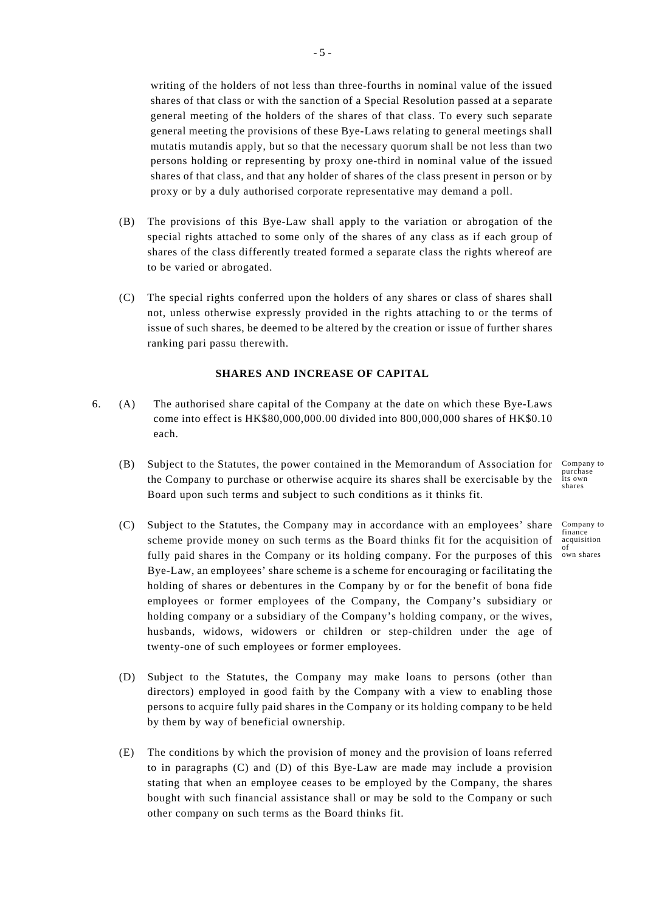writing of the holders of not less than three-fourths in nominal value of the issued shares of that class or with the sanction of a Special Resolution passed at a separate general meeting of the holders of the shares of that class. To every such separate general meeting the provisions of these Bye-Laws relating to general meetings shall mutatis mutandis apply, but so that the necessary quorum shall be not less than two persons holding or representing by proxy one-third in nominal value of the issued shares of that class, and that any holder of shares of the class present in person or by proxy or by a duly authorised corporate representative may demand a poll.

(B) The provisions of this Bye-Law shall apply to the variation or abrogation of the special rights attached to some only of the shares of any class as if each group of shares of the class differently treated formed a separate class the rights whereof are to be varied or abrogated.

(C) The special rights conferred upon the holders of any shares or class of shares shall not, unless otherwise expressly provided in the rights attaching to or the terms of issue of such shares, be deemed to be altered by the creation or issue of further shares ranking pari passu therewith.

**SHARES AND INCREASE OF CAPITAL**

6. (A) The authorised share capital of the Company at the date on which these Bye-Laws come into effect is HK$80,000,000.00 divided into 800,000,000 shares of HK$0.10 each.

(B) Subject to the Statutes, the power contained in the Memorandum of Association for the Company to purchase or otherwise acquire its shares shall be exercisable by the Board upon such terms and subject to such conditions as it thinks fit.

*Company to purchase its own shares*

(C) Subject to the Statutes, the Company may in accordance with an employees' share scheme provide money on such terms as the Board thinks fit for the acquisition of fully paid shares in the Company or its holding company. For the purposes of this Bye-Law, an employees' share scheme is a scheme for encouraging or facilitating the holding of shares or debentures in the Company by or for the benefit of bona fide employees or former employees of the Company, the Company's subsidiary or holding company or a subsidiary of the Company's holding company, or the wives, husbands, widows, widowers or children or step-children under the age of twenty-one of such employees or former employees.

*Company to finance acquisition of own shares*

(D) Subject to the Statutes, the Company may make loans to persons (other than directors) employed in good faith by the Company with a view to enabling those persons to acquire fully paid shares in the Company or its holding company to be held by them by way of beneficial ownership.

(E) The conditions by which the provision of money and the provision of loans referred to in paragraphs (C) and (D) of this Bye-Law are made may include a provision stating that when an employee ceases to be employed by the Company, the shares bought with such financial assistance shall or may be sold to the Company or such other company on such terms as the Board thinks fit.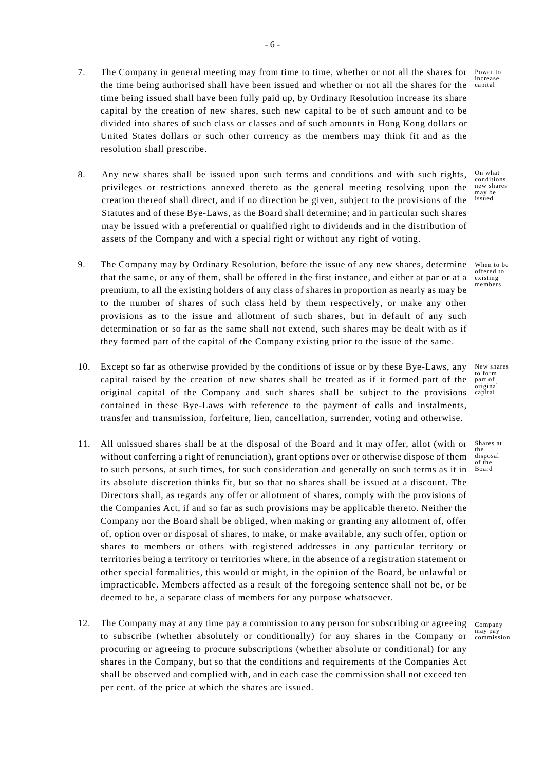7. The Company in general meeting may from time to time, whether or not all the shares for the time being authorised shall have been issued and whether or not all the shares for the time being issued shall have been fully paid up, by Ordinary Resolution increase its share capital by the creation of new shares, such new capital to be of such amount and to be divided into shares of such class or classes and of such amounts in Hong Kong dollars or United States dollars or such other currency as the members may think fit and as the resolution shall prescribe.

*Power to increase capital*

8. Any new shares shall be issued upon such terms and conditions and with such rights, privileges or restrictions annexed thereto as the general meeting resolving upon the creation thereof shall direct, and if no direction be given, subject to the provisions of the Statutes and of these Bye-Laws, as the Board shall determine; and in particular such shares may be issued with a preferential or qualified right to dividends and in the distribution of assets of the Company and with a special right or without any right of voting.

*On what conditions new shares may be issued*

9. The Company may by Ordinary Resolution, before the issue of any new shares, determine that the same, or any of them, shall be offered in the first instance, and either at par or at a premium, to all the existing holders of any class of shares in proportion as nearly as may be to the number of shares of such class held by them respectively, or make any other provisions as to the issue and allotment of such shares, but in default of any such determination or so far as the same shall not extend, such shares may be dealt with as if they formed part of the capital of the Company existing prior to the issue of the same.

*When to be offered to existing members*

10. Except so far as otherwise provided by the conditions of issue or by these Bye-Laws, any capital raised by the creation of new shares shall be treated as if it formed part of the original capital of the Company and such shares shall be subject to the provisions contained in these Bye-Laws with reference to the payment of calls and instalments, transfer and transmission, forfeiture, lien, cancellation, surrender, voting and otherwise.

*New shares to form part of original capital*

11. All unissued shares shall be at the disposal of the Board and it may offer, allot (with or without conferring a right of renunciation), grant options over or otherwise dispose of them to such persons, at such times, for such consideration and generally on such terms as it in its absolute discretion thinks fit, but so that no shares shall be issued at a discount. The Directors shall, as regards any offer or allotment of shares, comply with the provisions of the Companies Act, if and so far as such provisions may be applicable thereto. Neither the Company nor the Board shall be obliged, when making or granting any allotment of, offer of, option over or disposal of shares, to make, or make available, any such offer, option or shares to members or others with registered addresses in any particular territory or territories being a territory or territories where, in the absence of a registration statement or other special formalities, this would or might, in the opinion of the Board, be unlawful or impracticable. Members affected as a result of the foregoing sentence shall not be, or be deemed to be, a separate class of members for any purpose whatsoever.

*Shares at the disposal of the Board*

12. The Company may at any time pay a commission to any person for subscribing or agreeing to subscribe (whether absolutely or conditionally) for any shares in the Company or procuring or agreeing to procure subscriptions (whether absolute or conditional) for any shares in the Company, but so that the conditions and requirements of the Companies Act shall be observed and complied with, and in each case the commission shall not exceed ten per cent. of the price at which the shares are issued.

*Company may pay commission*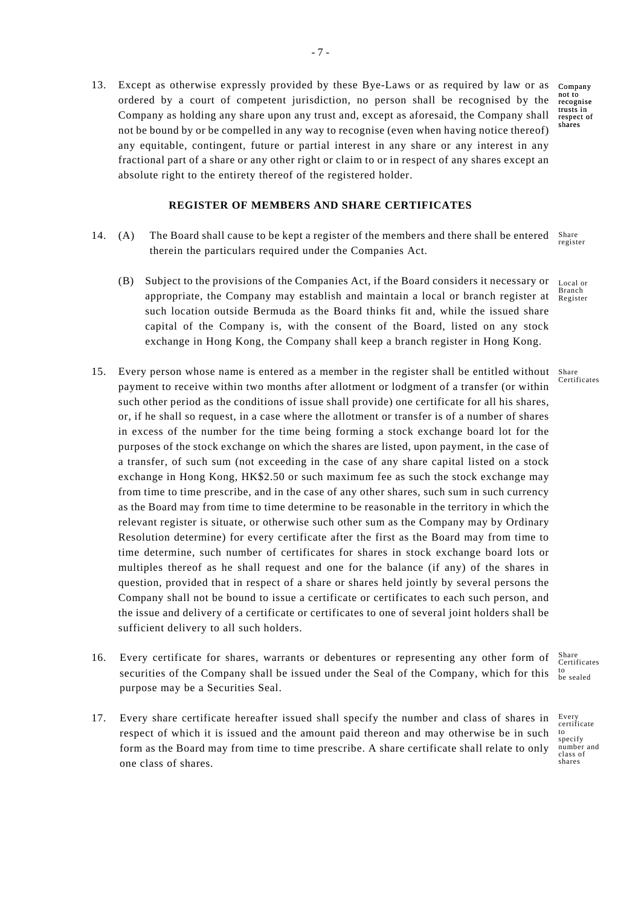13. Except as otherwise expressly provided by these Bye-Laws or as required by law or as ordered by a court of competent jurisdiction, no person shall be recognised by the Company as holding any share upon any trust and, except as aforesaid, the Company shall not be bound by or be compelled in any way to recognise (even when having notice thereof) any equitable, contingent, future or partial interest in any share or any interest in any fractional part of a share or any other right or claim to or in respect of any shares except an absolute right to the entirety thereof of the registered holder. **Company not to recognise trusts in respect of shares**

## REGISTER OF MEMBERS AND SHARE CERTIFICATES

14. (A) The Board shall cause to be kept a register of the members and there shall be entered therein the particulars required under the Companies Act. Share register

    (B) Subject to the provisions of the Companies Act, if the Board considers it necessary or appropriate, the Company may establish and maintain a local or branch register at such location outside Bermuda as the Board thinks fit and, while the issued share capital of the Company is, with the consent of the Board, listed on any stock exchange in Hong Kong, the Company shall keep a branch register in Hong Kong. Local or Branch Register

15. Every person whose name is entered as a member in the register shall be entitled without payment to receive within two months after allotment or lodgment of a transfer (or within such other period as the conditions of issue shall provide) one certificate for all his shares, or, if he shall so request, in a case where the allotment or transfer is of a number of shares in excess of the number for the time being forming a stock exchange board lot for the purposes of the stock exchange on which the shares are listed, upon payment, in the case of a transfer, of such sum (not exceeding in the case of any share capital listed on a stock exchange in Hong Kong, HK$2.50 or such maximum fee as such the stock exchange may from time to time prescribe, and in the case of any other shares, such sum in such currency as the Board may from time to time determine to be reasonable in the territory in which the relevant register is situate, or otherwise such other sum as the Company may by Ordinary Resolution determine) for every certificate after the first as the Board may from time to time determine, such number of certificates for shares in stock exchange board lots or multiples thereof as he shall request and one for the balance (if any) of the shares in question, provided that in respect of a share or shares held jointly by several persons the Company shall not be bound to issue a certificate or certificates to each such person, and the issue and delivery of a certificate or certificates to one of several joint holders shall be sufficient delivery to all such holders. Share Certificates

16. Every certificate for shares, warrants or debentures or representing any other form of securities of the Company shall be issued under the Seal of the Company, which for this purpose may be a Securities Seal. Share Certificates to be sealed

17. Every share certificate hereafter issued shall specify the number and class of shares in respect of which it is issued and the amount paid thereon and may otherwise be in such form as the Board may from time to time prescribe. A share certificate shall relate to only one class of shares. Every certificate to specify number and class of shares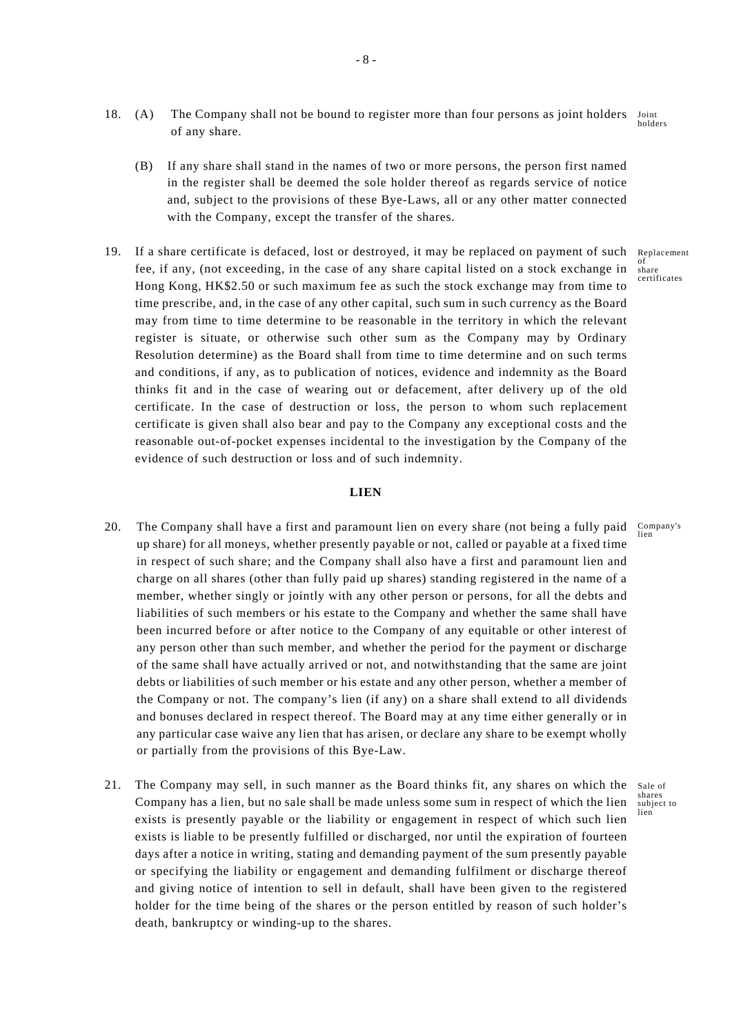18. (A) The Company shall not be bound to register more than four persons as joint holders of any share. *Joint holders*

(B) If any share shall stand in the names of two or more persons, the person first named in the register shall be deemed the sole holder thereof as regards service of notice and, subject to the provisions of these Bye-Laws, all or any other matter connected with the Company, except the transfer of the shares.

19. If a share certificate is defaced, lost or destroyed, it may be replaced on payment of such fee, if any, (not exceeding, in the case of any share capital listed on a stock exchange in Hong Kong, HK$2.50 or such maximum fee as such the stock exchange may from time to time prescribe, and, in the case of any other capital, such sum in such currency as the Board may from time to time determine to be reasonable in the territory in which the relevant register is situate, or otherwise such other sum as the Company may by Ordinary Resolution determine) as the Board shall from time to time determine and on such terms and conditions, if any, as to publication of notices, evidence and indemnity as the Board thinks fit and in the case of wearing out or defacement, after delivery up of the old certificate. In the case of destruction or loss, the person to whom such replacement certificate is given shall also bear and pay to the Company any exceptional costs and the reasonable out-of-pocket expenses incidental to the investigation by the Company of the evidence of such destruction or loss and of such indemnity. *Replacement of share certificates*

## LIEN

20. The Company shall have a first and paramount lien on every share (not being a fully paid up share) for all moneys, whether presently payable or not, called or payable at a fixed time in respect of such share; and the Company shall also have a first and paramount lien and charge on all shares (other than fully paid up shares) standing registered in the name of a member, whether singly or jointly with any other person or persons, for all the debts and liabilities of such members or his estate to the Company and whether the same shall have been incurred before or after notice to the Company of any equitable or other interest of any person other than such member, and whether the period for the payment or discharge of the same shall have actually arrived or not, and notwithstanding that the same are joint debts or liabilities of such member or his estate and any other person, whether a member of the Company or not. The company's lien (if any) on a share shall extend to all dividends and bonuses declared in respect thereof. The Board may at any time either generally or in any particular case waive any lien that has arisen, or declare any share to be exempt wholly or partially from the provisions of this Bye-Law. *Company's lien*

21. The Company may sell, in such manner as the Board thinks fit, any shares on which the Company has a lien, but no sale shall be made unless some sum in respect of which the lien exists is presently payable or the liability or engagement in respect of which such lien exists is liable to be presently fulfilled or discharged, nor until the expiration of fourteen days after a notice in writing, stating and demanding payment of the sum presently payable or specifying the liability or engagement and demanding fulfilment or discharge thereof and giving notice of intention to sell in default, shall have been given to the registered holder for the time being of the shares or the person entitled by reason of such holder's death, bankruptcy or winding-up to the shares. *Sale of shares subject to lien*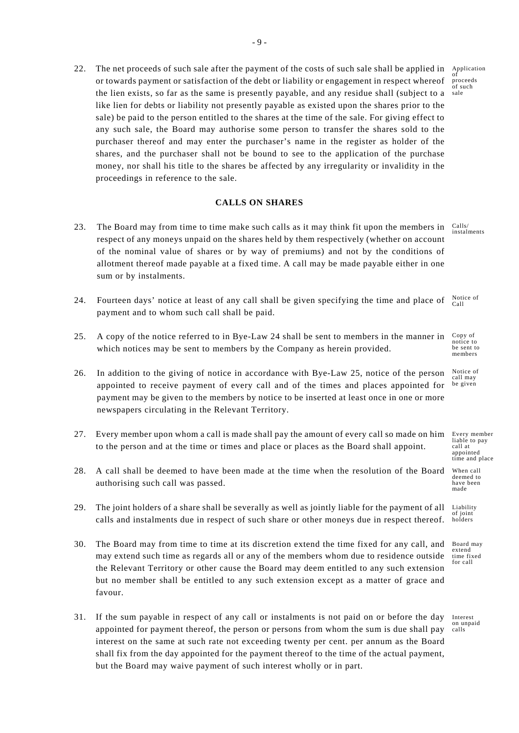22. The net proceeds of such sale after the payment of the costs of such sale shall be applied in or towards payment or satisfaction of the debt or liability or engagement in respect whereof the lien exists, so far as the same is presently payable, and any residue shall (subject to a like lien for debts or liability not presently payable as existed upon the shares prior to the sale) be paid to the person entitled to the shares at the time of the sale. For giving effect to any such sale, the Board may authorise some person to transfer the shares sold to the purchaser thereof and may enter the purchaser's name in the register as holder of the shares, and the purchaser shall not be bound to see to the application of the purchase money, nor shall his title to the shares be affected by any irregularity or invalidity in the proceedings in reference to the sale. *Application of proceeds of such sale*

## CALLS ON SHARES

23. The Board may from time to time make such calls as it may think fit upon the members in respect of any moneys unpaid on the shares held by them respectively (whether on account of the nominal value of shares or by way of premiums) and not by the conditions of allotment thereof made payable at a fixed time. A call may be made payable either in one sum or by instalments. *Calls/ instalments*

24. Fourteen days' notice at least of any call shall be given specifying the time and place of payment and to whom such call shall be paid. *Notice of Call*

25. A copy of the notice referred to in Bye-Law 24 shall be sent to members in the manner in which notices may be sent to members by the Company as herein provided. *Copy of notice to be sent to members*

26. In addition to the giving of notice in accordance with Bye-Law 25, notice of the person appointed to receive payment of every call and of the times and places appointed for payment may be given to the members by notice to be inserted at least once in one or more newspapers circulating in the Relevant Territory. *Notice of call may be given*

27. Every member upon whom a call is made shall pay the amount of every call so made on him to the person and at the time or times and place or places as the Board shall appoint. *Every member liable to pay call at appointed time and place*

28. A call shall be deemed to have been made at the time when the resolution of the Board authorising such call was passed. *When call deemed to have been made*

29. The joint holders of a share shall be severally as well as jointly liable for the payment of all calls and instalments due in respect of such share or other moneys due in respect thereof. *Liability of joint holders*

30. The Board may from time to time at its discretion extend the time fixed for any call, and may extend such time as regards all or any of the members whom due to residence outside the Relevant Territory or other cause the Board may deem entitled to any such extension but no member shall be entitled to any such extension except as a matter of grace and favour. *Board may extend time fixed for call*

31. If the sum payable in respect of any call or instalments is not paid on or before the day appointed for payment thereof, the person or persons from whom the sum is due shall pay interest on the same at such rate not exceeding twenty per cent. per annum as the Board shall fix from the day appointed for the payment thereof to the time of the actual payment, but the Board may waive payment of such interest wholly or in part. *Interest on unpaid calls*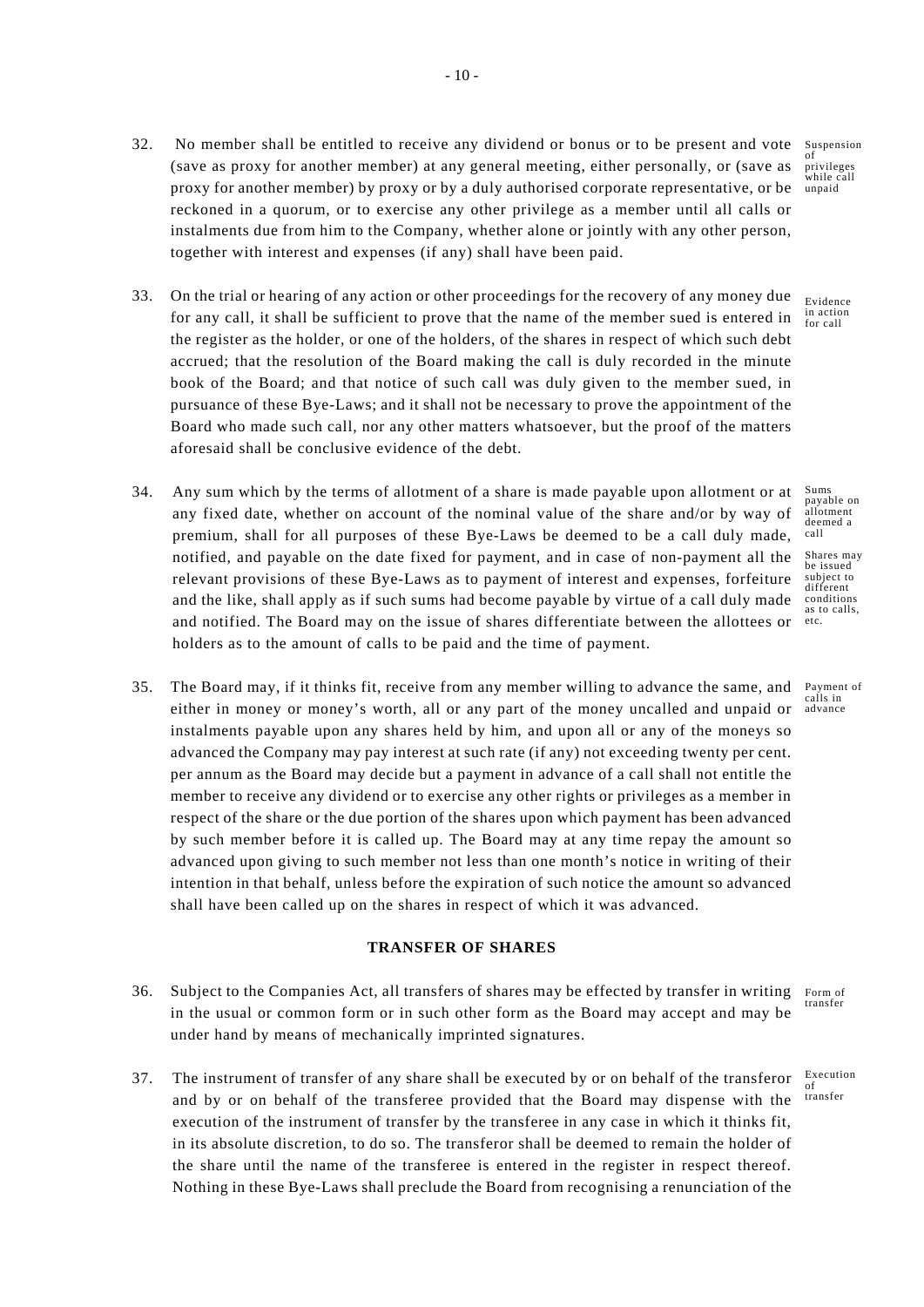32. No member shall be entitled to receive any dividend or bonus or to be present and vote (save as proxy for another member) at any general meeting, either personally, or (save as proxy for another member) by proxy or by a duly authorised corporate representative, or be reckoned in a quorum, or to exercise any other privilege as a member until all calls or instalments due from him to the Company, whether alone or jointly with any other person, together with interest and expenses (if any) shall have been paid.

Suspension of privileges while call unpaid

33. On the trial or hearing of any action or other proceedings for the recovery of any money due for any call, it shall be sufficient to prove that the name of the member sued is entered in the register as the holder, or one of the holders, of the shares in respect of which such debt accrued; that the resolution of the Board making the call is duly recorded in the minute book of the Board; and that notice of such call was duly given to the member sued, in pursuance of these Bye-Laws; and it shall not be necessary to prove the appointment of the Board who made such call, nor any other matters whatsoever, but the proof of the matters aforesaid shall be conclusive evidence of the debt.

Evidence in action for call

34. Any sum which by the terms of allotment of a share is made payable upon allotment or at any fixed date, whether on account of the nominal value of the share and/or by way of premium, shall for all purposes of these Bye-Laws be deemed to be a call duly made, notified, and payable on the date fixed for payment, and in case of non-payment all the relevant provisions of these Bye-Laws as to payment of interest and expenses, forfeiture and the like, shall apply as if such sums had become payable by virtue of a call duly made and notified. The Board may on the issue of shares differentiate between the allottees or holders as to the amount of calls to be paid and the time of payment.

Sums payable on allotment deemed a call

Shares may be issued subject to different conditions as to calls, etc.

35. The Board may, if it thinks fit, receive from any member willing to advance the same, and either in money or money's worth, all or any part of the money uncalled and unpaid or instalments payable upon any shares held by him, and upon all or any of the moneys so advanced the Company may pay interest at such rate (if any) not exceeding twenty per cent. per annum as the Board may decide but a payment in advance of a call shall not entitle the member to receive any dividend or to exercise any other rights or privileges as a member in respect of the share or the due portion of the shares upon which payment has been advanced by such member before it is called up. The Board may at any time repay the amount so advanced upon giving to such member not less than one month's notice in writing of their intention in that behalf, unless before the expiration of such notice the amount so advanced shall have been called up on the shares in respect of which it was advanced.

Payment of calls in advance

## TRANSFER OF SHARES

36. Subject to the Companies Act, all transfers of shares may be effected by transfer in writing in the usual or common form or in such other form as the Board may accept and may be under hand by means of mechanically imprinted signatures.

Form of transfer

37. The instrument of transfer of any share shall be executed by or on behalf of the transferor and by or on behalf of the transferee provided that the Board may dispense with the execution of the instrument of transfer by the transferee in any case in which it thinks fit, in its absolute discretion, to do so. The transferor shall be deemed to remain the holder of the share until the name of the transferee is entered in the register in respect thereof. Nothing in these Bye-Laws shall preclude the Board from recognising a renunciation of the

Execution of transfer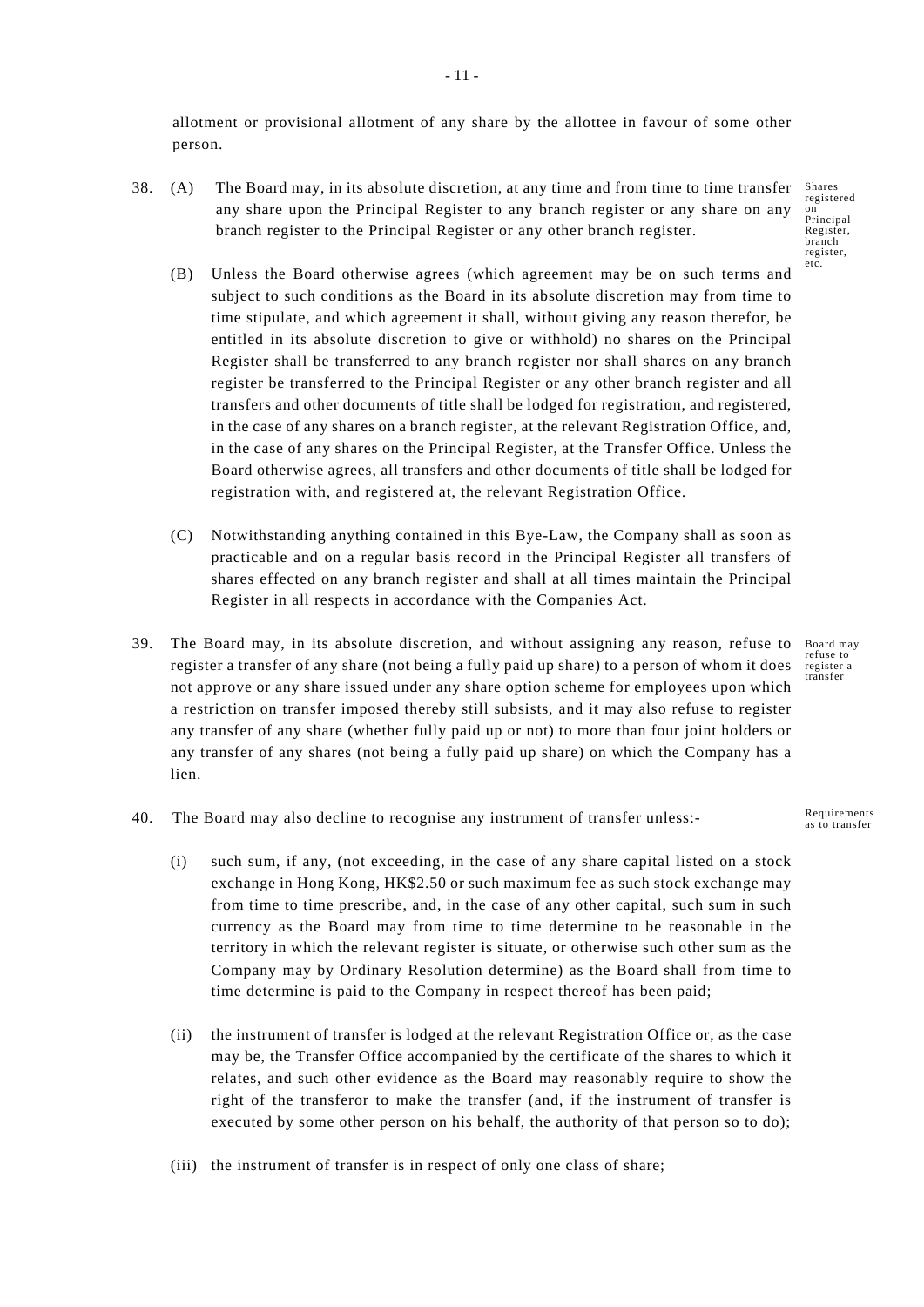allotment or provisional allotment of any share by the allottee in favour of some other person.

38. (A) The Board may, in its absolute discretion, at any time and from time to time transfer any share upon the Principal Register to any branch register or any share on any branch register to the Principal Register or any other branch register.

Shares registered on Principal Register, branch register, etc.

(B) Unless the Board otherwise agrees (which agreement may be on such terms and subject to such conditions as the Board in its absolute discretion may from time to time stipulate, and which agreement it shall, without giving any reason therefor, be entitled in its absolute discretion to give or withhold) no shares on the Principal Register shall be transferred to any branch register nor shall shares on any branch register be transferred to the Principal Register or any other branch register and all transfers and other documents of title shall be lodged for registration, and registered, in the case of any shares on a branch register, at the relevant Registration Office, and, in the case of any shares on the Principal Register, at the Transfer Office. Unless the Board otherwise agrees, all transfers and other documents of title shall be lodged for registration with, and registered at, the relevant Registration Office.

(C) Notwithstanding anything contained in this Bye-Law, the Company shall as soon as practicable and on a regular basis record in the Principal Register all transfers of shares effected on any branch register and shall at all times maintain the Principal Register in all respects in accordance with the Companies Act.

39. The Board may, in its absolute discretion, and without assigning any reason, refuse to register a transfer of any share (not being a fully paid up share) to a person of whom it does not approve or any share issued under any share option scheme for employees upon which a restriction on transfer imposed thereby still subsists, and it may also refuse to register any transfer of any share (whether fully paid up or not) to more than four joint holders or any transfer of any shares (not being a fully paid up share) on which the Company has a lien.

Board may refuse to register a transfer

40. The Board may also decline to recognise any instrument of transfer unless:-

Requirements as to transfer

(i) such sum, if any, (not exceeding, in the case of any share capital listed on a stock exchange in Hong Kong, HK$2.50 or such maximum fee as such stock exchange may from time to time prescribe, and, in the case of any other capital, such sum in such currency as the Board may from time to time determine to be reasonable in the territory in which the relevant register is situate, or otherwise such other sum as the Company may by Ordinary Resolution determine) as the Board shall from time to time determine is paid to the Company in respect thereof has been paid;

(ii) the instrument of transfer is lodged at the relevant Registration Office or, as the case may be, the Transfer Office accompanied by the certificate of the shares to which it relates, and such other evidence as the Board may reasonably require to show the right of the transferor to make the transfer (and, if the instrument of transfer is executed by some other person on his behalf, the authority of that person so to do);

(iii) the instrument of transfer is in respect of only one class of share;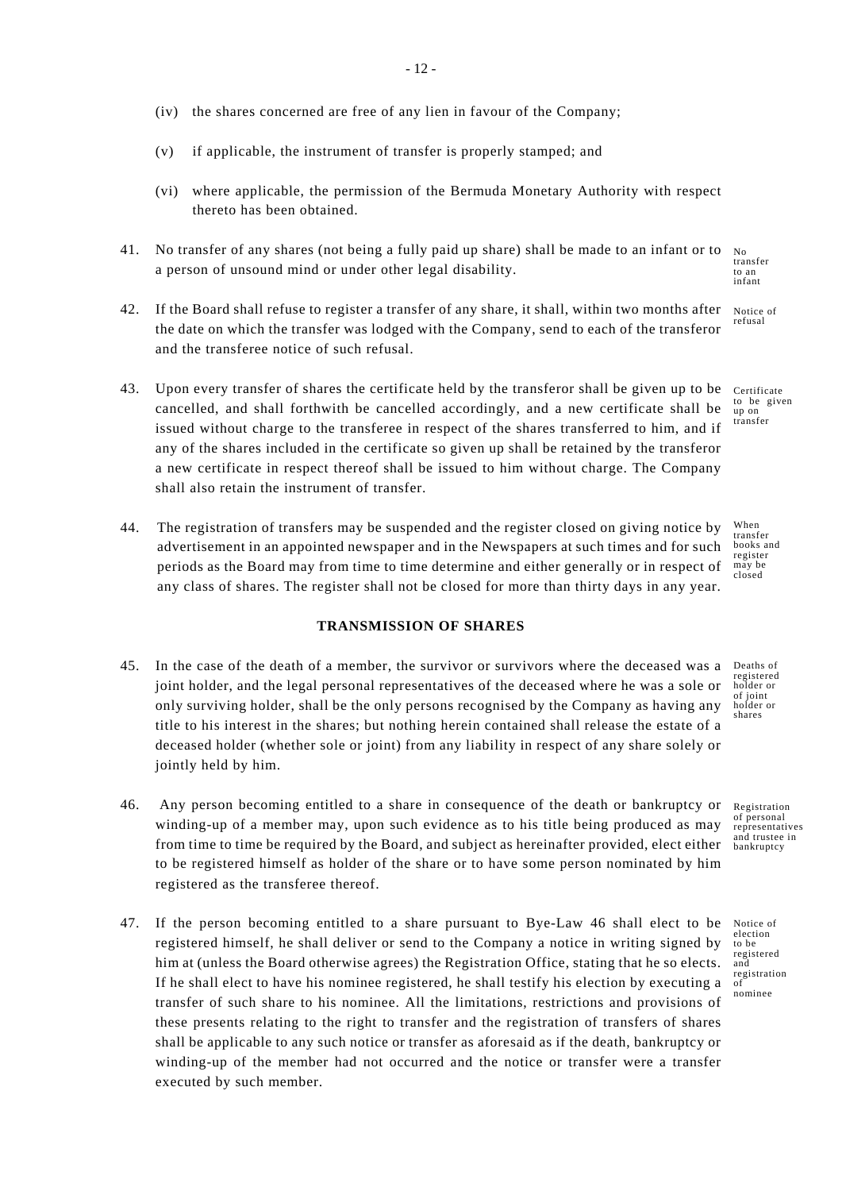(iv) the shares concerned are free of any lien in favour of the Company;

(v) if applicable, the instrument of transfer is properly stamped; and

(vi) where applicable, the permission of the Bermuda Monetary Authority with respect thereto has been obtained.

41. No transfer of any shares (not being a fully paid up share) shall be made to an infant or to a person of unsound mind or under other legal disability.

*No transfer to an infant*

42. If the Board shall refuse to register a transfer of any share, it shall, within two months after the date on which the transfer was lodged with the Company, send to each of the transferor and the transferee notice of such refusal.

*Notice of refusal*

43. Upon every transfer of shares the certificate held by the transferor shall be given up to be cancelled, and shall forthwith be cancelled accordingly, and a new certificate shall be issued without charge to the transferee in respect of the shares transferred to him, and if any of the shares included in the certificate so given up shall be retained by the transferor a new certificate in respect thereof shall be issued to him without charge. The Company shall also retain the instrument of transfer.

*Certificate to be given up on transfer*

44. The registration of transfers may be suspended and the register closed on giving notice by advertisement in an appointed newspaper and in the Newspapers at such times and for such periods as the Board may from time to time determine and either generally or in respect of any class of shares. The register shall not be closed for more than thirty days in any year.

*When transfer books and register may be closed*

## TRANSMISSION OF SHARES

45. In the case of the death of a member, the survivor or survivors where the deceased was a joint holder, and the legal personal representatives of the deceased where he was a sole or only surviving holder, shall be the only persons recognised by the Company as having any title to his interest in the shares; but nothing herein contained shall release the estate of a deceased holder (whether sole or joint) from any liability in respect of any share solely or jointly held by him.

*Deaths of registered holder or of joint holder or shares*

46. Any person becoming entitled to a share in consequence of the death or bankruptcy or winding-up of a member may, upon such evidence as to his title being produced as may from time to time be required by the Board, and subject as hereinafter provided, elect either to be registered himself as holder of the share or to have some person nominated by him registered as the transferee thereof.

*Registration of personal representatives and trustee in bankruptcy*

47. If the person becoming entitled to a share pursuant to Bye-Law 46 shall elect to be registered himself, he shall deliver or send to the Company a notice in writing signed by him at (unless the Board otherwise agrees) the Registration Office, stating that he so elects. If he shall elect to have his nominee registered, he shall testify his election by executing a transfer of such share to his nominee. All the limitations, restrictions and provisions of these presents relating to the right to transfer and the registration of transfers of shares shall be applicable to any such notice or transfer as aforesaid as if the death, bankruptcy or winding-up of the member had not occurred and the notice or transfer were a transfer executed by such member.

*Notice of election to be registered and registration of nominee*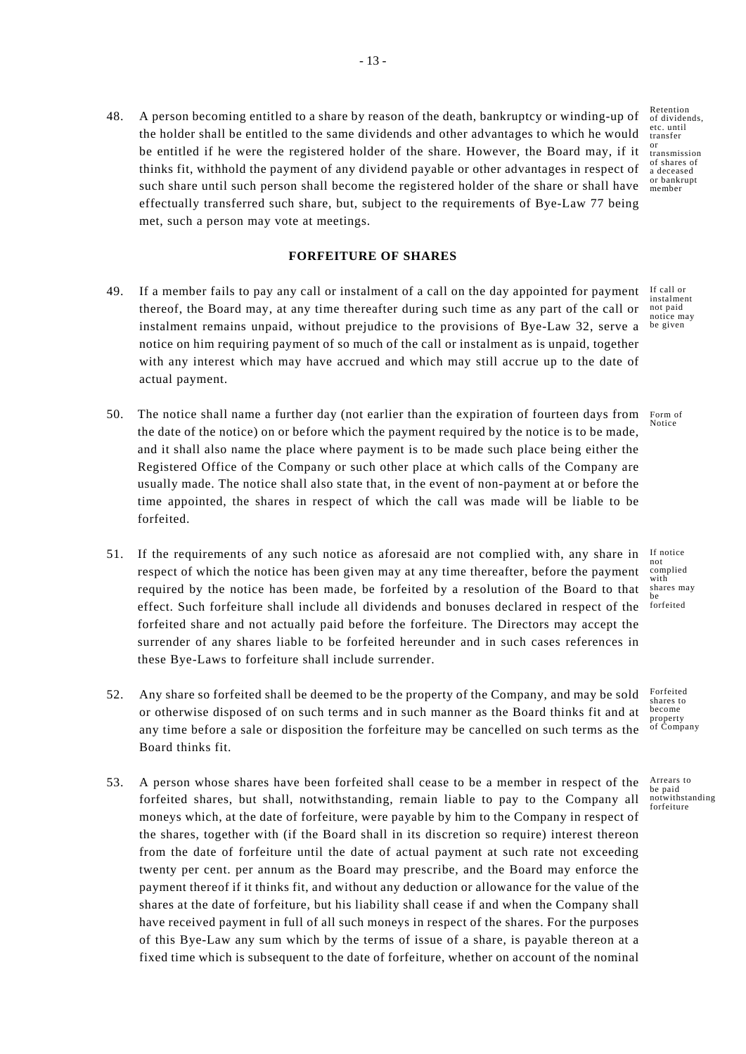48. A person becoming entitled to a share by reason of the death, bankruptcy or winding-up of the holder shall be entitled to the same dividends and other advantages to which he would be entitled if he were the registered holder of the share. However, the Board may, if it thinks fit, withhold the payment of any dividend payable or other advantages in respect of such share until such person shall become the registered holder of the share or shall have effectually transferred such share, but, subject to the requirements of Bye-Law 77 being met, such a person may vote at meetings.

*Retention of dividends, etc. until transfer or transmission of shares of a deceased or bankrupt member*

## FORFEITURE OF SHARES

49. If a member fails to pay any call or instalment of a call on the day appointed for payment thereof, the Board may, at any time thereafter during such time as any part of the call or instalment remains unpaid, without prejudice to the provisions of Bye-Law 32, serve a notice on him requiring payment of so much of the call or instalment as is unpaid, together with any interest which may have accrued and which may still accrue up to the date of actual payment.

*If call or instalment not paid notice may be given*

50. The notice shall name a further day (not earlier than the expiration of fourteen days from the date of the notice) on or before which the payment required by the notice is to be made, and it shall also name the place where payment is to be made such place being either the Registered Office of the Company or such other place at which calls of the Company are usually made. The notice shall also state that, in the event of non-payment at or before the time appointed, the shares in respect of which the call was made will be liable to be forfeited.

*Form of Notice*

51. If the requirements of any such notice as aforesaid are not complied with, any share in respect of which the notice has been given may at any time thereafter, before the payment required by the notice has been made, be forfeited by a resolution of the Board to that effect. Such forfeiture shall include all dividends and bonuses declared in respect of the forfeited share and not actually paid before the forfeiture. The Directors may accept the surrender of any shares liable to be forfeited hereunder and in such cases references in these Bye-Laws to forfeiture shall include surrender.

*If notice not complied with shares may be forfeited*

52. Any share so forfeited shall be deemed to be the property of the Company, and may be sold or otherwise disposed of on such terms and in such manner as the Board thinks fit and at any time before a sale or disposition the forfeiture may be cancelled on such terms as the Board thinks fit.

*Forfeited shares to become property of Company*

53. A person whose shares have been forfeited shall cease to be a member in respect of the forfeited shares, but shall, notwithstanding, remain liable to pay to the Company all moneys which, at the date of forfeiture, were payable by him to the Company in respect of the shares, together with (if the Board shall in its discretion so require) interest thereon from the date of forfeiture until the date of actual payment at such rate not exceeding twenty per cent. per annum as the Board may prescribe, and the Board may enforce the payment thereof if it thinks fit, and without any deduction or allowance for the value of the shares at the date of forfeiture, but his liability shall cease if and when the Company shall have received payment in full of all such moneys in respect of the shares. For the purposes of this Bye-Law any sum which by the terms of issue of a share, is payable thereon at a fixed time which is subsequent to the date of forfeiture, whether on account of the nominal

*Arrears to be paid notwithstanding forfeiture*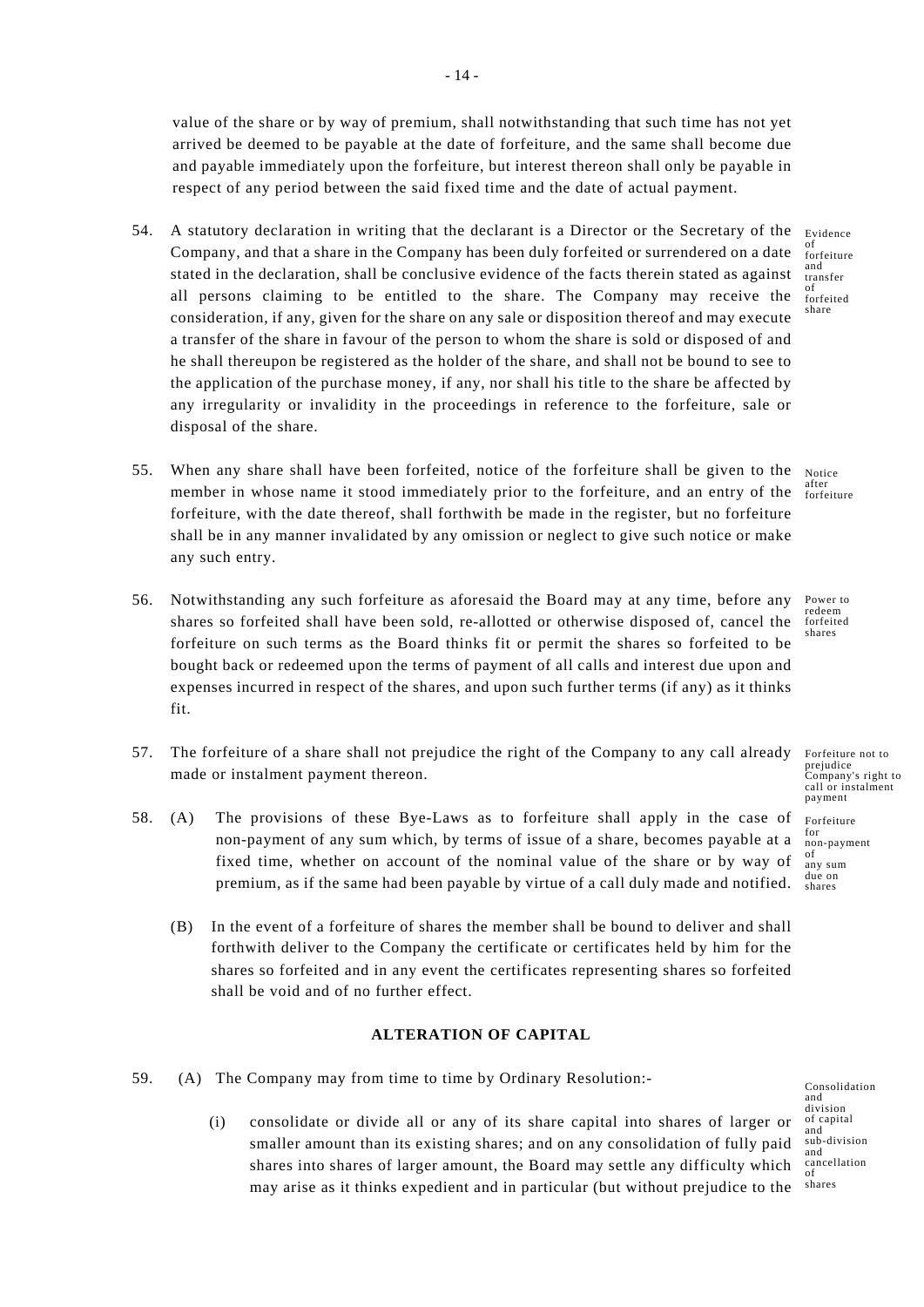value of the share or by way of premium, shall notwithstanding that such time has not yet arrived be deemed to be payable at the date of forfeiture, and the same shall become due and payable immediately upon the forfeiture, but interest thereon shall only be payable in respect of any period between the said fixed time and the date of actual payment.

54. A statutory declaration in writing that the declarant is a Director or the Secretary of the Company, and that a share in the Company has been duly forfeited or surrendered on a date stated in the declaration, shall be conclusive evidence of the facts therein stated as against all persons claiming to be entitled to the share. The Company may receive the consideration, if any, given for the share on any sale or disposition thereof and may execute a transfer of the share in favour of the person to whom the share is sold or disposed of and he shall thereupon be registered as the holder of the share, and shall not be bound to see to the application of the purchase money, if any, nor shall his title to the share be affected by any irregularity or invalidity in the proceedings in reference to the forfeiture, sale or disposal of the share.

Evidence of forfeiture and transfer of forfeited share

55. When any share shall have been forfeited, notice of the forfeiture shall be given to the member in whose name it stood immediately prior to the forfeiture, and an entry of the forfeiture, with the date thereof, shall forthwith be made in the register, but no forfeiture shall be in any manner invalidated by any omission or neglect to give such notice or make any such entry.

Notice after forfeiture

56. Notwithstanding any such forfeiture as aforesaid the Board may at any time, before any shares so forfeited shall have been sold, re-allotted or otherwise disposed of, cancel the forfeiture on such terms as the Board thinks fit or permit the shares so forfeited to be bought back or redeemed upon the terms of payment of all calls and interest due upon and expenses incurred in respect of the shares, and upon such further terms (if any) as it thinks fit.

Power to redeem forfeited shares

57. The forfeiture of a share shall not prejudice the right of the Company to any call already made or instalment payment thereon.

Forfeiture not to prejudice Company's right to call or instalment payment

58. (A) The provisions of these Bye-Laws as to forfeiture shall apply in the case of non-payment of any sum which, by terms of issue of a share, becomes payable at a fixed time, whether on account of the nominal value of the share or by way of premium, as if the same had been payable by virtue of a call duly made and notified.

Forfeiture for non-payment of any sum due on shares

(B) In the event of a forfeiture of shares the member shall be bound to deliver and shall forthwith deliver to the Company the certificate or certificates held by him for the shares so forfeited and in any event the certificates representing shares so forfeited shall be void and of no further effect.

## ALTERATION OF CAPITAL

59. (A) The Company may from time to time by Ordinary Resolution:-

Consolidation and division of capital and sub-division and cancellation of shares

(i) consolidate or divide all or any of its share capital into shares of larger or smaller amount than its existing shares; and on any consolidation of fully paid shares into shares of larger amount, the Board may settle any difficulty which may arise as it thinks expedient and in particular (but without prejudice to the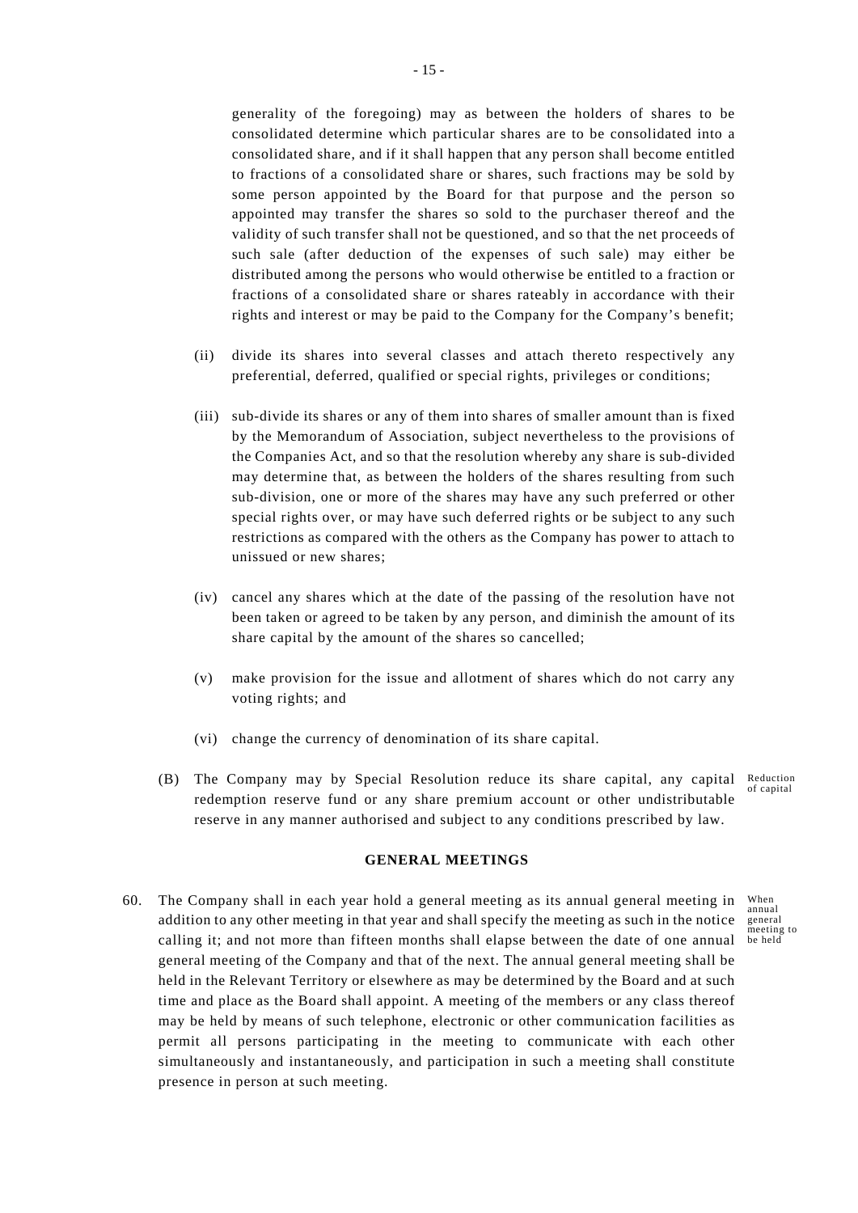generality of the foregoing) may as between the holders of shares to be consolidated determine which particular shares are to be consolidated into a consolidated share, and if it shall happen that any person shall become entitled to fractions of a consolidated share or shares, such fractions may be sold by some person appointed by the Board for that purpose and the person so appointed may transfer the shares so sold to the purchaser thereof and the validity of such transfer shall not be questioned, and so that the net proceeds of such sale (after deduction of the expenses of such sale) may either be distributed among the persons who would otherwise be entitled to a fraction or fractions of a consolidated share or shares rateably in accordance with their rights and interest or may be paid to the Company for the Company's benefit;

(ii) divide its shares into several classes and attach thereto respectively any preferential, deferred, qualified or special rights, privileges or conditions;

(iii) sub-divide its shares or any of them into shares of smaller amount than is fixed by the Memorandum of Association, subject nevertheless to the provisions of the Companies Act, and so that the resolution whereby any share is sub-divided may determine that, as between the holders of the shares resulting from such sub-division, one or more of the shares may have any such preferred or other special rights over, or may have such deferred rights or be subject to any such restrictions as compared with the others as the Company has power to attach to unissued or new shares;

(iv) cancel any shares which at the date of the passing of the resolution have not been taken or agreed to be taken by any person, and diminish the amount of its share capital by the amount of the shares so cancelled;

(v) make provision for the issue and allotment of shares which do not carry any voting rights; and

(vi) change the currency of denomination of its share capital.

(B) The Company may by Special Resolution reduce its share capital, any capital redemption reserve fund or any share premium account or other undistributable reserve in any manner authorised and subject to any conditions prescribed by law. *Reduction of capital*

## GENERAL MEETINGS

60. The Company shall in each year hold a general meeting as its annual general meeting in addition to any other meeting in that year and shall specify the meeting as such in the notice calling it; and not more than fifteen months shall elapse between the date of one annual general meeting of the Company and that of the next. The annual general meeting shall be held in the Relevant Territory or elsewhere as may be determined by the Board and at such time and place as the Board shall appoint. A meeting of the members or any class thereof may be held by means of such telephone, electronic or other communication facilities as permit all persons participating in the meeting to communicate with each other simultaneously and instantaneously, and participation in such a meeting shall constitute presence in person at such meeting. *When annual general meeting to be held*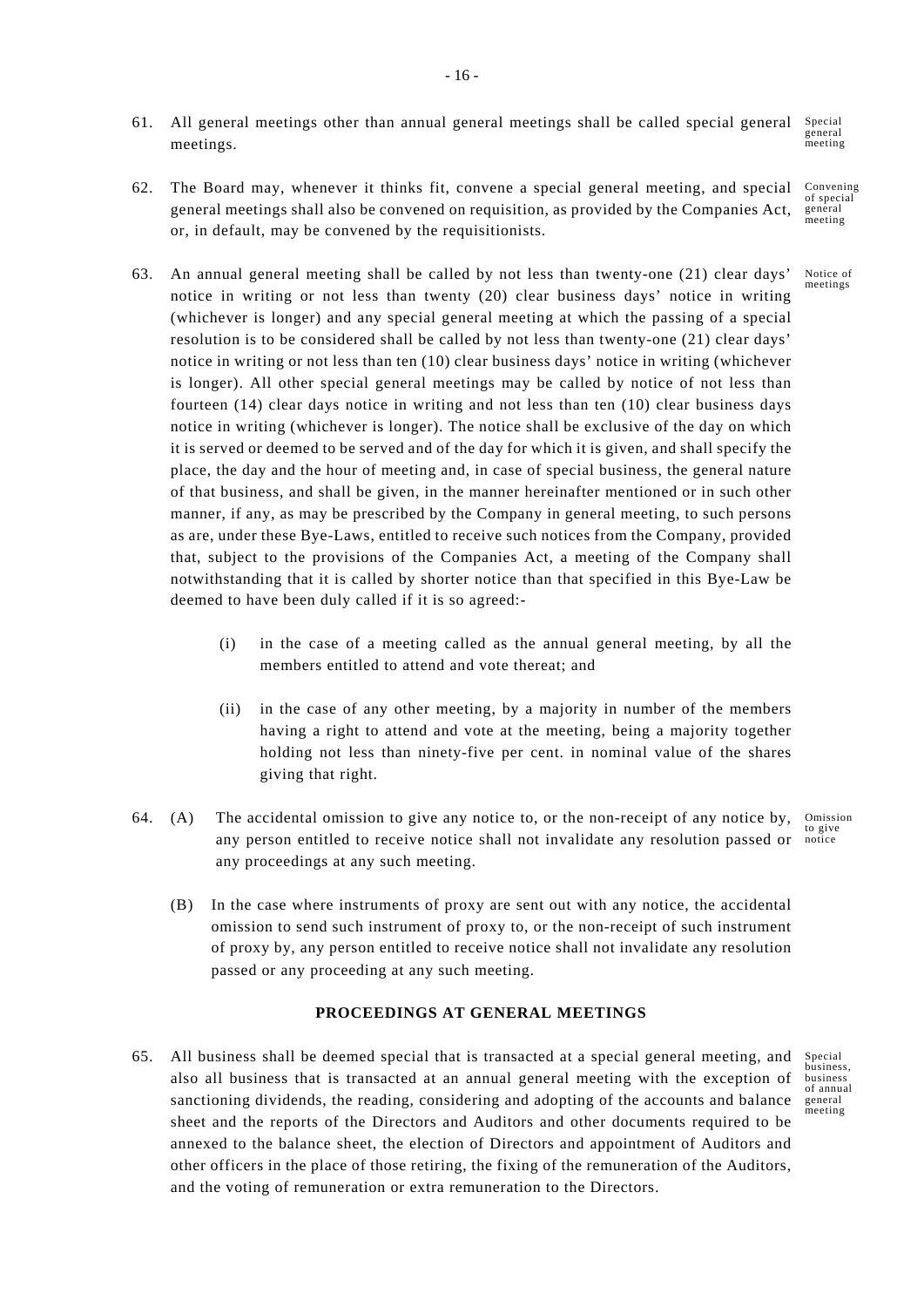61. All general meetings other than annual general meetings shall be called special general meetings. *Special general meeting*

62. The Board may, whenever it thinks fit, convene a special general meeting, and special general meetings shall also be convened on requisition, as provided by the Companies Act, or, in default, may be convened by the requisitionists. *Convening of special general meeting*

63. An annual general meeting shall be called by not less than twenty-one (21) clear days' notice in writing or not less than twenty (20) clear business days' notice in writing (whichever is longer) and any special general meeting at which the passing of a special resolution is to be considered shall be called by not less than twenty-one (21) clear days' notice in writing or not less than ten (10) clear business days' notice in writing (whichever is longer). All other special general meetings may be called by notice of not less than fourteen (14) clear days notice in writing and not less than ten (10) clear business days notice in writing (whichever is longer). The notice shall be exclusive of the day on which it is served or deemed to be served and of the day for which it is given, and shall specify the place, the day and the hour of meeting and, in case of special business, the general nature of that business, and shall be given, in the manner hereinafter mentioned or in such other manner, if any, as may be prescribed by the Company in general meeting, to such persons as are, under these Bye-Laws, entitled to receive such notices from the Company, provided that, subject to the provisions of the Companies Act, a meeting of the Company shall notwithstanding that it is called by shorter notice than that specified in this Bye-Law be deemed to have been duly called if it is so agreed:- *Notice of meetings*

    (i) in the case of a meeting called as the annual general meeting, by all the members entitled to attend and vote thereat; and

    (ii) in the case of any other meeting, by a majority in number of the members having a right to attend and vote at the meeting, being a majority together holding not less than ninety-five per cent. in nominal value of the shares giving that right.

64. (A) The accidental omission to give any notice to, or the non-receipt of any notice by, any person entitled to receive notice shall not invalidate any resolution passed or any proceedings at any such meeting. *Omission to give notice*

    (B) In the case where instruments of proxy are sent out with any notice, the accidental omission to send such instrument of proxy to, or the non-receipt of such instrument of proxy by, any person entitled to receive notice shall not invalidate any resolution passed or any proceeding at any such meeting.

## PROCEEDINGS AT GENERAL MEETINGS

65. All business shall be deemed special that is transacted at a special general meeting, and also all business that is transacted at an annual general meeting with the exception of sanctioning dividends, the reading, considering and adopting of the accounts and balance sheet and the reports of the Directors and Auditors and other documents required to be annexed to the balance sheet, the election of Directors and appointment of Auditors and other officers in the place of those retiring, the fixing of the remuneration of the Auditors, and the voting of remuneration or extra remuneration to the Directors. *Special business, business of annual general meeting*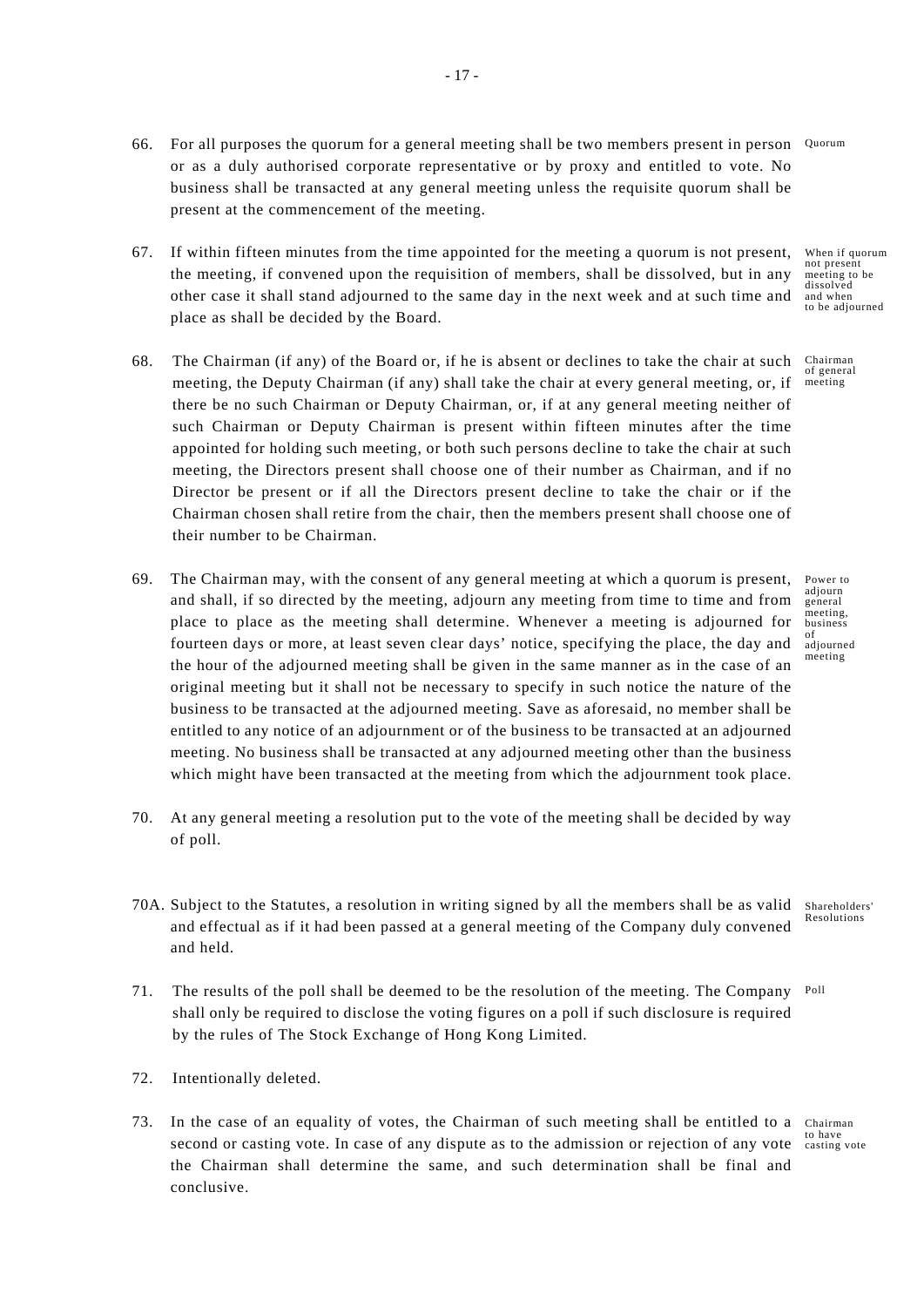66. For all purposes the quorum for a general meeting shall be two members present in person or as a duly authorised corporate representative or by proxy and entitled to vote. No business shall be transacted at any general meeting unless the requisite quorum shall be present at the commencement of the meeting. *Quorum*

67. If within fifteen minutes from the time appointed for the meeting a quorum is not present, the meeting, if convened upon the requisition of members, shall be dissolved, but in any other case it shall stand adjourned to the same day in the next week and at such time and place as shall be decided by the Board. *When if quorum not present meeting to be dissolved and when to be adjourned*

68. The Chairman (if any) of the Board or, if he is absent or declines to take the chair at such meeting, the Deputy Chairman (if any) shall take the chair at every general meeting, or, if there be no such Chairman or Deputy Chairman, or, if at any general meeting neither of such Chairman or Deputy Chairman is present within fifteen minutes after the time appointed for holding such meeting, or both such persons decline to take the chair at such meeting, the Directors present shall choose one of their number as Chairman, and if no Director be present or if all the Directors present decline to take the chair or if the Chairman chosen shall retire from the chair, then the members present shall choose one of their number to be Chairman. *Chairman of general meeting*

69. The Chairman may, with the consent of any general meeting at which a quorum is present, and shall, if so directed by the meeting, adjourn any meeting from time to time and from place to place as the meeting shall determine. Whenever a meeting is adjourned for fourteen days or more, at least seven clear days' notice, specifying the place, the day and the hour of the adjourned meeting shall be given in the same manner as in the case of an original meeting but it shall not be necessary to specify in such notice the nature of the business to be transacted at the adjourned meeting. Save as aforesaid, no member shall be entitled to any notice of an adjournment or of the business to be transacted at an adjourned meeting. No business shall be transacted at any adjourned meeting other than the business which might have been transacted at the meeting from which the adjournment took place. *Power to adjourn general meeting, business of adjourned meeting*

70. At any general meeting a resolution put to the vote of the meeting shall be decided by way of poll.

70A. Subject to the Statutes, a resolution in writing signed by all the members shall be as valid and effectual as if it had been passed at a general meeting of the Company duly convened and held. *Shareholders' Resolutions*

71. The results of the poll shall be deemed to be the resolution of the meeting. The Company shall only be required to disclose the voting figures on a poll if such disclosure is required by the rules of The Stock Exchange of Hong Kong Limited. *Poll*

72. Intentionally deleted.

73. In the case of an equality of votes, the Chairman of such meeting shall be entitled to a second or casting vote. In case of any dispute as to the admission or rejection of any vote the Chairman shall determine the same, and such determination shall be final and conclusive. *Chairman to have casting vote*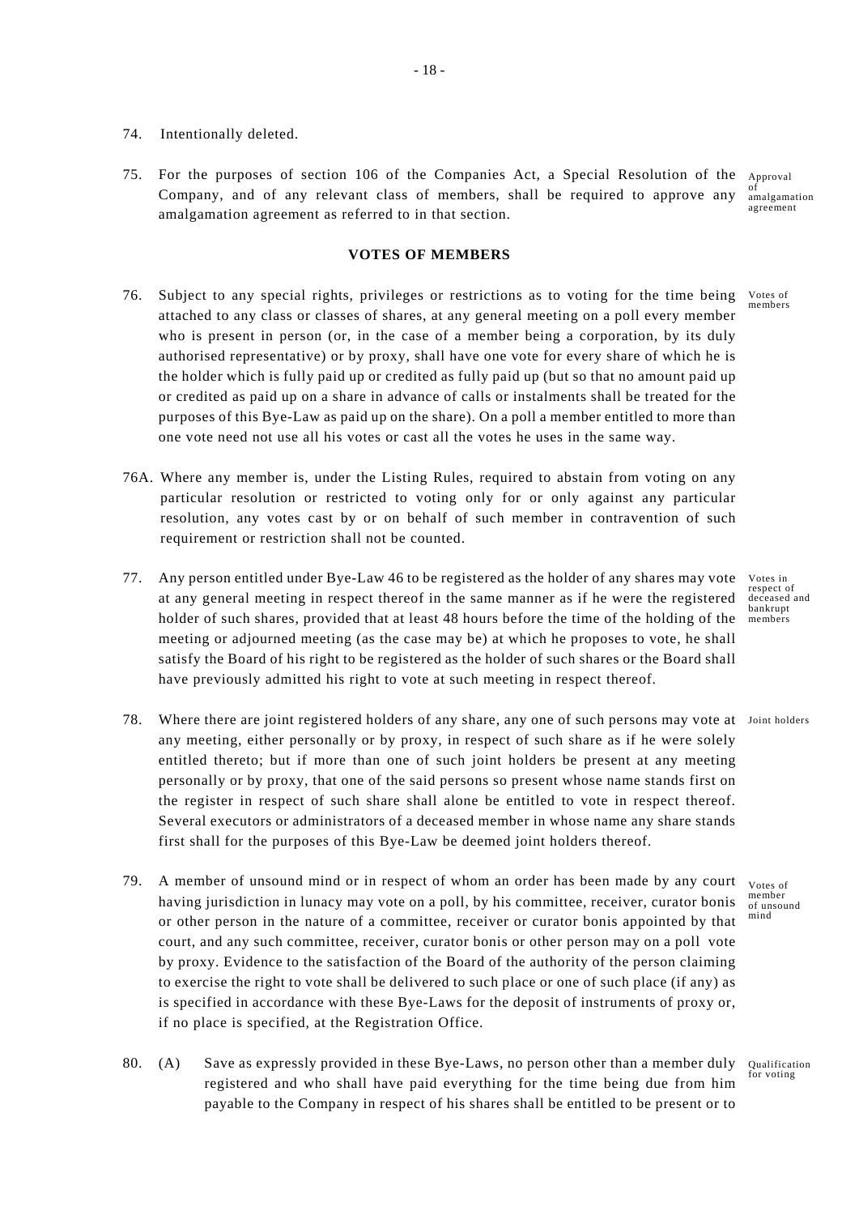74. Intentionally deleted.

75. For the purposes of section 106 of the Companies Act, a Special Resolution of the Company, and of any relevant class of members, shall be required to approve any amalgamation agreement as referred to in that section. *Approval of amalgamation agreement*

**VOTES OF MEMBERS**

76. Subject to any special rights, privileges or restrictions as to voting for the time being attached to any class or classes of shares, at any general meeting on a poll every member who is present in person (or, in the case of a member being a corporation, by its duly authorised representative) or by proxy, shall have one vote for every share of which he is the holder which is fully paid up or credited as fully paid up (but so that no amount paid up or credited as paid up on a share in advance of calls or instalments shall be treated for the purposes of this Bye-Law as paid up on the share). On a poll a member entitled to more than one vote need not use all his votes or cast all the votes he uses in the same way. *Votes of members*

76A. Where any member is, under the Listing Rules, required to abstain from voting on any particular resolution or restricted to voting only for or only against any particular resolution, any votes cast by or on behalf of such member in contravention of such requirement or restriction shall not be counted.

77. Any person entitled under Bye-Law 46 to be registered as the holder of any shares may vote at any general meeting in respect thereof in the same manner as if he were the registered holder of such shares, provided that at least 48 hours before the time of the holding of the meeting or adjourned meeting (as the case may be) at which he proposes to vote, he shall satisfy the Board of his right to be registered as the holder of such shares or the Board shall have previously admitted his right to vote at such meeting in respect thereof. *Votes in respect of deceased and bankrupt members*

78. Where there are joint registered holders of any share, any one of such persons may vote at any meeting, either personally or by proxy, in respect of such share as if he were solely entitled thereto; but if more than one of such joint holders be present at any meeting personally or by proxy, that one of the said persons so present whose name stands first on the register in respect of such share shall alone be entitled to vote in respect thereof. Several executors or administrators of a deceased member in whose name any share stands first shall for the purposes of this Bye-Law be deemed joint holders thereof. *Joint holders*

79. A member of unsound mind or in respect of whom an order has been made by any court having jurisdiction in lunacy may vote on a poll, by his committee, receiver, curator bonis or other person in the nature of a committee, receiver or curator bonis appointed by that court, and any such committee, receiver, curator bonis or other person may on a poll vote by proxy. Evidence to the satisfaction of the Board of the authority of the person claiming to exercise the right to vote shall be delivered to such place or one of such place (if any) as is specified in accordance with these Bye-Laws for the deposit of instruments of proxy or, if no place is specified, at the Registration Office. *Votes of member of unsound mind*

80. (A) Save as expressly provided in these Bye-Laws, no person other than a member duly registered and who shall have paid everything for the time being due from him payable to the Company in respect of his shares shall be entitled to be present or to *Qualification for voting*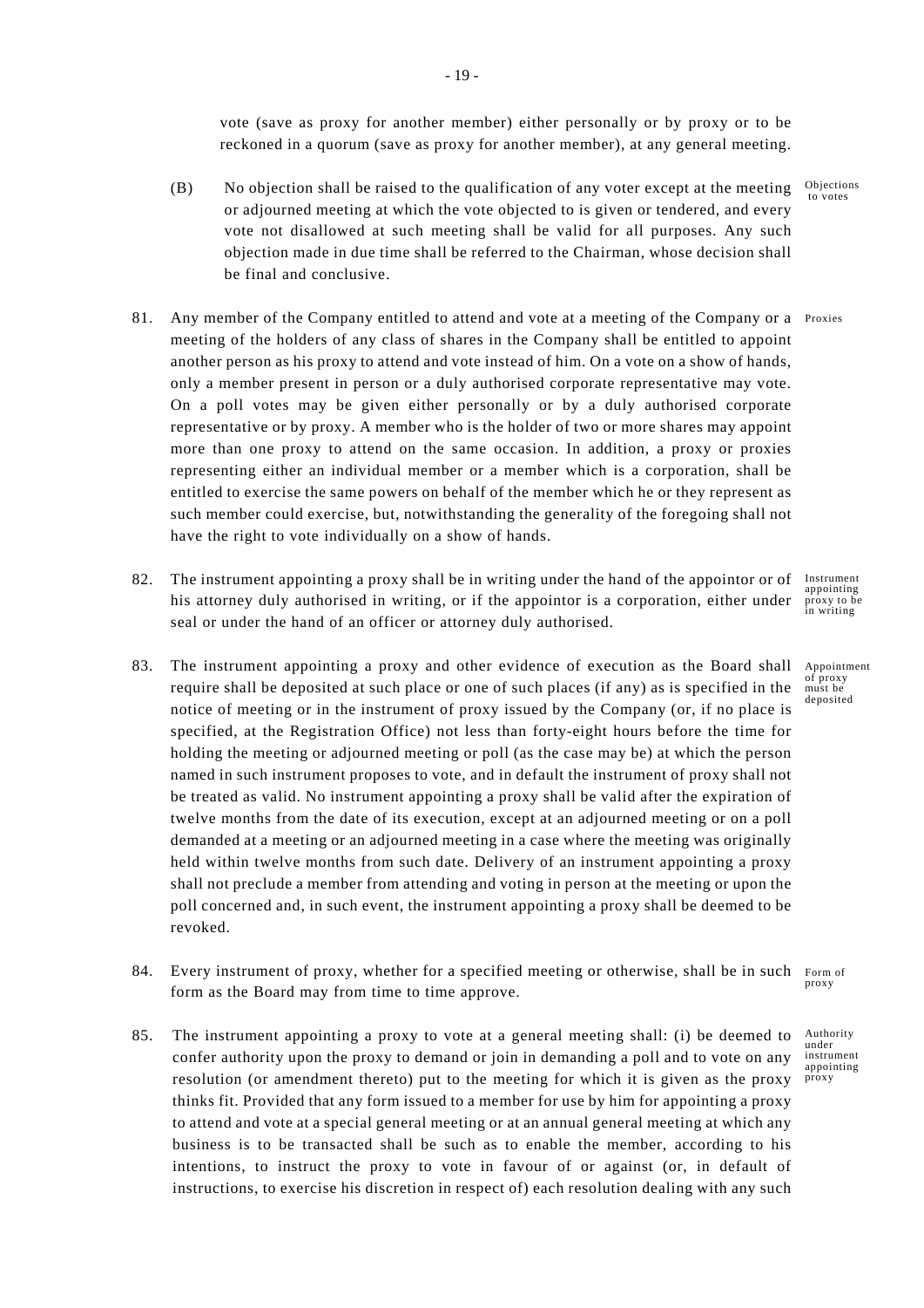vote (save as proxy for another member) either personally or by proxy or to be reckoned in a quorum (save as proxy for another member), at any general meeting.

(B) No objection shall be raised to the qualification of any voter except at the meeting or adjourned meeting at which the vote objected to is given or tendered, and every vote not disallowed at such meeting shall be valid for all purposes. Any such objection made in due time shall be referred to the Chairman, whose decision shall be final and conclusive. *Objections to votes*

81. Any member of the Company entitled to attend and vote at a meeting of the Company or a meeting of the holders of any class of shares in the Company shall be entitled to appoint another person as his proxy to attend and vote instead of him. On a vote on a show of hands, only a member present in person or a duly authorised corporate representative may vote. On a poll votes may be given either personally or by a duly authorised corporate representative or by proxy. A member who is the holder of two or more shares may appoint more than one proxy to attend on the same occasion. In addition, a proxy or proxies representing either an individual member or a member which is a corporation, shall be entitled to exercise the same powers on behalf of the member which he or they represent as such member could exercise, but, notwithstanding the generality of the foregoing shall not have the right to vote individually on a show of hands. *Proxies*

82. The instrument appointing a proxy shall be in writing under the hand of the appointor or of his attorney duly authorised in writing, or if the appointor is a corporation, either under seal or under the hand of an officer or attorney duly authorised. *Instrument appointing proxy to be in writing*

83. The instrument appointing a proxy and other evidence of execution as the Board shall require shall be deposited at such place or one of such places (if any) as is specified in the notice of meeting or in the instrument of proxy issued by the Company (or, if no place is specified, at the Registration Office) not less than forty-eight hours before the time for holding the meeting or adjourned meeting or poll (as the case may be) at which the person named in such instrument proposes to vote, and in default the instrument of proxy shall not be treated as valid. No instrument appointing a proxy shall be valid after the expiration of twelve months from the date of its execution, except at an adjourned meeting or on a poll demanded at a meeting or an adjourned meeting in a case where the meeting was originally held within twelve months from such date. Delivery of an instrument appointing a proxy shall not preclude a member from attending and voting in person at the meeting or upon the poll concerned and, in such event, the instrument appointing a proxy shall be deemed to be revoked. *Appointment of proxy must be deposited*

84. Every instrument of proxy, whether for a specified meeting or otherwise, shall be in such form as the Board may from time to time approve. *Form of proxy*

85. The instrument appointing a proxy to vote at a general meeting shall: (i) be deemed to confer authority upon the proxy to demand or join in demanding a poll and to vote on any resolution (or amendment thereto) put to the meeting for which it is given as the proxy thinks fit. Provided that any form issued to a member for use by him for appointing a proxy to attend and vote at a special general meeting or at an annual general meeting at which any business is to be transacted shall be such as to enable the member, according to his intentions, to instruct the proxy to vote in favour of or against (or, in default of instructions, to exercise his discretion in respect of) each resolution dealing with any such *Authority under instrument appointing proxy*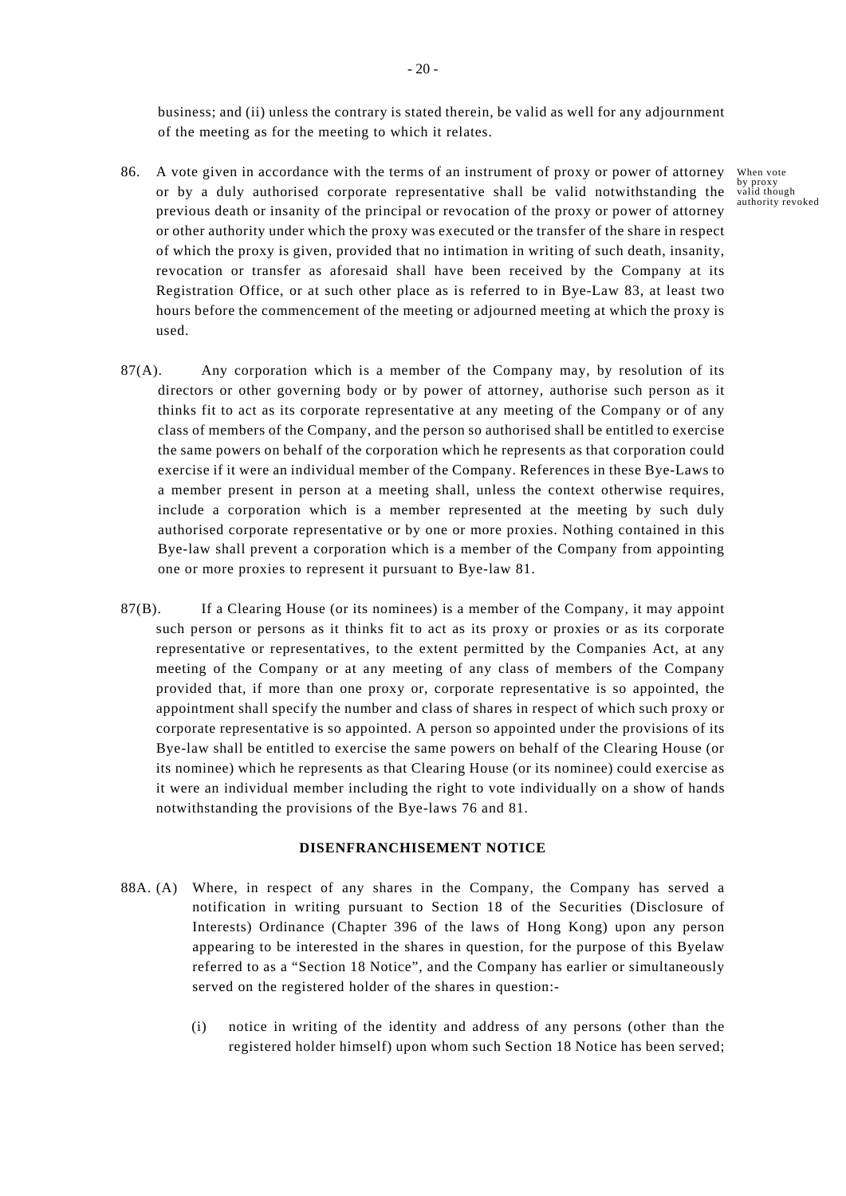business; and (ii) unless the contrary is stated therein, be valid as well for any adjournment of the meeting as for the meeting to which it relates.

86. A vote given in accordance with the terms of an instrument of proxy or power of attorney or by a duly authorised corporate representative shall be valid notwithstanding the previous death or insanity of the principal or revocation of the proxy or power of attorney or other authority under which the proxy was executed or the transfer of the share in respect of which the proxy is given, provided that no intimation in writing of such death, insanity, revocation or transfer as aforesaid shall have been received by the Company at its Registration Office, or at such other place as is referred to in Bye-Law 83, at least two hours before the commencement of the meeting or adjourned meeting at which the proxy is used.

When vote by proxy valid though authority revoked

87(A). Any corporation which is a member of the Company may, by resolution of its directors or other governing body or by power of attorney, authorise such person as it thinks fit to act as its corporate representative at any meeting of the Company or of any class of members of the Company, and the person so authorised shall be entitled to exercise the same powers on behalf of the corporation which he represents as that corporation could exercise if it were an individual member of the Company. References in these Bye-Laws to a member present in person at a meeting shall, unless the context otherwise requires, include a corporation which is a member represented at the meeting by such duly authorised corporate representative or by one or more proxies. Nothing contained in this Bye-law shall prevent a corporation which is a member of the Company from appointing one or more proxies to represent it pursuant to Bye-law 81.

87(B). If a Clearing House (or its nominees) is a member of the Company, it may appoint such person or persons as it thinks fit to act as its proxy or proxies or as its corporate representative or representatives, to the extent permitted by the Companies Act, at any meeting of the Company or at any meeting of any class of members of the Company provided that, if more than one proxy or, corporate representative is so appointed, the appointment shall specify the number and class of shares in respect of which such proxy or corporate representative is so appointed. A person so appointed under the provisions of its Bye-law shall be entitled to exercise the same powers on behalf of the Clearing House (or its nominee) which he represents as that Clearing House (or its nominee) could exercise as it were an individual member including the right to vote individually on a show of hands notwithstanding the provisions of the Bye-laws 76 and 81.

**DISENFRANCHISEMENT NOTICE**

88A. (A) Where, in respect of any shares in the Company, the Company has served a notification in writing pursuant to Section 18 of the Securities (Disclosure of Interests) Ordinance (Chapter 396 of the laws of Hong Kong) upon any person appearing to be interested in the shares in question, for the purpose of this Byelaw referred to as a "Section 18 Notice", and the Company has earlier or simultaneously served on the registered holder of the shares in question:-

(i) notice in writing of the identity and address of any persons (other than the registered holder himself) upon whom such Section 18 Notice has been served;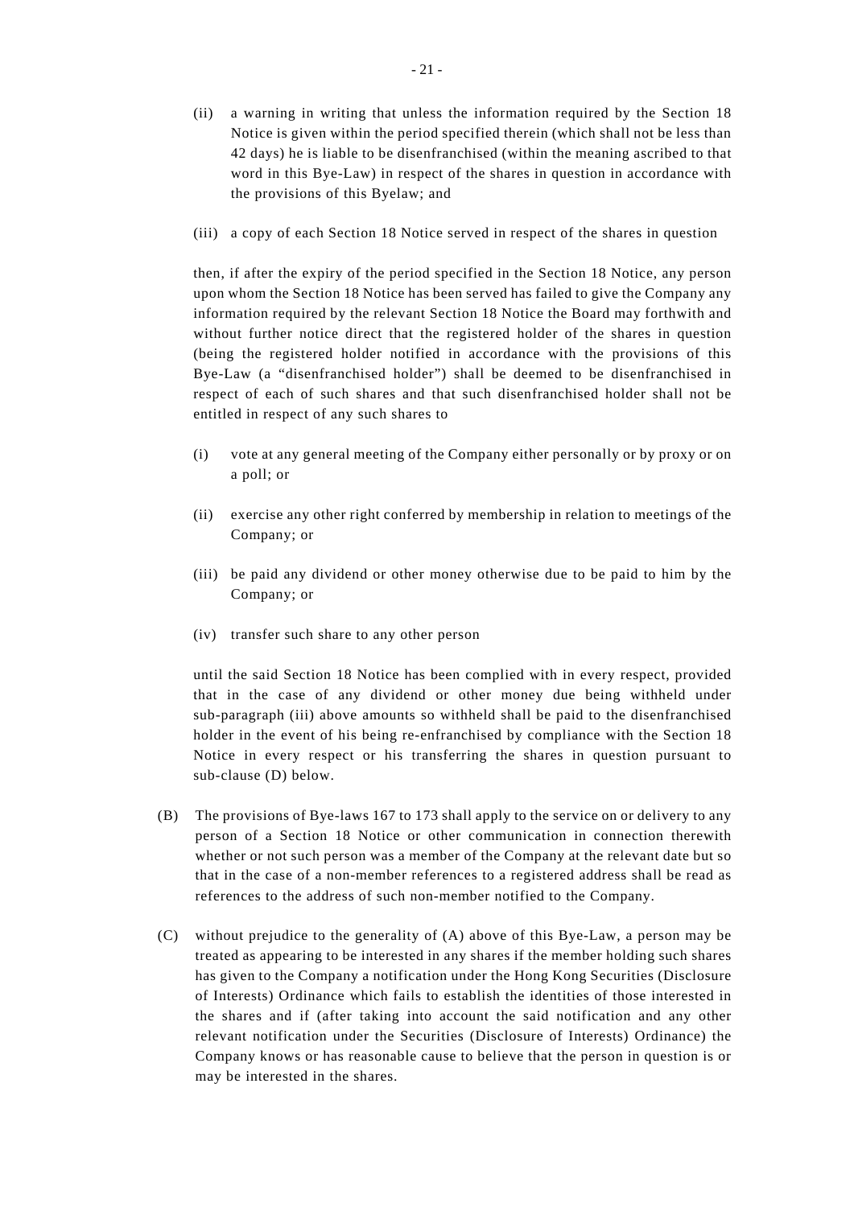(ii) a warning in writing that unless the information required by the Section 18 Notice is given within the period specified therein (which shall not be less than 42 days) he is liable to be disenfranchised (within the meaning ascribed to that word in this Bye-Law) in respect of the shares in question in accordance with the provisions of this Byelaw; and

(iii) a copy of each Section 18 Notice served in respect of the shares in question

then, if after the expiry of the period specified in the Section 18 Notice, any person upon whom the Section 18 Notice has been served has failed to give the Company any information required by the relevant Section 18 Notice the Board may forthwith and without further notice direct that the registered holder of the shares in question (being the registered holder notified in accordance with the provisions of this Bye-Law (a "disenfranchised holder") shall be deemed to be disenfranchised in respect of each of such shares and that such disenfranchised holder shall not be entitled in respect of any such shares to

(i) vote at any general meeting of the Company either personally or by proxy or on a poll; or

(ii) exercise any other right conferred by membership in relation to meetings of the Company; or

(iii) be paid any dividend or other money otherwise due to be paid to him by the Company; or

(iv) transfer such share to any other person

until the said Section 18 Notice has been complied with in every respect, provided that in the case of any dividend or other money due being withheld under sub-paragraph (iii) above amounts so withheld shall be paid to the disenfranchised holder in the event of his being re-enfranchised by compliance with the Section 18 Notice in every respect or his transferring the shares in question pursuant to sub-clause (D) below.

(B) The provisions of Bye-laws 167 to 173 shall apply to the service on or delivery to any person of a Section 18 Notice or other communication in connection therewith whether or not such person was a member of the Company at the relevant date but so that in the case of a non-member references to a registered address shall be read as references to the address of such non-member notified to the Company.

(C) without prejudice to the generality of (A) above of this Bye-Law, a person may be treated as appearing to be interested in any shares if the member holding such shares has given to the Company a notification under the Hong Kong Securities (Disclosure of Interests) Ordinance which fails to establish the identities of those interested in the shares and if (after taking into account the said notification and any other relevant notification under the Securities (Disclosure of Interests) Ordinance) the Company knows or has reasonable cause to believe that the person in question is or may be interested in the shares.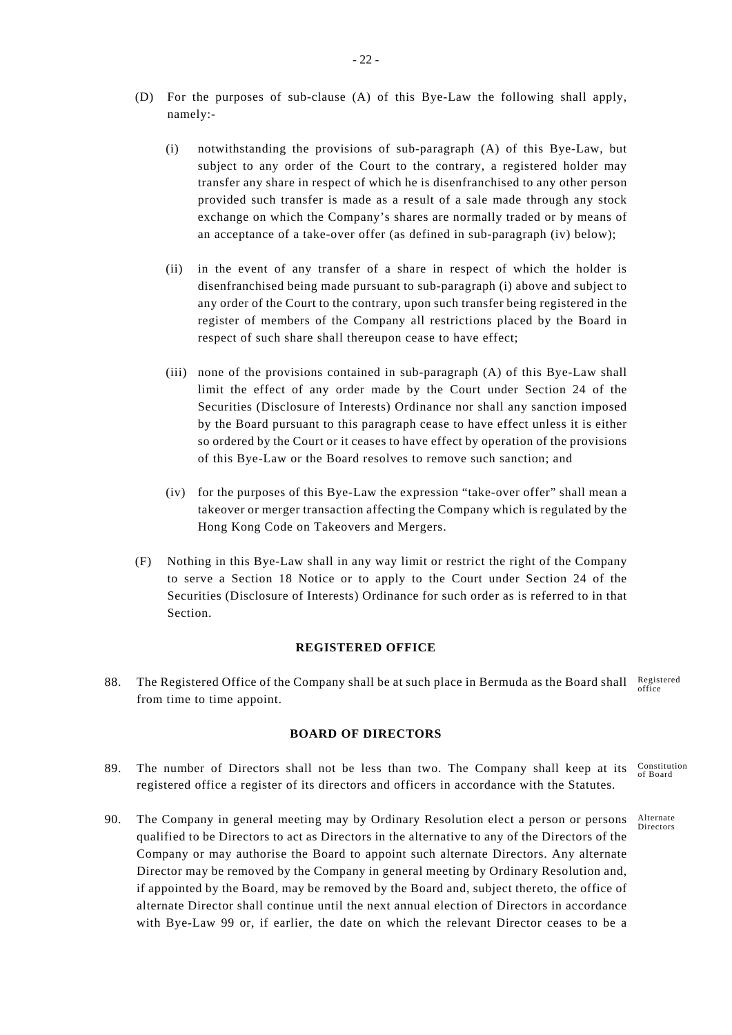(D) For the purposes of sub-clause (A) of this Bye-Law the following shall apply, namely:-

  (i) notwithstanding the provisions of sub-paragraph (A) of this Bye-Law, but subject to any order of the Court to the contrary, a registered holder may transfer any share in respect of which he is disenfranchised to any other person provided such transfer is made as a result of a sale made through any stock exchange on which the Company's shares are normally traded or by means of an acceptance of a take-over offer (as defined in sub-paragraph (iv) below);

  (ii) in the event of any transfer of a share in respect of which the holder is disenfranchised being made pursuant to sub-paragraph (i) above and subject to any order of the Court to the contrary, upon such transfer being registered in the register of members of the Company all restrictions placed by the Board in respect of such share shall thereupon cease to have effect;

  (iii) none of the provisions contained in sub-paragraph (A) of this Bye-Law shall limit the effect of any order made by the Court under Section 24 of the Securities (Disclosure of Interests) Ordinance nor shall any sanction imposed by the Board pursuant to this paragraph cease to have effect unless it is either so ordered by the Court or it ceases to have effect by operation of the provisions of this Bye-Law or the Board resolves to remove such sanction; and

  (iv) for the purposes of this Bye-Law the expression "take-over offer" shall mean a takeover or merger transaction affecting the Company which is regulated by the Hong Kong Code on Takeovers and Mergers.

(F) Nothing in this Bye-Law shall in any way limit or restrict the right of the Company to serve a Section 18 Notice or to apply to the Court under Section 24 of the Securities (Disclosure of Interests) Ordinance for such order as is referred to in that Section.

**REGISTERED OFFICE**

88. The Registered Office of the Company shall be at such place in Bermuda as the Board shall from time to time appoint. *Registered office*

**BOARD OF DIRECTORS**

89. The number of Directors shall not be less than two. The Company shall keep at its registered office a register of its directors and officers in accordance with the Statutes. *Constitution of Board*

90. The Company in general meeting may by Ordinary Resolution elect a person or persons qualified to be Directors to act as Directors in the alternative to any of the Directors of the Company or may authorise the Board to appoint such alternate Directors. Any alternate Director may be removed by the Company in general meeting by Ordinary Resolution and, if appointed by the Board, may be removed by the Board and, subject thereto, the office of alternate Director shall continue until the next annual election of Directors in accordance with Bye-Law 99 or, if earlier, the date on which the relevant Director ceases to be a *Alternate Directors*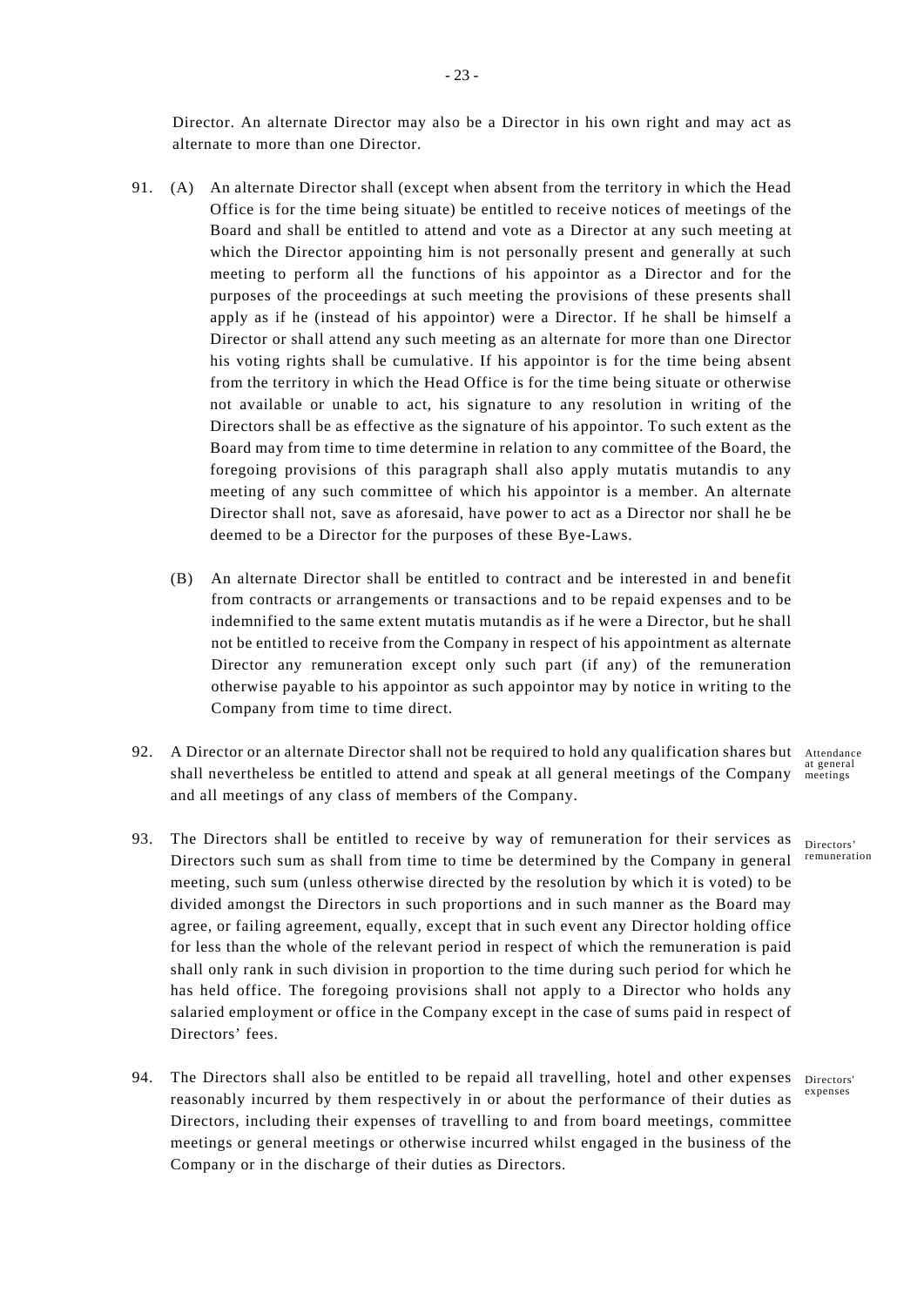Director. An alternate Director may also be a Director in his own right and may act as alternate to more than one Director.

91. (A) An alternate Director shall (except when absent from the territory in which the Head Office is for the time being situate) be entitled to receive notices of meetings of the Board and shall be entitled to attend and vote as a Director at any such meeting at which the Director appointing him is not personally present and generally at such meeting to perform all the functions of his appointor as a Director and for the purposes of the proceedings at such meeting the provisions of these presents shall apply as if he (instead of his appointor) were a Director. If he shall be himself a Director or shall attend any such meeting as an alternate for more than one Director his voting rights shall be cumulative. If his appointor is for the time being absent from the territory in which the Head Office is for the time being situate or otherwise not available or unable to act, his signature to any resolution in writing of the Directors shall be as effective as the signature of his appointor. To such extent as the Board may from time to time determine in relation to any committee of the Board, the foregoing provisions of this paragraph shall also apply mutatis mutandis to any meeting of any such committee of which his appointor is a member. An alternate Director shall not, save as aforesaid, have power to act as a Director nor shall he be deemed to be a Director for the purposes of these Bye-Laws.

(B) An alternate Director shall be entitled to contract and be interested in and benefit from contracts or arrangements or transactions and to be repaid expenses and to be indemnified to the same extent mutatis mutandis as if he were a Director, but he shall not be entitled to receive from the Company in respect of his appointment as alternate Director any remuneration except only such part (if any) of the remuneration otherwise payable to his appointor as such appointor may by notice in writing to the Company from time to time direct.

*Attendance at general meetings*

92. A Director or an alternate Director shall not be required to hold any qualification shares but shall nevertheless be entitled to attend and speak at all general meetings of the Company and all meetings of any class of members of the Company.

*Directors' remuneration*

93. The Directors shall be entitled to receive by way of remuneration for their services as Directors such sum as shall from time to time be determined by the Company in general meeting, such sum (unless otherwise directed by the resolution by which it is voted) to be divided amongst the Directors in such proportions and in such manner as the Board may agree, or failing agreement, equally, except that in such event any Director holding office for less than the whole of the relevant period in respect of which the remuneration is paid shall only rank in such division in proportion to the time during such period for which he has held office. The foregoing provisions shall not apply to a Director who holds any salaried employment or office in the Company except in the case of sums paid in respect of Directors' fees.

*Directors' expenses*

94. The Directors shall also be entitled to be repaid all travelling, hotel and other expenses reasonably incurred by them respectively in or about the performance of their duties as Directors, including their expenses of travelling to and from board meetings, committee meetings or general meetings or otherwise incurred whilst engaged in the business of the Company or in the discharge of their duties as Directors.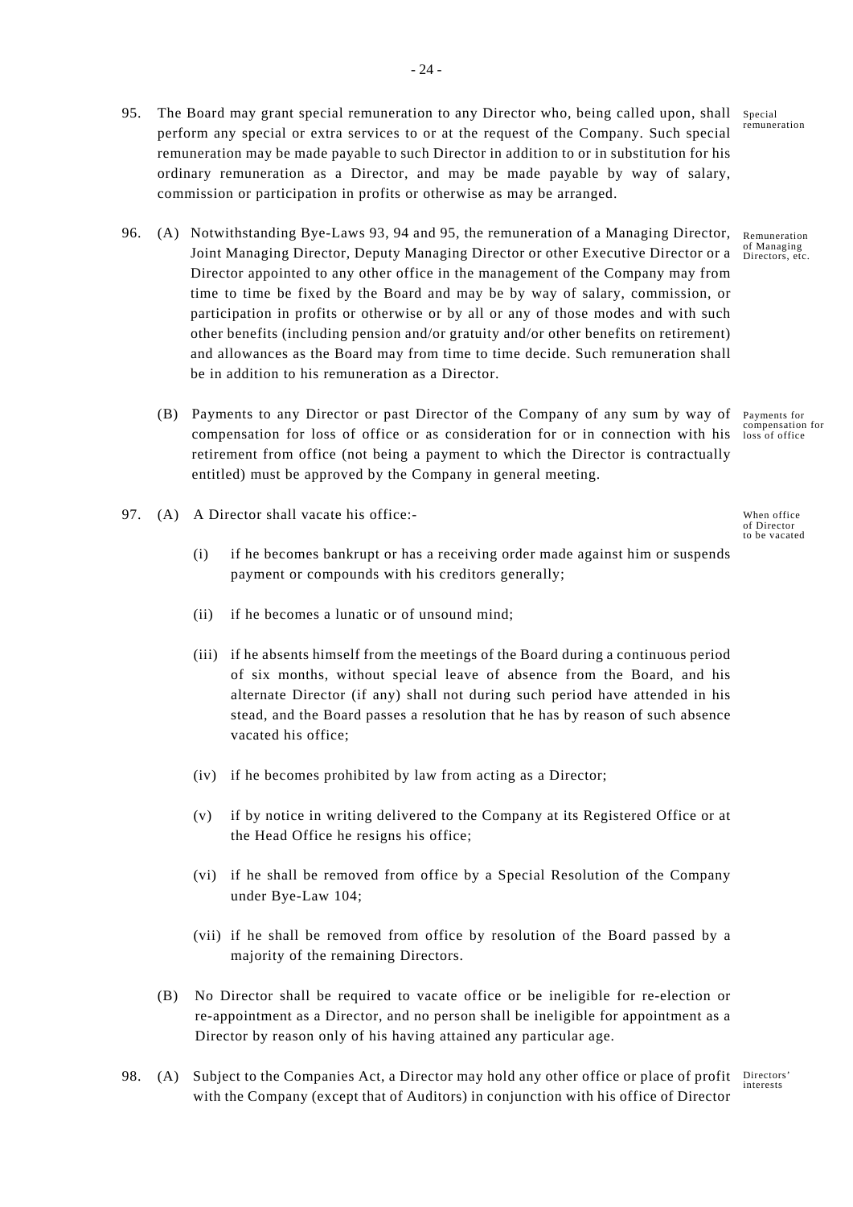95. The Board may grant special remuneration to any Director who, being called upon, shall perform any special or extra services to or at the request of the Company. Such special remuneration may be made payable to such Director in addition to or in substitution for his ordinary remuneration as a Director, and may be made payable by way of salary, commission or participation in profits or otherwise as may be arranged. *Special remuneration*

96. (A) Notwithstanding Bye-Laws 93, 94 and 95, the remuneration of a Managing Director, Joint Managing Director, Deputy Managing Director or other Executive Director or a Director appointed to any other office in the management of the Company may from time to time be fixed by the Board and may be by way of salary, commission, or participation in profits or otherwise or by all or any of those modes and with such other benefits (including pension and/or gratuity and/or other benefits on retirement) and allowances as the Board may from time to time decide. Such remuneration shall be in addition to his remuneration as a Director. *Remuneration of Managing Directors, etc.*

(B) Payments to any Director or past Director of the Company of any sum by way of compensation for loss of office or as consideration for or in connection with his retirement from office (not being a payment to which the Director is contractually entitled) must be approved by the Company in general meeting. *Payments for compensation for loss of office*

97. (A) A Director shall vacate his office:- *When office of Director to be vacated*

(i) if he becomes bankrupt or has a receiving order made against him or suspends payment or compounds with his creditors generally;

(ii) if he becomes a lunatic or of unsound mind;

(iii) if he absents himself from the meetings of the Board during a continuous period of six months, without special leave of absence from the Board, and his alternate Director (if any) shall not during such period have attended in his stead, and the Board passes a resolution that he has by reason of such absence vacated his office;

(iv) if he becomes prohibited by law from acting as a Director;

(v) if by notice in writing delivered to the Company at its Registered Office or at the Head Office he resigns his office;

(vi) if he shall be removed from office by a Special Resolution of the Company under Bye-Law 104;

(vii) if he shall be removed from office by resolution of the Board passed by a majority of the remaining Directors.

(B) No Director shall be required to vacate office or be ineligible for re-election or re-appointment as a Director, and no person shall be ineligible for appointment as a Director by reason only of his having attained any particular age.

98. (A) Subject to the Companies Act, a Director may hold any other office or place of profit with the Company (except that of Auditors) in conjunction with his office of Director *Directors' interests*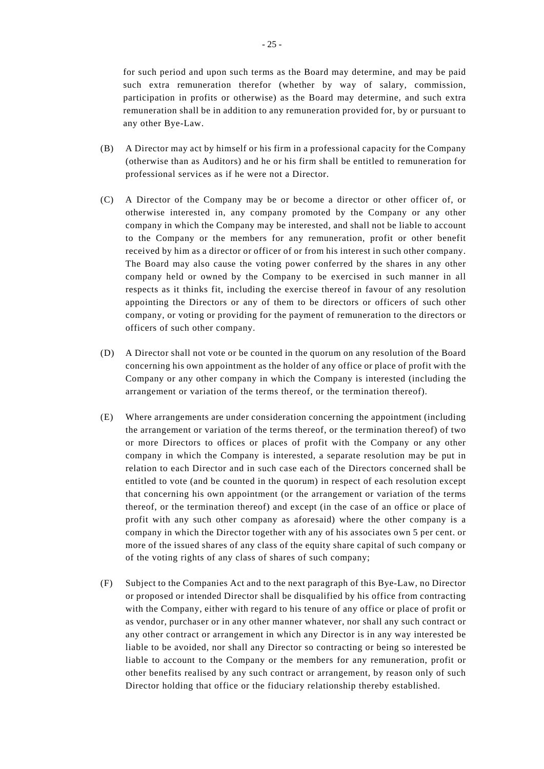for such period and upon such terms as the Board may determine, and may be paid such extra remuneration therefor (whether by way of salary, commission, participation in profits or otherwise) as the Board may determine, and such extra remuneration shall be in addition to any remuneration provided for, by or pursuant to any other Bye-Law.

(B) A Director may act by himself or his firm in a professional capacity for the Company (otherwise than as Auditors) and he or his firm shall be entitled to remuneration for professional services as if he were not a Director.

(C) A Director of the Company may be or become a director or other officer of, or otherwise interested in, any company promoted by the Company or any other company in which the Company may be interested, and shall not be liable to account to the Company or the members for any remuneration, profit or other benefit received by him as a director or officer of or from his interest in such other company. The Board may also cause the voting power conferred by the shares in any other company held or owned by the Company to be exercised in such manner in all respects as it thinks fit, including the exercise thereof in favour of any resolution appointing the Directors or any of them to be directors or officers of such other company, or voting or providing for the payment of remuneration to the directors or officers of such other company.

(D) A Director shall not vote or be counted in the quorum on any resolution of the Board concerning his own appointment as the holder of any office or place of profit with the Company or any other company in which the Company is interested (including the arrangement or variation of the terms thereof, or the termination thereof).

(E) Where arrangements are under consideration concerning the appointment (including the arrangement or variation of the terms thereof, or the termination thereof) of two or more Directors to offices or places of profit with the Company or any other company in which the Company is interested, a separate resolution may be put in relation to each Director and in such case each of the Directors concerned shall be entitled to vote (and be counted in the quorum) in respect of each resolution except that concerning his own appointment (or the arrangement or variation of the terms thereof, or the termination thereof) and except (in the case of an office or place of profit with any such other company as aforesaid) where the other company is a company in which the Director together with any of his associates own 5 per cent. or more of the issued shares of any class of the equity share capital of such company or of the voting rights of any class of shares of such company;

(F) Subject to the Companies Act and to the next paragraph of this Bye-Law, no Director or proposed or intended Director shall be disqualified by his office from contracting with the Company, either with regard to his tenure of any office or place of profit or as vendor, purchaser or in any other manner whatever, nor shall any such contract or any other contract or arrangement in which any Director is in any way interested be liable to be avoided, nor shall any Director so contracting or being so interested be liable to account to the Company or the members for any remuneration, profit or other benefits realised by any such contract or arrangement, by reason only of such Director holding that office or the fiduciary relationship thereby established.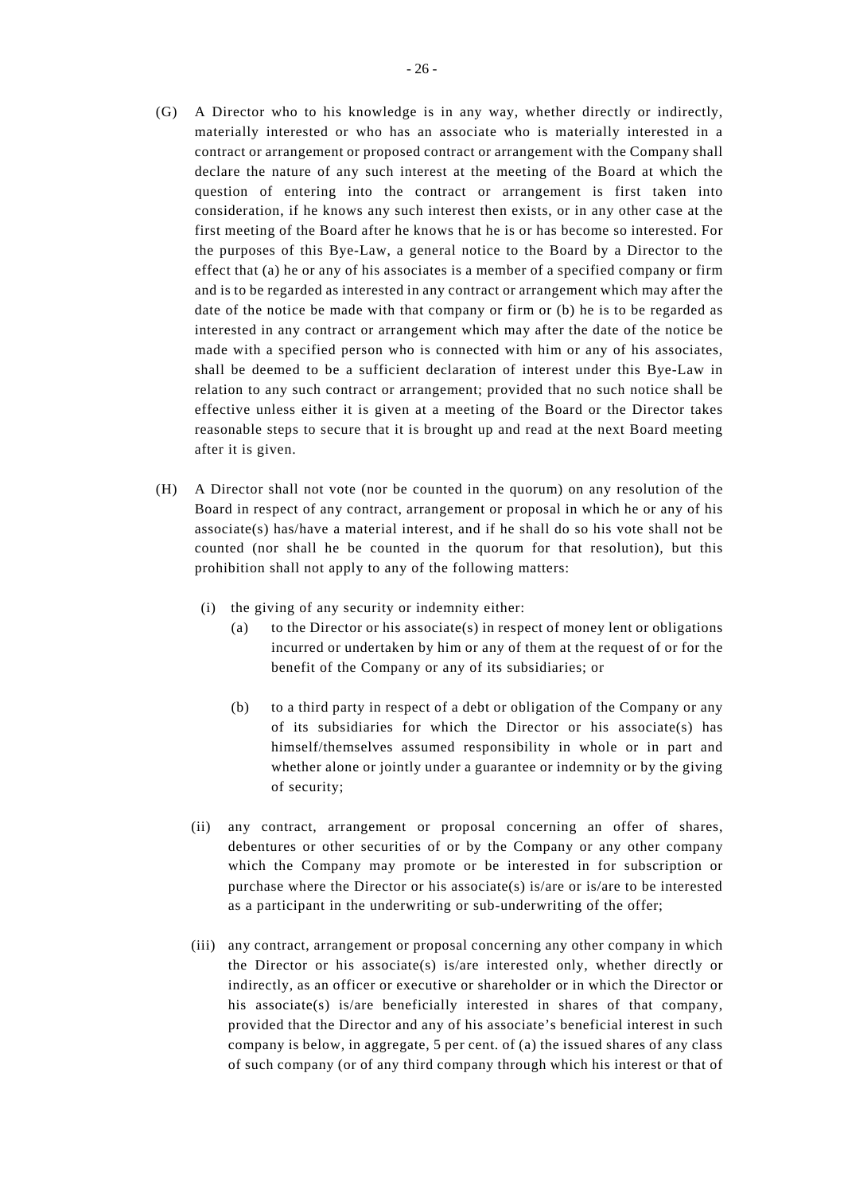(G) A Director who to his knowledge is in any way, whether directly or indirectly, materially interested or who has an associate who is materially interested in a contract or arrangement or proposed contract or arrangement with the Company shall declare the nature of any such interest at the meeting of the Board at which the question of entering into the contract or arrangement is first taken into consideration, if he knows any such interest then exists, or in any other case at the first meeting of the Board after he knows that he is or has become so interested. For the purposes of this Bye-Law, a general notice to the Board by a Director to the effect that (a) he or any of his associates is a member of a specified company or firm and is to be regarded as interested in any contract or arrangement which may after the date of the notice be made with that company or firm or (b) he is to be regarded as interested in any contract or arrangement which may after the date of the notice be made with a specified person who is connected with him or any of his associates, shall be deemed to be a sufficient declaration of interest under this Bye-Law in relation to any such contract or arrangement; provided that no such notice shall be effective unless either it is given at a meeting of the Board or the Director takes reasonable steps to secure that it is brought up and read at the next Board meeting after it is given.

(H) A Director shall not vote (nor be counted in the quorum) on any resolution of the Board in respect of any contract, arrangement or proposal in which he or any of his associate(s) has/have a material interest, and if he shall do so his vote shall not be counted (nor shall he be counted in the quorum for that resolution), but this prohibition shall not apply to any of the following matters:

(i) the giving of any security or indemnity either:

(a) to the Director or his associate(s) in respect of money lent or obligations incurred or undertaken by him or any of them at the request of or for the benefit of the Company or any of its subsidiaries; or

(b) to a third party in respect of a debt or obligation of the Company or any of its subsidiaries for which the Director or his associate(s) has himself/themselves assumed responsibility in whole or in part and whether alone or jointly under a guarantee or indemnity or by the giving of security;

(ii) any contract, arrangement or proposal concerning an offer of shares, debentures or other securities of or by the Company or any other company which the Company may promote or be interested in for subscription or purchase where the Director or his associate(s) is/are or is/are to be interested as a participant in the underwriting or sub-underwriting of the offer;

(iii) any contract, arrangement or proposal concerning any other company in which the Director or his associate(s) is/are interested only, whether directly or indirectly, as an officer or executive or shareholder or in which the Director or his associate(s) is/are beneficially interested in shares of that company, provided that the Director and any of his associate's beneficial interest in such company is below, in aggregate, 5 per cent. of (a) the issued shares of any class of such company (or of any third company through which his interest or that of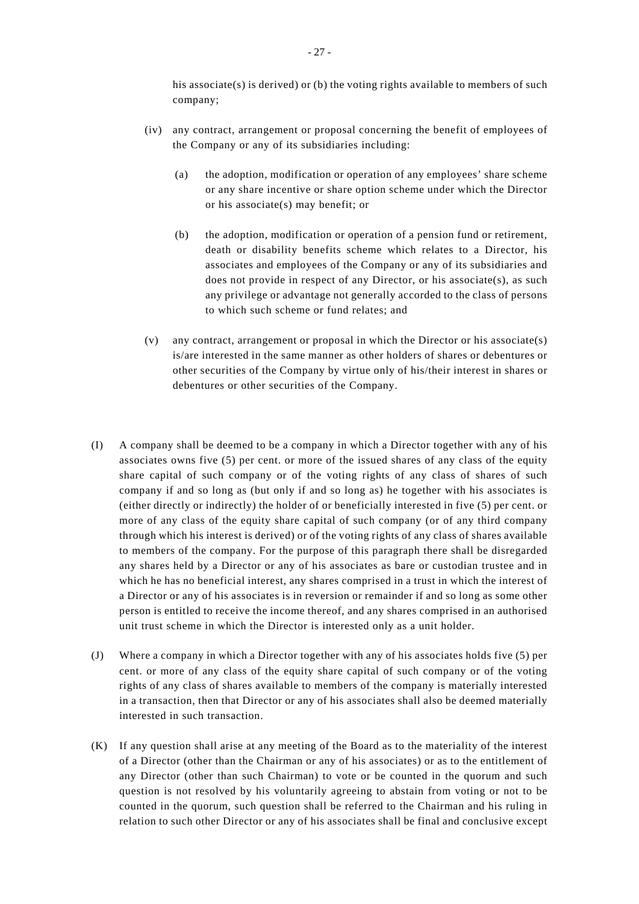his associate(s) is derived) or (b) the voting rights available to members of such company;

(iv) any contract, arrangement or proposal concerning the benefit of employees of the Company or any of its subsidiaries including:

  (a) the adoption, modification or operation of any employees' share scheme or any share incentive or share option scheme under which the Director or his associate(s) may benefit; or

  (b) the adoption, modification or operation of a pension fund or retirement, death or disability benefits scheme which relates to a Director, his associates and employees of the Company or any of its subsidiaries and does not provide in respect of any Director, or his associate(s), as such any privilege or advantage not generally accorded to the class of persons to which such scheme or fund relates; and

(v) any contract, arrangement or proposal in which the Director or his associate(s) is/are interested in the same manner as other holders of shares or debentures or other securities of the Company by virtue only of his/their interest in shares or debentures or other securities of the Company.

(I) A company shall be deemed to be a company in which a Director together with any of his associates owns five (5) per cent. or more of the issued shares of any class of the equity share capital of such company or of the voting rights of any class of shares of such company if and so long as (but only if and so long as) he together with his associates is (either directly or indirectly) the holder of or beneficially interested in five (5) per cent. or more of any class of the equity share capital of such company (or of any third company through which his interest is derived) or of the voting rights of any class of shares available to members of the company. For the purpose of this paragraph there shall be disregarded any shares held by a Director or any of his associates as bare or custodian trustee and in which he has no beneficial interest, any shares comprised in a trust in which the interest of a Director or any of his associates is in reversion or remainder if and so long as some other person is entitled to receive the income thereof, and any shares comprised in an authorised unit trust scheme in which the Director is interested only as a unit holder.

(J) Where a company in which a Director together with any of his associates holds five (5) per cent. or more of any class of the equity share capital of such company or of the voting rights of any class of shares available to members of the company is materially interested in a transaction, then that Director or any of his associates shall also be deemed materially interested in such transaction.

(K) If any question shall arise at any meeting of the Board as to the materiality of the interest of a Director (other than the Chairman or any of his associates) or as to the entitlement of any Director (other than such Chairman) to vote or be counted in the quorum and such question is not resolved by his voluntarily agreeing to abstain from voting or not to be counted in the quorum, such question shall be referred to the Chairman and his ruling in relation to such other Director or any of his associates shall be final and conclusive except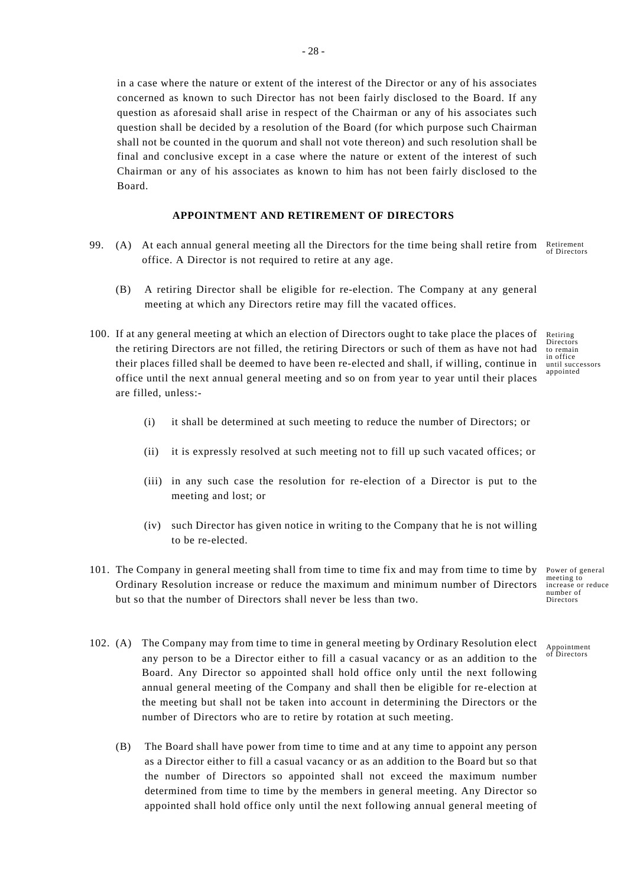in a case where the nature or extent of the interest of the Director or any of his associates concerned as known to such Director has not been fairly disclosed to the Board. If any question as aforesaid shall arise in respect of the Chairman or any of his associates such question shall be decided by a resolution of the Board (for which purpose such Chairman shall not be counted in the quorum and shall not vote thereon) and such resolution shall be final and conclusive except in a case where the nature or extent of the interest of such Chairman or any of his associates as known to him has not been fairly disclosed to the Board.

## APPOINTMENT AND RETIREMENT OF DIRECTORS

99. (A) At each annual general meeting all the Directors for the time being shall retire from office. A Director is not required to retire at any age. *Retirement of Directors*

    (B) A retiring Director shall be eligible for re-election. The Company at any general meeting at which any Directors retire may fill the vacated offices.

100. If at any general meeting at which an election of Directors ought to take place the places of the retiring Directors are not filled, the retiring Directors or such of them as have not had their places filled shall be deemed to have been re-elected and shall, if willing, continue in office until the next annual general meeting and so on from year to year until their places are filled, unless:- *Retiring Directors to remain in office until successors appointed*

    (i) it shall be determined at such meeting to reduce the number of Directors; or

    (ii) it is expressly resolved at such meeting not to fill up such vacated offices; or

    (iii) in any such case the resolution for re-election of a Director is put to the meeting and lost; or

    (iv) such Director has given notice in writing to the Company that he is not willing to be re-elected.

101. The Company in general meeting shall from time to time fix and may from time to time by Ordinary Resolution increase or reduce the maximum and minimum number of Directors but so that the number of Directors shall never be less than two. *Power of general meeting to increase or reduce number of Directors*

102. (A) The Company may from time to time in general meeting by Ordinary Resolution elect any person to be a Director either to fill a casual vacancy or as an addition to the Board. Any Director so appointed shall hold office only until the next following annual general meeting of the Company and shall then be eligible for re-election at the meeting but shall not be taken into account in determining the Directors or the number of Directors who are to retire by rotation at such meeting. *Appointment of Directors*

    (B) The Board shall have power from time to time and at any time to appoint any person as a Director either to fill a casual vacancy or as an addition to the Board but so that the number of Directors so appointed shall not exceed the maximum number determined from time to time by the members in general meeting. Any Director so appointed shall hold office only until the next following annual general meeting of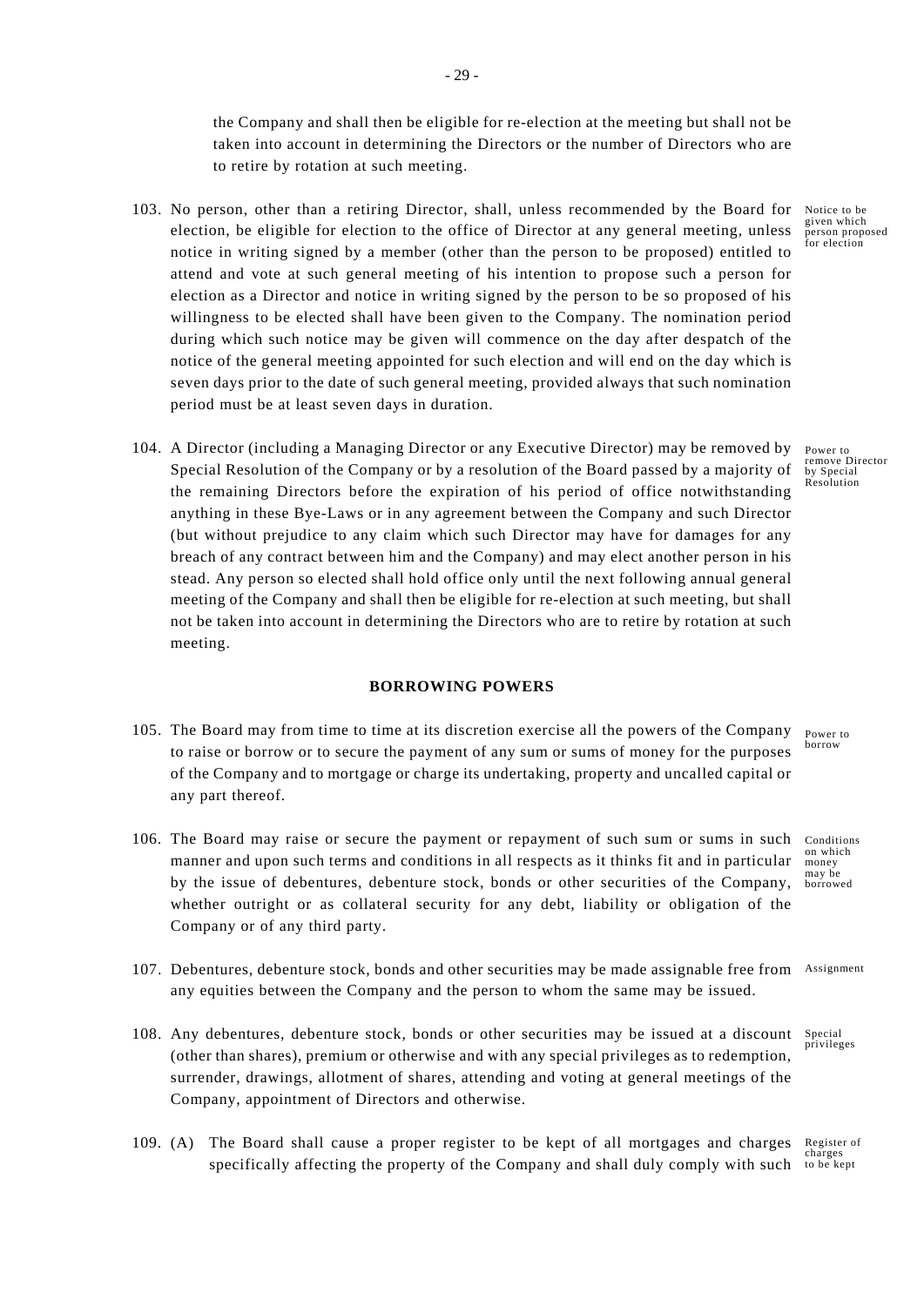the Company and shall then be eligible for re-election at the meeting but shall not be taken into account in determining the Directors or the number of Directors who are to retire by rotation at such meeting.

103. No person, other than a retiring Director, shall, unless recommended by the Board for election, be eligible for election to the office of Director at any general meeting, unless notice in writing signed by a member (other than the person to be proposed) entitled to attend and vote at such general meeting of his intention to propose such a person for election as a Director and notice in writing signed by the person to be so proposed of his willingness to be elected shall have been given to the Company. The nomination period during which such notice may be given will commence on the day after despatch of the notice of the general meeting appointed for such election and will end on the day which is seven days prior to the date of such general meeting, provided always that such nomination period must be at least seven days in duration.

Notice to be given which person proposed for election

104. A Director (including a Managing Director or any Executive Director) may be removed by Special Resolution of the Company or by a resolution of the Board passed by a majority of the remaining Directors before the expiration of his period of office notwithstanding anything in these Bye-Laws or in any agreement between the Company and such Director (but without prejudice to any claim which such Director may have for damages for any breach of any contract between him and the Company) and may elect another person in his stead. Any person so elected shall hold office only until the next following annual general meeting of the Company and shall then be eligible for re-election at such meeting, but shall not be taken into account in determining the Directors who are to retire by rotation at such meeting.

Power to remove Director by Special Resolution

## BORROWING POWERS

105. The Board may from time to time at its discretion exercise all the powers of the Company to raise or borrow or to secure the payment of any sum or sums of money for the purposes of the Company and to mortgage or charge its undertaking, property and uncalled capital or any part thereof.

Power to borrow

106. The Board may raise or secure the payment or repayment of such sum or sums in such manner and upon such terms and conditions in all respects as it thinks fit and in particular by the issue of debentures, debenture stock, bonds or other securities of the Company, whether outright or as collateral security for any debt, liability or obligation of the Company or of any third party.

Conditions on which money may be borrowed

107. Debentures, debenture stock, bonds and other securities may be made assignable free from any equities between the Company and the person to whom the same may be issued.

Assignment

108. Any debentures, debenture stock, bonds or other securities may be issued at a discount (other than shares), premium or otherwise and with any special privileges as to redemption, surrender, drawings, allotment of shares, attending and voting at general meetings of the Company, appointment of Directors and otherwise.

Special privileges

109. (A) The Board shall cause a proper register to be kept of all mortgages and charges specifically affecting the property of the Company and shall duly comply with such

Register of charges to be kept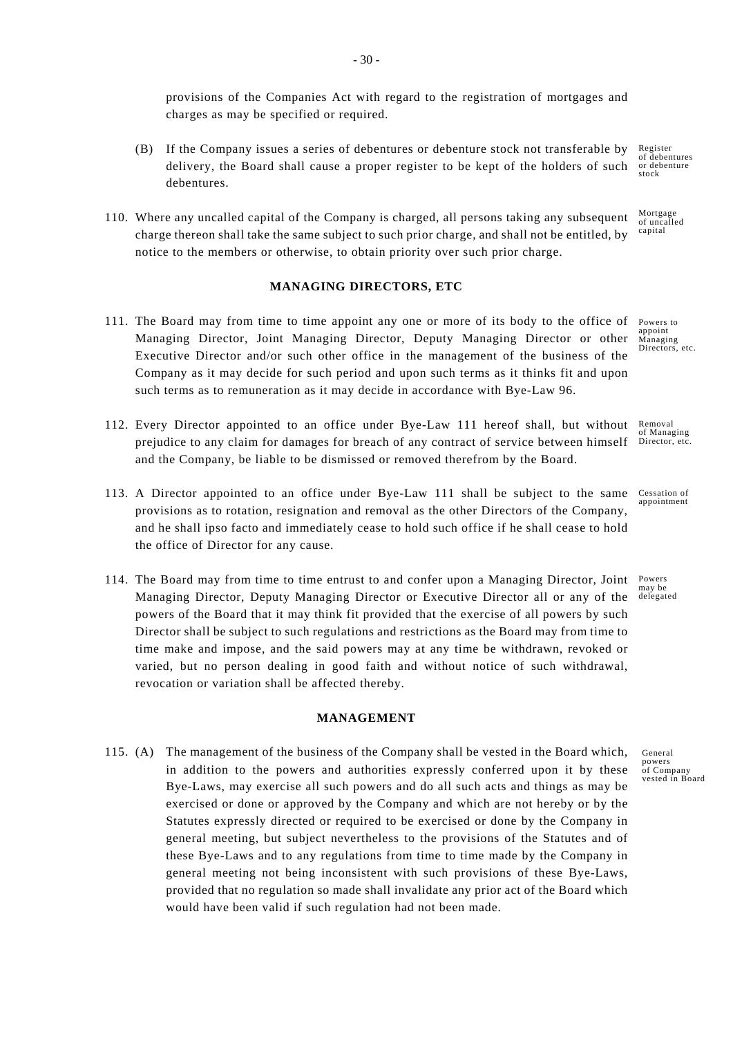provisions of the Companies Act with regard to the registration of mortgages and charges as may be specified or required.

(B) If the Company issues a series of debentures or debenture stock not transferable by delivery, the Board shall cause a proper register to be kept of the holders of such debentures. Register of debentures or debenture stock

110. Where any uncalled capital of the Company is charged, all persons taking any subsequent charge thereon shall take the same subject to such prior charge, and shall not be entitled, by notice to the members or otherwise, to obtain priority over such prior charge. Mortgage of uncalled capital

**MANAGING DIRECTORS, ETC**

111. The Board may from time to time appoint any one or more of its body to the office of Managing Director, Joint Managing Director, Deputy Managing Director or other Executive Director and/or such other office in the management of the business of the Company as it may decide for such period and upon such terms as it thinks fit and upon such terms as to remuneration as it may decide in accordance with Bye-Law 96. Powers to appoint Managing Directors, etc.

112. Every Director appointed to an office under Bye-Law 111 hereof shall, but without prejudice to any claim for damages for breach of any contract of service between himself and the Company, be liable to be dismissed or removed therefrom by the Board. Removal of Managing Director, etc.

113. A Director appointed to an office under Bye-Law 111 shall be subject to the same provisions as to rotation, resignation and removal as the other Directors of the Company, and he shall ipso facto and immediately cease to hold such office if he shall cease to hold the office of Director for any cause. Cessation of appointment

114. The Board may from time to time entrust to and confer upon a Managing Director, Joint Managing Director, Deputy Managing Director or Executive Director all or any of the powers of the Board that it may think fit provided that the exercise of all powers by such Director shall be subject to such regulations and restrictions as the Board may from time to time make and impose, and the said powers may at any time be withdrawn, revoked or varied, but no person dealing in good faith and without notice of such withdrawal, revocation or variation shall be affected thereby. Powers may be delegated

**MANAGEMENT**

115. (A) The management of the business of the Company shall be vested in the Board which, in addition to the powers and authorities expressly conferred upon it by these Bye-Laws, may exercise all such powers and do all such acts and things as may be exercised or done or approved by the Company and which are not hereby or by the Statutes expressly directed or required to be exercised or done by the Company in general meeting, but subject nevertheless to the provisions of the Statutes and of these Bye-Laws and to any regulations from time to time made by the Company in general meeting not being inconsistent with such provisions of these Bye-Laws, provided that no regulation so made shall invalidate any prior act of the Board which would have been valid if such regulation had not been made. General powers of Company vested in Board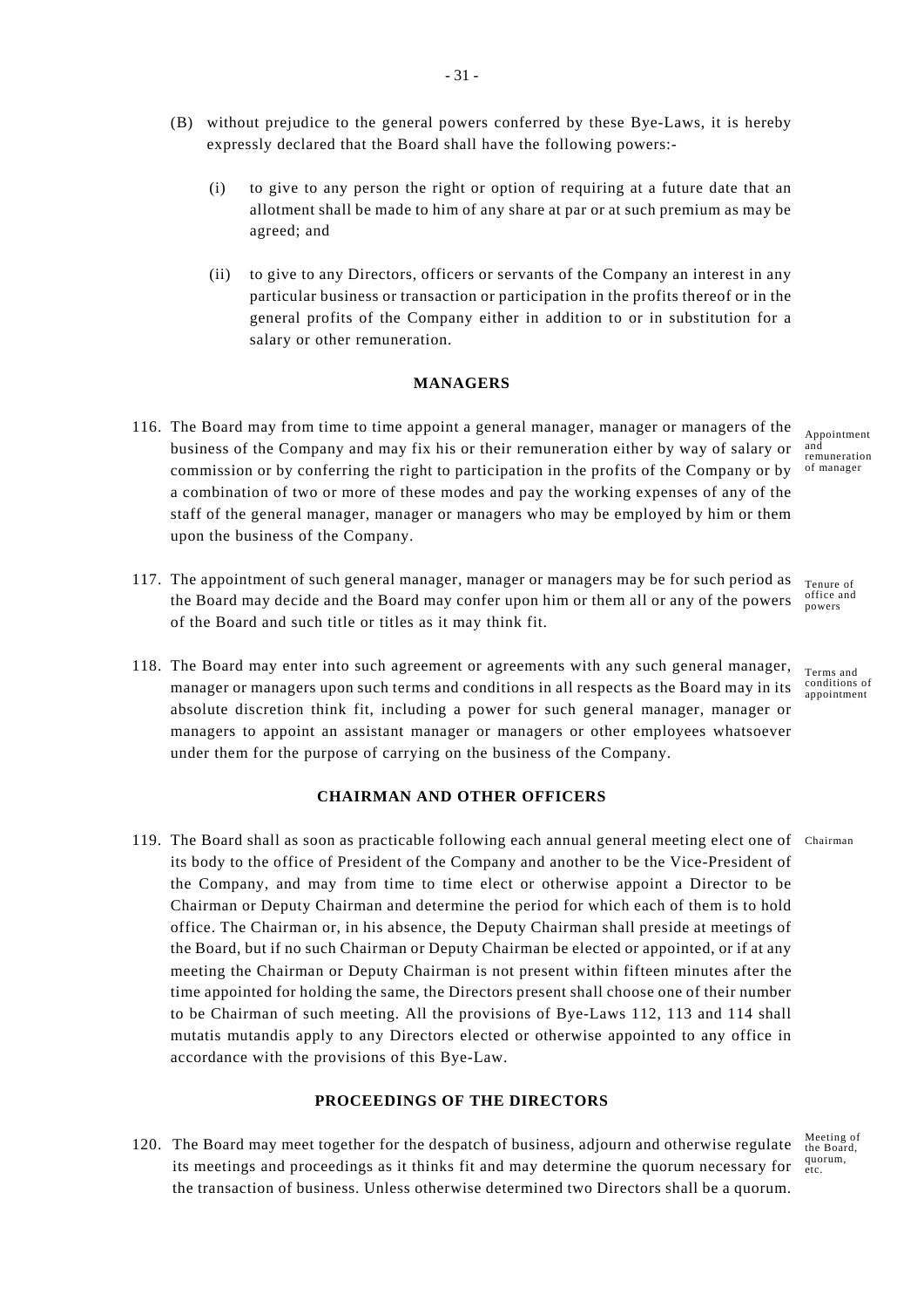(B) without prejudice to the general powers conferred by these Bye-Laws, it is hereby expressly declared that the Board shall have the following powers:-

   (i) to give to any person the right or option of requiring at a future date that an allotment shall be made to him of any share at par or at such premium as may be agreed; and

   (ii) to give to any Directors, officers or servants of the Company an interest in any particular business or transaction or participation in the profits thereof or in the general profits of the Company either in addition to or in substitution for a salary or other remuneration.

## MANAGERS

116. The Board may from time to time appoint a general manager, manager or managers of the business of the Company and may fix his or their remuneration either by way of salary or commission or by conferring the right to participation in the profits of the Company or by a combination of two or more of these modes and pay the working expenses of any of the staff of the general manager, manager or managers who may be employed by him or them upon the business of the Company.

*Appointment and remuneration of manager*

117. The appointment of such general manager, manager or managers may be for such period as the Board may decide and the Board may confer upon him or them all or any of the powers of the Board and such title or titles as it may think fit.

*Tenure of office and powers*

118. The Board may enter into such agreement or agreements with any such general manager, manager or managers upon such terms and conditions in all respects as the Board may in its absolute discretion think fit, including a power for such general manager, manager or managers to appoint an assistant manager or managers or other employees whatsoever under them for the purpose of carrying on the business of the Company.

*Terms and conditions of appointment*

## CHAIRMAN AND OTHER OFFICERS

119. The Board shall as soon as practicable following each annual general meeting elect one of its body to the office of President of the Company and another to be the Vice-President of the Company, and may from time to time elect or otherwise appoint a Director to be Chairman or Deputy Chairman and determine the period for which each of them is to hold office. The Chairman or, in his absence, the Deputy Chairman shall preside at meetings of the Board, but if no such Chairman or Deputy Chairman be elected or appointed, or if at any meeting the Chairman or Deputy Chairman is not present within fifteen minutes after the time appointed for holding the same, the Directors present shall choose one of their number to be Chairman of such meeting. All the provisions of Bye-Laws 112, 113 and 114 shall mutatis mutandis apply to any Directors elected or otherwise appointed to any office in accordance with the provisions of this Bye-Law.

*Chairman*

## PROCEEDINGS OF THE DIRECTORS

120. The Board may meet together for the despatch of business, adjourn and otherwise regulate its meetings and proceedings as it thinks fit and may determine the quorum necessary for the transaction of business. Unless otherwise determined two Directors shall be a quorum.

*Meeting of the Board, quorum, etc.*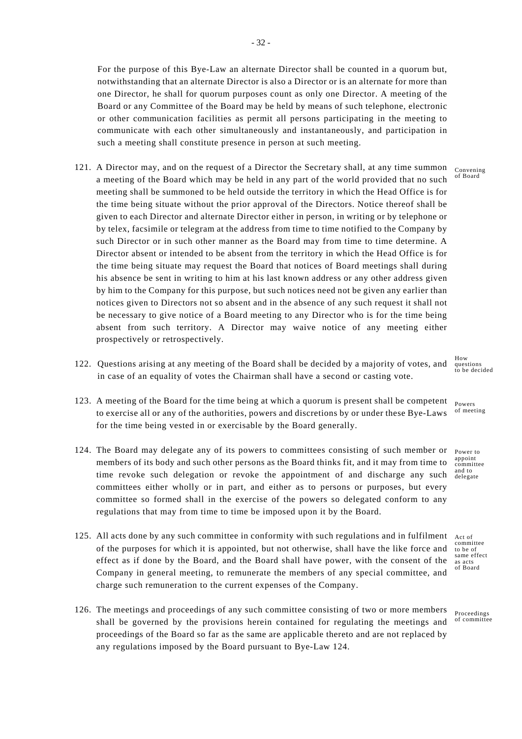For the purpose of this Bye-Law an alternate Director shall be counted in a quorum but, notwithstanding that an alternate Director is also a Director or is an alternate for more than one Director, he shall for quorum purposes count as only one Director. A meeting of the Board or any Committee of the Board may be held by means of such telephone, electronic or other communication facilities as permit all persons participating in the meeting to communicate with each other simultaneously and instantaneously, and participation in such a meeting shall constitute presence in person at such meeting.

121. A Director may, and on the request of a Director the Secretary shall, at any time summon a meeting of the Board which may be held in any part of the world provided that no such meeting shall be summoned to be held outside the territory in which the Head Office is for the time being situate without the prior approval of the Directors. Notice thereof shall be given to each Director and alternate Director either in person, in writing or by telephone or by telex, facsimile or telegram at the address from time to time notified to the Company by such Director or in such other manner as the Board may from time to time determine. A Director absent or intended to be absent from the territory in which the Head Office is for the time being situate may request the Board that notices of Board meetings shall during his absence be sent in writing to him at his last known address or any other address given by him to the Company for this purpose, but such notices need not be given any earlier than notices given to Directors not so absent and in the absence of any such request it shall not be necessary to give notice of a Board meeting to any Director who is for the time being absent from such territory. A Director may waive notice of any meeting either prospectively or retrospectively. *(Convening of Board)*

122. Questions arising at any meeting of the Board shall be decided by a majority of votes, and in case of an equality of votes the Chairman shall have a second or casting vote. *(How questions to be decided)*

123. A meeting of the Board for the time being at which a quorum is present shall be competent to exercise all or any of the authorities, powers and discretions by or under these Bye-Laws for the time being vested in or exercisable by the Board generally. *(Powers of meeting)*

124. The Board may delegate any of its powers to committees consisting of such member or members of its body and such other persons as the Board thinks fit, and it may from time to time revoke such delegation or revoke the appointment of and discharge any such committees either wholly or in part, and either as to persons or purposes, but every committee so formed shall in the exercise of the powers so delegated conform to any regulations that may from time to time be imposed upon it by the Board. *(Power to appoint committee and to delegate)*

125. All acts done by any such committee in conformity with such regulations and in fulfilment of the purposes for which it is appointed, but not otherwise, shall have the like force and effect as if done by the Board, and the Board shall have power, with the consent of the Company in general meeting, to remunerate the members of any special committee, and charge such remuneration to the current expenses of the Company. *(Act of committee to be of same effect as acts of Board)*

126. The meetings and proceedings of any such committee consisting of two or more members shall be governed by the provisions herein contained for regulating the meetings and proceedings of the Board so far as the same are applicable thereto and are not replaced by any regulations imposed by the Board pursuant to Bye-Law 124. *(Proceedings of committee)*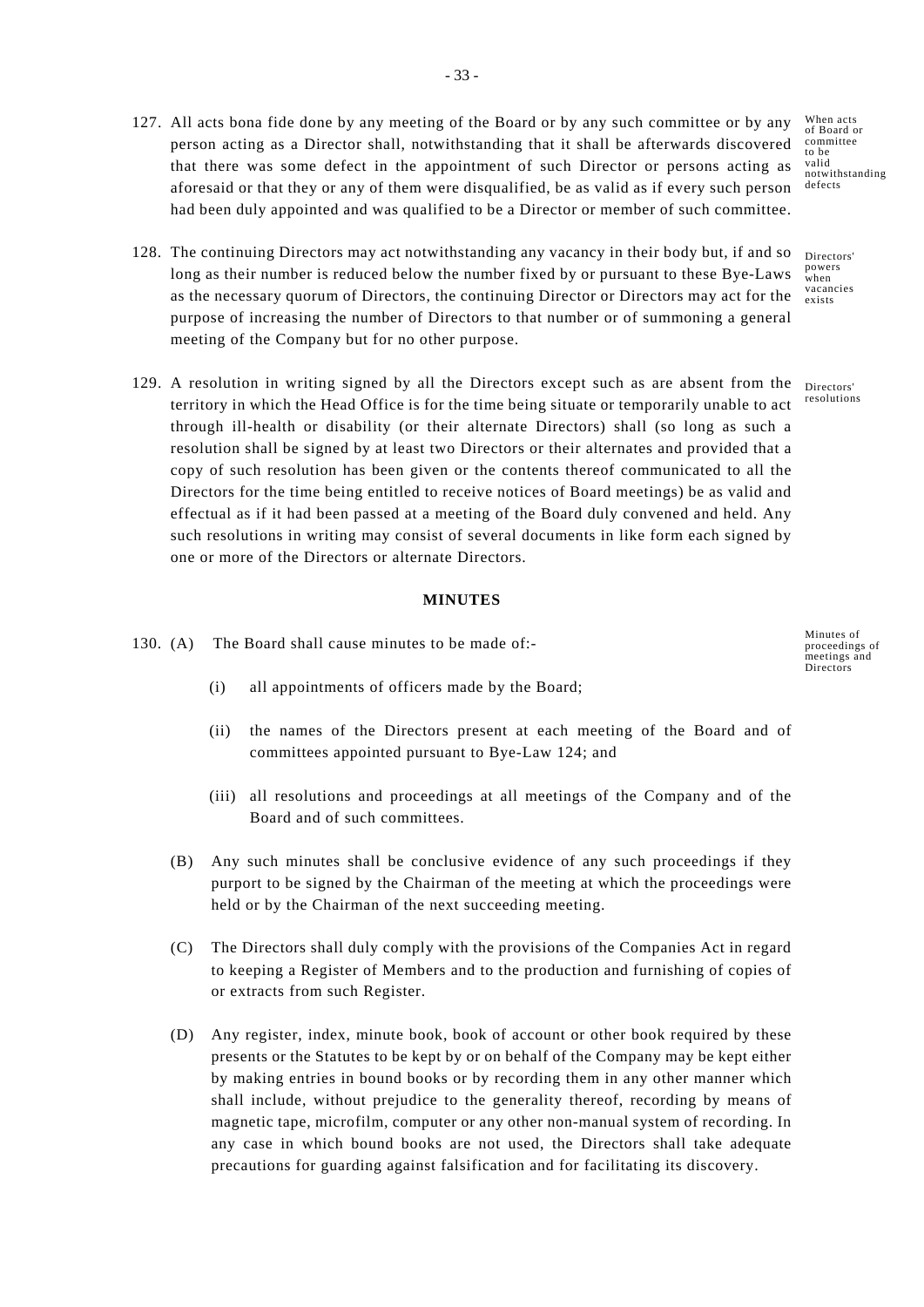127. All acts bona fide done by any meeting of the Board or by any such committee or by any person acting as a Director shall, notwithstanding that it shall be afterwards discovered that there was some defect in the appointment of such Director or persons acting as aforesaid or that they or any of them were disqualified, be as valid as if every such person had been duly appointed and was qualified to be a Director or member of such committee.

*When acts of Board or committee to be valid notwithstanding defects*

128. The continuing Directors may act notwithstanding any vacancy in their body but, if and so long as their number is reduced below the number fixed by or pursuant to these Bye-Laws as the necessary quorum of Directors, the continuing Director or Directors may act for the purpose of increasing the number of Directors to that number or of summoning a general meeting of the Company but for no other purpose.

*Directors' powers when vacancies exists*

129. A resolution in writing signed by all the Directors except such as are absent from the territory in which the Head Office is for the time being situate or temporarily unable to act through ill-health or disability (or their alternate Directors) shall (so long as such a resolution shall be signed by at least two Directors or their alternates and provided that a copy of such resolution has been given or the contents thereof communicated to all the Directors for the time being entitled to receive notices of Board meetings) be as valid and effectual as if it had been passed at a meeting of the Board duly convened and held. Any such resolutions in writing may consist of several documents in like form each signed by one or more of the Directors or alternate Directors.

*Directors' resolutions*

## MINUTES

130. (A) The Board shall cause minutes to be made of:-

*Minutes of proceedings of meetings and Directors*

   (i) all appointments of officers made by the Board;

   (ii) the names of the Directors present at each meeting of the Board and of committees appointed pursuant to Bye-Law 124; and

   (iii) all resolutions and proceedings at all meetings of the Company and of the Board and of such committees.

   (B) Any such minutes shall be conclusive evidence of any such proceedings if they purport to be signed by the Chairman of the meeting at which the proceedings were held or by the Chairman of the next succeeding meeting.

   (C) The Directors shall duly comply with the provisions of the Companies Act in regard to keeping a Register of Members and to the production and furnishing of copies of or extracts from such Register.

   (D) Any register, index, minute book, book of account or other book required by these presents or the Statutes to be kept by or on behalf of the Company may be kept either by making entries in bound books or by recording them in any other manner which shall include, without prejudice to the generality thereof, recording by means of magnetic tape, microfilm, computer or any other non-manual system of recording. In any case in which bound books are not used, the Directors shall take adequate precautions for guarding against falsification and for facilitating its discovery.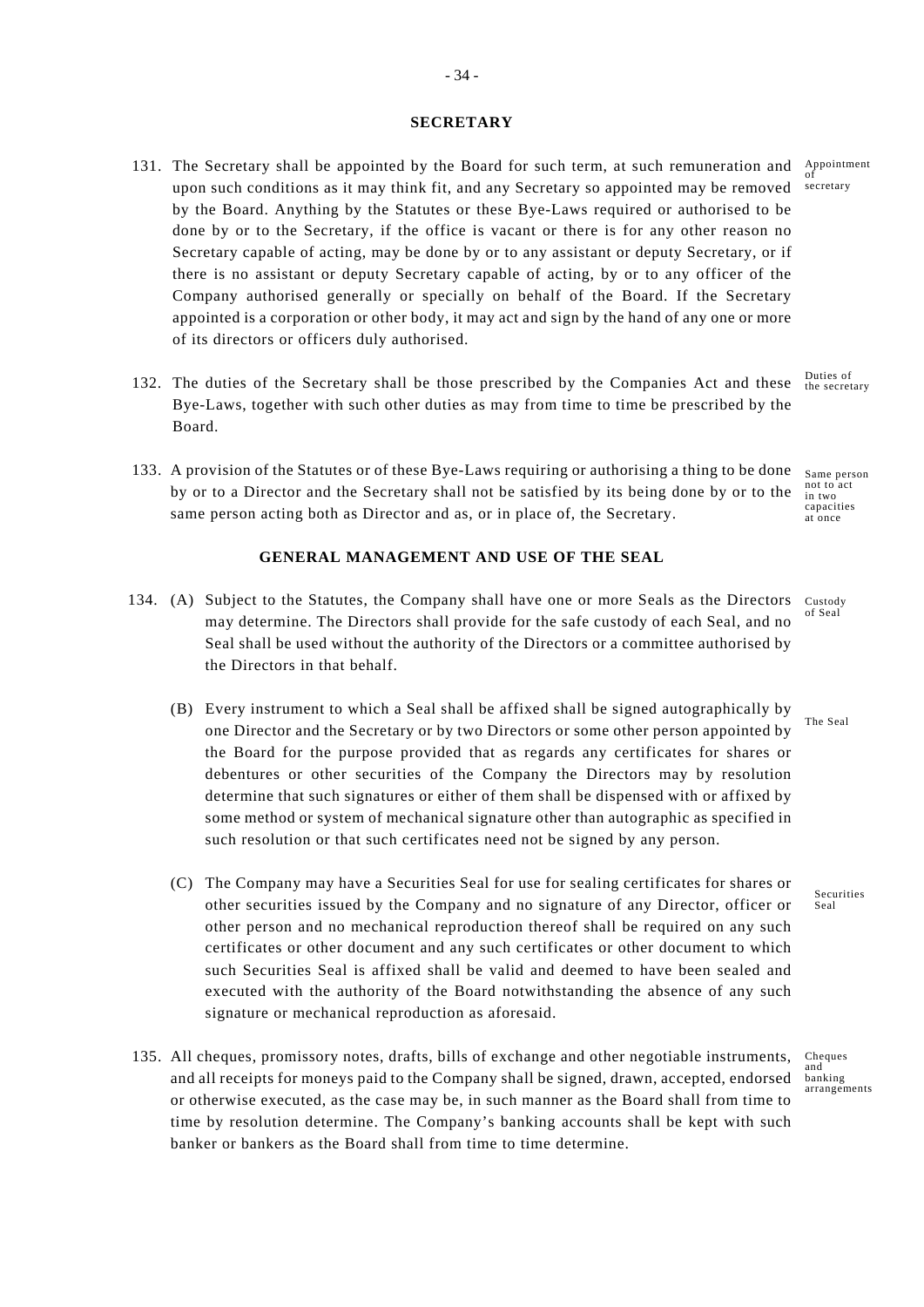## SECRETARY

131. The Secretary shall be appointed by the Board for such term, at such remuneration and upon such conditions as it may think fit, and any Secretary so appointed may be removed by the Board. Anything by the Statutes or these Bye-Laws required or authorised to be done by or to the Secretary, if the office is vacant or there is for any other reason no Secretary capable of acting, may be done by or to any assistant or deputy Secretary, or if there is no assistant or deputy Secretary capable of acting, by or to any officer of the Company authorised generally or specially on behalf of the Board. If the Secretary appointed is a corporation or other body, it may act and sign by the hand of any one or more of its directors or officers duly authorised.

Appointment of secretary

132. The duties of the Secretary shall be those prescribed by the Companies Act and these Bye-Laws, together with such other duties as may from time to time be prescribed by the Board.

Duties of the secretary

133. A provision of the Statutes or of these Bye-Laws requiring or authorising a thing to be done by or to a Director and the Secretary shall not be satisfied by its being done by or to the same person acting both as Director and as, or in place of, the Secretary.

Same person not to act in two capacities at once

## GENERAL MANAGEMENT AND USE OF THE SEAL

134. (A) Subject to the Statutes, the Company shall have one or more Seals as the Directors may determine. The Directors shall provide for the safe custody of each Seal, and no Seal shall be used without the authority of the Directors or a committee authorised by the Directors in that behalf.

Custody of Seal

(B) Every instrument to which a Seal shall be affixed shall be signed autographically by one Director and the Secretary or by two Directors or some other person appointed by the Board for the purpose provided that as regards any certificates for shares or debentures or other securities of the Company the Directors may by resolution determine that such signatures or either of them shall be dispensed with or affixed by some method or system of mechanical signature other than autographic as specified in such resolution or that such certificates need not be signed by any person.

The Seal

(C) The Company may have a Securities Seal for use for sealing certificates for shares or other securities issued by the Company and no signature of any Director, officer or other person and no mechanical reproduction thereof shall be required on any such certificates or other document and any such certificates or other document to which such Securities Seal is affixed shall be valid and deemed to have been sealed and executed with the authority of the Board notwithstanding the absence of any such signature or mechanical reproduction as aforesaid.

Securities Seal

135. All cheques, promissory notes, drafts, bills of exchange and other negotiable instruments, and all receipts for moneys paid to the Company shall be signed, drawn, accepted, endorsed or otherwise executed, as the case may be, in such manner as the Board shall from time to time by resolution determine. The Company's banking accounts shall be kept with such banker or bankers as the Board shall from time to time determine.

Cheques and banking arrangements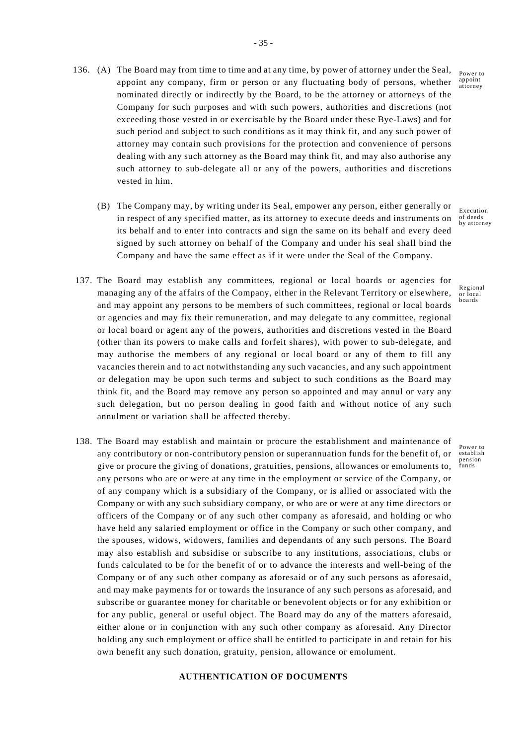136. (A) The Board may from time to time and at any time, by power of attorney under the Seal, appoint any company, firm or person or any fluctuating body of persons, whether nominated directly or indirectly by the Board, to be the attorney or attorneys of the Company for such purposes and with such powers, authorities and discretions (not exceeding those vested in or exercisable by the Board under these Bye-Laws) and for such period and subject to such conditions as it may think fit, and any such power of attorney may contain such provisions for the protection and convenience of persons dealing with any such attorney as the Board may think fit, and may also authorise any such attorney to sub-delegate all or any of the powers, authorities and discretions vested in him.

*Power to appoint attorney*

(B) The Company may, by writing under its Seal, empower any person, either generally or in respect of any specified matter, as its attorney to execute deeds and instruments on its behalf and to enter into contracts and sign the same on its behalf and every deed signed by such attorney on behalf of the Company and under his seal shall bind the Company and have the same effect as if it were under the Seal of the Company.

*Execution of deeds by attorney*

137. The Board may establish any committees, regional or local boards or agencies for managing any of the affairs of the Company, either in the Relevant Territory or elsewhere, and may appoint any persons to be members of such committees, regional or local boards or agencies and may fix their remuneration, and may delegate to any committee, regional or local board or agent any of the powers, authorities and discretions vested in the Board (other than its powers to make calls and forfeit shares), with power to sub-delegate, and may authorise the members of any regional or local board or any of them to fill any vacancies therein and to act notwithstanding any such vacancies, and any such appointment or delegation may be upon such terms and subject to such conditions as the Board may think fit, and the Board may remove any person so appointed and may annul or vary any such delegation, but no person dealing in good faith and without notice of any such annulment or variation shall be affected thereby.

*Regional or local boards*

138. The Board may establish and maintain or procure the establishment and maintenance of any contributory or non-contributory pension or superannuation funds for the benefit of, or give or procure the giving of donations, gratuities, pensions, allowances or emoluments to, any persons who are or were at any time in the employment or service of the Company, or of any company which is a subsidiary of the Company, or is allied or associated with the Company or with any such subsidiary company, or who are or were at any time directors or officers of the Company or of any such other company as aforesaid, and holding or who have held any salaried employment or office in the Company or such other company, and the spouses, widows, widowers, families and dependants of any such persons. The Board may also establish and subsidise or subscribe to any institutions, associations, clubs or funds calculated to be for the benefit of or to advance the interests and well-being of the Company or of any such other company as aforesaid or of any such persons as aforesaid, and may make payments for or towards the insurance of any such persons as aforesaid, and subscribe or guarantee money for charitable or benevolent objects or for any exhibition or for any public, general or useful object. The Board may do any of the matters aforesaid, either alone or in conjunction with any such other company as aforesaid. Any Director holding any such employment or office shall be entitled to participate in and retain for his own benefit any such donation, gratuity, pension, allowance or emolument.

*Power to establish pension funds*

## AUTHENTICATION OF DOCUMENTS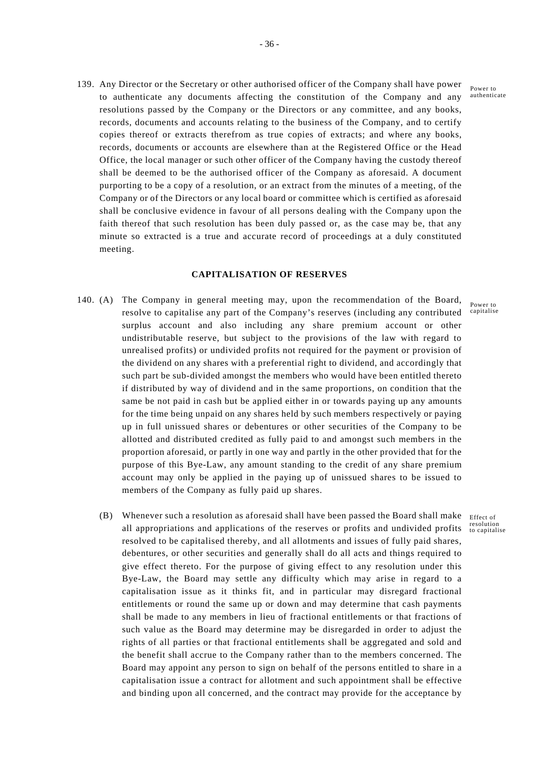139. Any Director or the Secretary or other authorised officer of the Company shall have power to authenticate any documents affecting the constitution of the Company and any resolutions passed by the Company or the Directors or any committee, and any books, records, documents and accounts relating to the business of the Company, and to certify copies thereof or extracts therefrom as true copies of extracts; and where any books, records, documents or accounts are elsewhere than at the Registered Office or the Head Office, the local manager or such other officer of the Company having the custody thereof shall be deemed to be the authorised officer of the Company as aforesaid. A document purporting to be a copy of a resolution, or an extract from the minutes of a meeting, of the Company or of the Directors or any local board or committee which is certified as aforesaid shall be conclusive evidence in favour of all persons dealing with the Company upon the faith thereof that such resolution has been duly passed or, as the case may be, that any minute so extracted is a true and accurate record of proceedings at a duly constituted meeting.

Power to authenticate

## CAPITALISATION OF RESERVES

140. (A) The Company in general meeting may, upon the recommendation of the Board, resolve to capitalise any part of the Company's reserves (including any contributed surplus account and also including any share premium account or other undistributable reserve, but subject to the provisions of the law with regard to unrealised profits) or undivided profits not required for the payment or provision of the dividend on any shares with a preferential right to dividend, and accordingly that such part be sub-divided amongst the members who would have been entitled thereto if distributed by way of dividend and in the same proportions, on condition that the same be not paid in cash but be applied either in or towards paying up any amounts for the time being unpaid on any shares held by such members respectively or paying up in full unissued shares or debentures or other securities of the Company to be allotted and distributed credited as fully paid to and amongst such members in the proportion aforesaid, or partly in one way and partly in the other provided that for the purpose of this Bye-Law, any amount standing to the credit of any share premium account may only be applied in the paying up of unissued shares to be issued to members of the Company as fully paid up shares.

Power to capitalise

(B) Whenever such a resolution as aforesaid shall have been passed the Board shall make all appropriations and applications of the reserves or profits and undivided profits resolved to be capitalised thereby, and all allotments and issues of fully paid shares, debentures, or other securities and generally shall do all acts and things required to give effect thereto. For the purpose of giving effect to any resolution under this Bye-Law, the Board may settle any difficulty which may arise in regard to a capitalisation issue as it thinks fit, and in particular may disregard fractional entitlements or round the same up or down and may determine that cash payments shall be made to any members in lieu of fractional entitlements or that fractions of such value as the Board may determine may be disregarded in order to adjust the rights of all parties or that fractional entitlements shall be aggregated and sold and the benefit shall accrue to the Company rather than to the members concerned. The Board may appoint any person to sign on behalf of the persons entitled to share in a capitalisation issue a contract for allotment and such appointment shall be effective and binding upon all concerned, and the contract may provide for the acceptance by

Effect of resolution to capitalise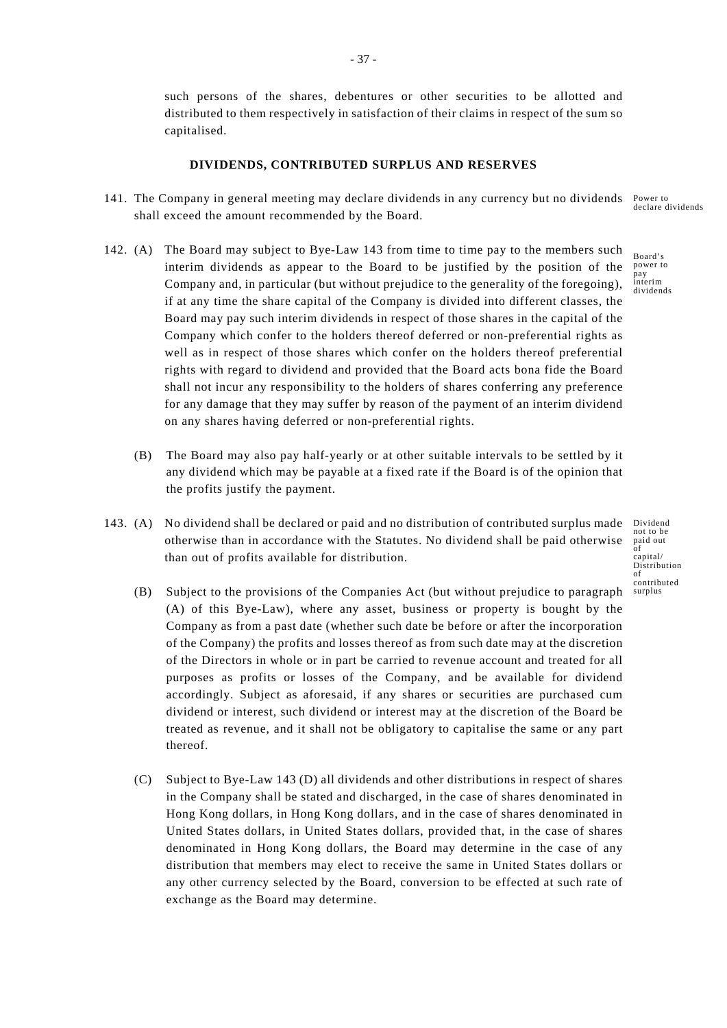such persons of the shares, debentures or other securities to be allotted and distributed to them respectively in satisfaction of their claims in respect of the sum so capitalised.

## DIVIDENDS, CONTRIBUTED SURPLUS AND RESERVES

141. The Company in general meeting may declare dividends in any currency but no dividends shall exceed the amount recommended by the Board.

Power to declare dividends

142. (A) The Board may subject to Bye-Law 143 from time to time pay to the members such interim dividends as appear to the Board to be justified by the position of the Company and, in particular (but without prejudice to the generality of the foregoing), if at any time the share capital of the Company is divided into different classes, the Board may pay such interim dividends in respect of those shares in the capital of the Company which confer to the holders thereof deferred or non-preferential rights as well as in respect of those shares which confer on the holders thereof preferential rights with regard to dividend and provided that the Board acts bona fide the Board shall not incur any responsibility to the holders of shares conferring any preference for any damage that they may suffer by reason of the payment of an interim dividend on any shares having deferred or non-preferential rights.

Board's power to pay interim dividends

(B) The Board may also pay half-yearly or at other suitable intervals to be settled by it any dividend which may be payable at a fixed rate if the Board is of the opinion that the profits justify the payment.

143. (A) No dividend shall be declared or paid and no distribution of contributed surplus made otherwise than in accordance with the Statutes. No dividend shall be paid otherwise than out of profits available for distribution.

Dividend not to be paid out of capital/ Distribution of contributed surplus

(B) Subject to the provisions of the Companies Act (but without prejudice to paragraph (A) of this Bye-Law), where any asset, business or property is bought by the Company as from a past date (whether such date be before or after the incorporation of the Company) the profits and losses thereof as from such date may at the discretion of the Directors in whole or in part be carried to revenue account and treated for all purposes as profits or losses of the Company, and be available for dividend accordingly. Subject as aforesaid, if any shares or securities are purchased cum dividend or interest, such dividend or interest may at the discretion of the Board be treated as revenue, and it shall not be obligatory to capitalise the same or any part thereof.

(C) Subject to Bye-Law 143 (D) all dividends and other distributions in respect of shares in the Company shall be stated and discharged, in the case of shares denominated in Hong Kong dollars, in Hong Kong dollars, and in the case of shares denominated in United States dollars, in United States dollars, provided that, in the case of shares denominated in Hong Kong dollars, the Board may determine in the case of any distribution that members may elect to receive the same in United States dollars or any other currency selected by the Board, conversion to be effected at such rate of exchange as the Board may determine.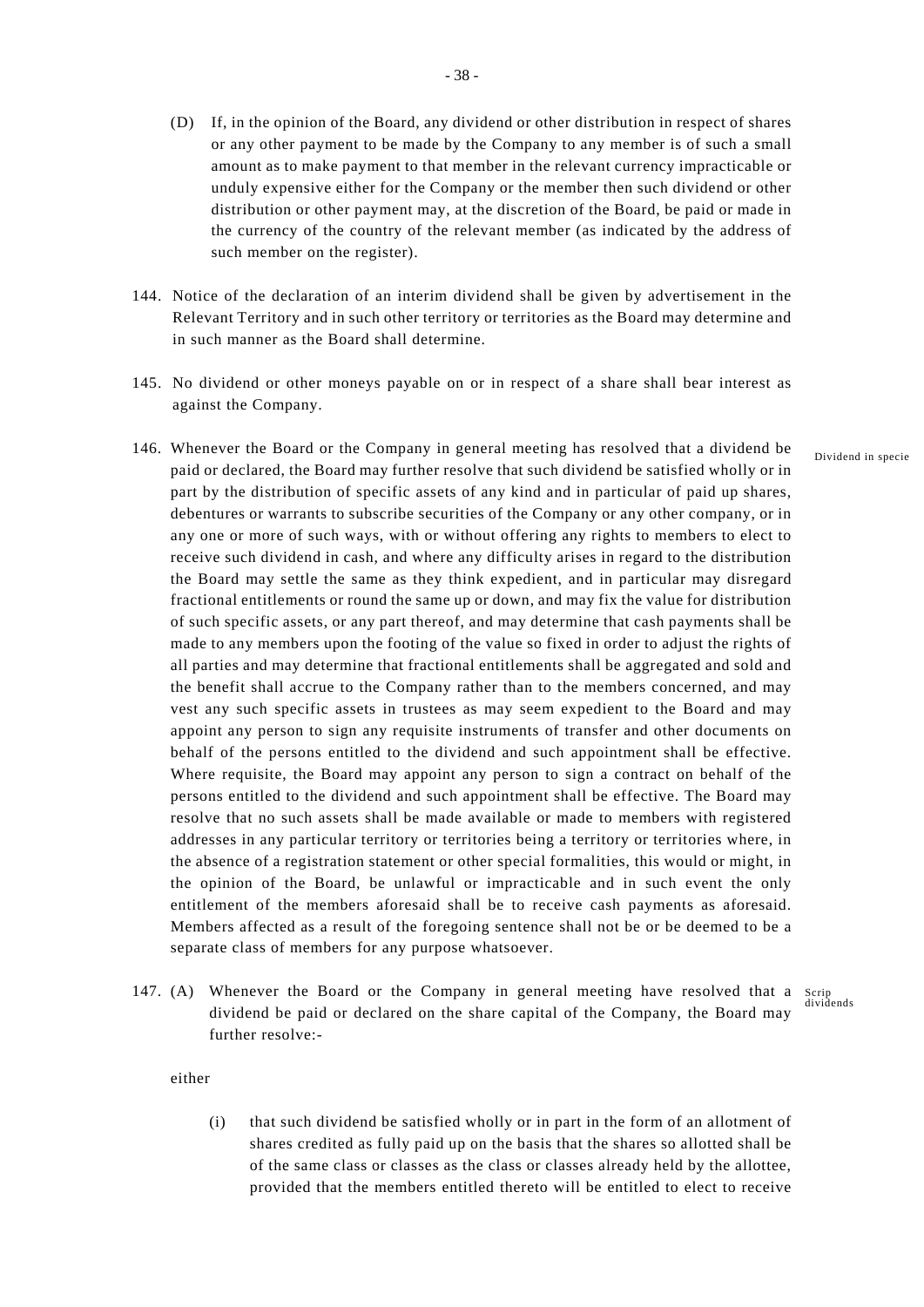(D) If, in the opinion of the Board, any dividend or other distribution in respect of shares or any other payment to be made by the Company to any member is of such a small amount as to make payment to that member in the relevant currency impracticable or unduly expensive either for the Company or the member then such dividend or other distribution or other payment may, at the discretion of the Board, be paid or made in the currency of the country of the relevant member (as indicated by the address of such member on the register).

144. Notice of the declaration of an interim dividend shall be given by advertisement in the Relevant Territory and in such other territory or territories as the Board may determine and in such manner as the Board shall determine.

145. No dividend or other moneys payable on or in respect of a share shall bear interest as against the Company.

146. Whenever the Board or the Company in general meeting has resolved that a dividend be paid or declared, the Board may further resolve that such dividend be satisfied wholly or in part by the distribution of specific assets of any kind and in particular of paid up shares, debentures or warrants to subscribe securities of the Company or any other company, or in any one or more of such ways, with or without offering any rights to members to elect to receive such dividend in cash, and where any difficulty arises in regard to the distribution the Board may settle the same as they think expedient, and in particular may disregard fractional entitlements or round the same up or down, and may fix the value for distribution of such specific assets, or any part thereof, and may determine that cash payments shall be made to any members upon the footing of the value so fixed in order to adjust the rights of all parties and may determine that fractional entitlements shall be aggregated and sold and the benefit shall accrue to the Company rather than to the members concerned, and may vest any such specific assets in trustees as may seem expedient to the Board and may appoint any person to sign any requisite instruments of transfer and other documents on behalf of the persons entitled to the dividend and such appointment shall be effective. Where requisite, the Board may appoint any person to sign a contract on behalf of the persons entitled to the dividend and such appointment shall be effective. The Board may resolve that no such assets shall be made available or made to members with registered addresses in any particular territory or territories being a territory or territories where, in the absence of a registration statement or other special formalities, this would or might, in the opinion of the Board, be unlawful or impracticable and in such event the only entitlement of the members aforesaid shall be to receive cash payments as aforesaid. Members affected as a result of the foregoing sentence shall not be or be deemed to be a separate class of members for any purpose whatsoever.

Dividend in specie

147. (A) Whenever the Board or the Company in general meeting have resolved that a dividend be paid or declared on the share capital of the Company, the Board may further resolve:-

Scrip dividends

either

(i) that such dividend be satisfied wholly or in part in the form of an allotment of shares credited as fully paid up on the basis that the shares so allotted shall be of the same class or classes as the class or classes already held by the allottee, provided that the members entitled thereto will be entitled to elect to receive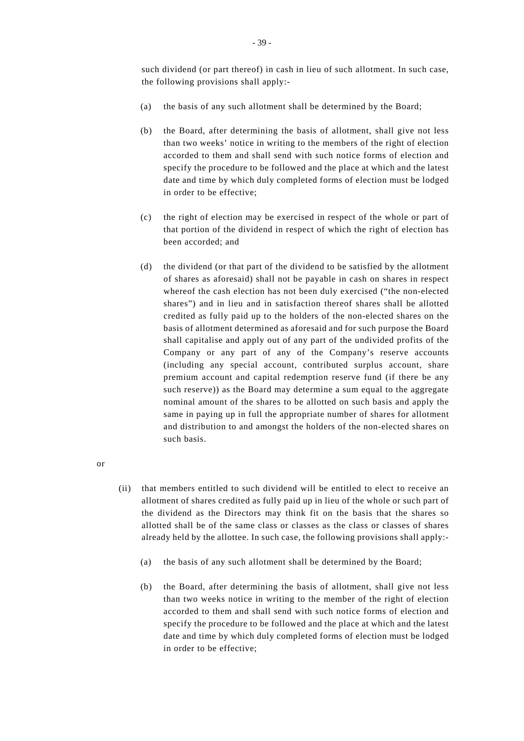such dividend (or part thereof) in cash in lieu of such allotment. In such case, the following provisions shall apply:-

(a) the basis of any such allotment shall be determined by the Board;

(b) the Board, after determining the basis of allotment, shall give not less than two weeks' notice in writing to the members of the right of election accorded to them and shall send with such notice forms of election and specify the procedure to be followed and the place at which and the latest date and time by which duly completed forms of election must be lodged in order to be effective;

(c) the right of election may be exercised in respect of the whole or part of that portion of the dividend in respect of which the right of election has been accorded; and

(d) the dividend (or that part of the dividend to be satisfied by the allotment of shares as aforesaid) shall not be payable in cash on shares in respect whereof the cash election has not been duly exercised ("the non-elected shares") and in lieu and in satisfaction thereof shares shall be allotted credited as fully paid up to the holders of the non-elected shares on the basis of allotment determined as aforesaid and for such purpose the Board shall capitalise and apply out of any part of the undivided profits of the Company or any part of any of the Company's reserve accounts (including any special account, contributed surplus account, share premium account and capital redemption reserve fund (if there be any such reserve)) as the Board may determine a sum equal to the aggregate nominal amount of the shares to be allotted on such basis and apply the same in paying up in full the appropriate number of shares for allotment and distribution to and amongst the holders of the non-elected shares on such basis.

or

(ii) that members entitled to such dividend will be entitled to elect to receive an allotment of shares credited as fully paid up in lieu of the whole or such part of the dividend as the Directors may think fit on the basis that the shares so allotted shall be of the same class or classes as the class or classes of shares already held by the allottee. In such case, the following provisions shall apply:-

(a) the basis of any such allotment shall be determined by the Board;

(b) the Board, after determining the basis of allotment, shall give not less than two weeks notice in writing to the member of the right of election accorded to them and shall send with such notice forms of election and specify the procedure to be followed and the place at which and the latest date and time by which duly completed forms of election must be lodged in order to be effective;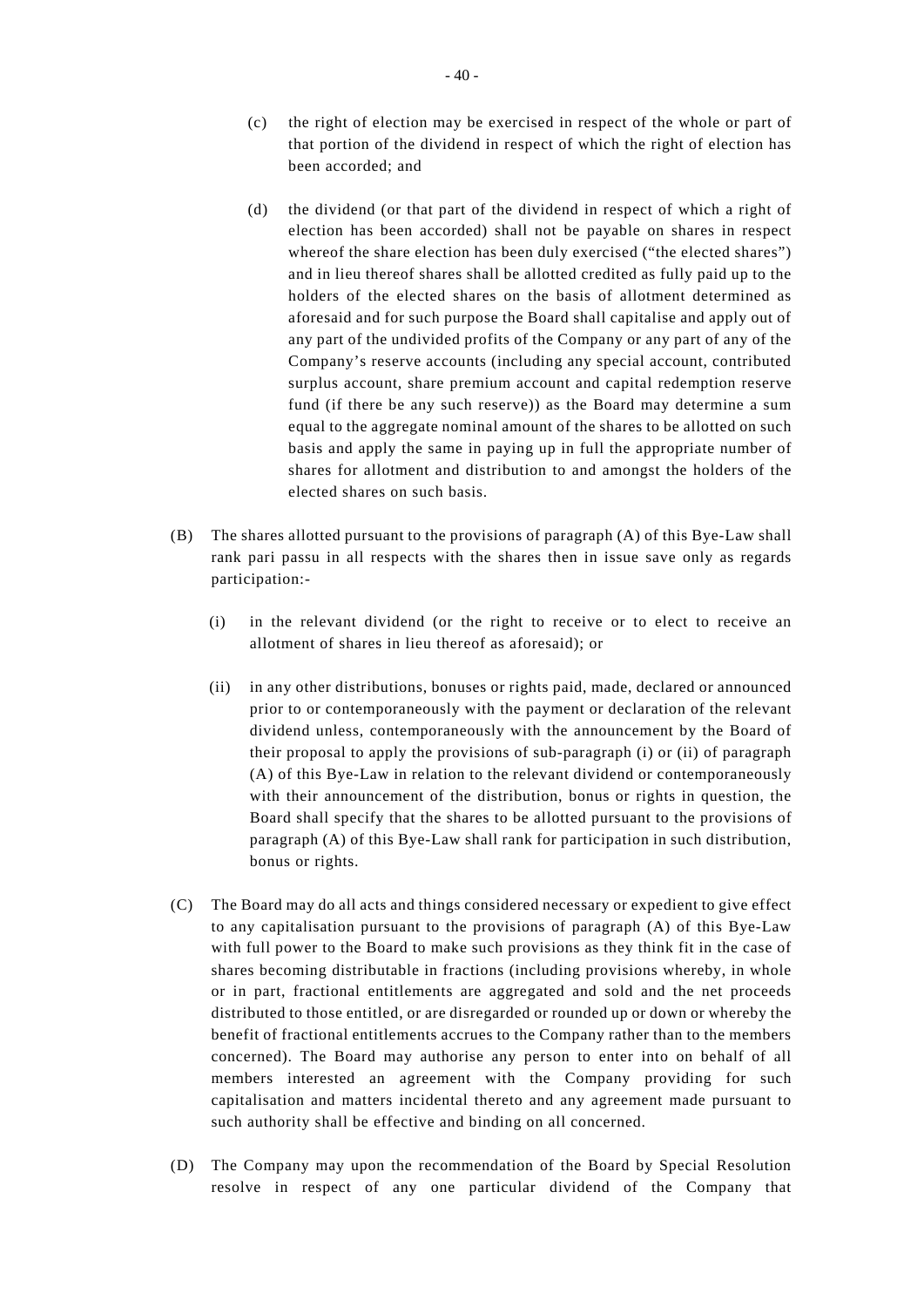(c) the right of election may be exercised in respect of the whole or part of that portion of the dividend in respect of which the right of election has been accorded; and

(d) the dividend (or that part of the dividend in respect of which a right of election has been accorded) shall not be payable on shares in respect whereof the share election has been duly exercised ("the elected shares") and in lieu thereof shares shall be allotted credited as fully paid up to the holders of the elected shares on the basis of allotment determined as aforesaid and for such purpose the Board shall capitalise and apply out of any part of the undivided profits of the Company or any part of any of the Company's reserve accounts (including any special account, contributed surplus account, share premium account and capital redemption reserve fund (if there be any such reserve)) as the Board may determine a sum equal to the aggregate nominal amount of the shares to be allotted on such basis and apply the same in paying up in full the appropriate number of shares for allotment and distribution to and amongst the holders of the elected shares on such basis.

(B) The shares allotted pursuant to the provisions of paragraph (A) of this Bye-Law shall rank pari passu in all respects with the shares then in issue save only as regards participation:-

(i) in the relevant dividend (or the right to receive or to elect to receive an allotment of shares in lieu thereof as aforesaid); or

(ii) in any other distributions, bonuses or rights paid, made, declared or announced prior to or contemporaneously with the payment or declaration of the relevant dividend unless, contemporaneously with the announcement by the Board of their proposal to apply the provisions of sub-paragraph (i) or (ii) of paragraph (A) of this Bye-Law in relation to the relevant dividend or contemporaneously with their announcement of the distribution, bonus or rights in question, the Board shall specify that the shares to be allotted pursuant to the provisions of paragraph (A) of this Bye-Law shall rank for participation in such distribution, bonus or rights.

(C) The Board may do all acts and things considered necessary or expedient to give effect to any capitalisation pursuant to the provisions of paragraph (A) of this Bye-Law with full power to the Board to make such provisions as they think fit in the case of shares becoming distributable in fractions (including provisions whereby, in whole or in part, fractional entitlements are aggregated and sold and the net proceeds distributed to those entitled, or are disregarded or rounded up or down or whereby the benefit of fractional entitlements accrues to the Company rather than to the members concerned). The Board may authorise any person to enter into on behalf of all members interested an agreement with the Company providing for such capitalisation and matters incidental thereto and any agreement made pursuant to such authority shall be effective and binding on all concerned.

(D) The Company may upon the recommendation of the Board by Special Resolution resolve in respect of any one particular dividend of the Company that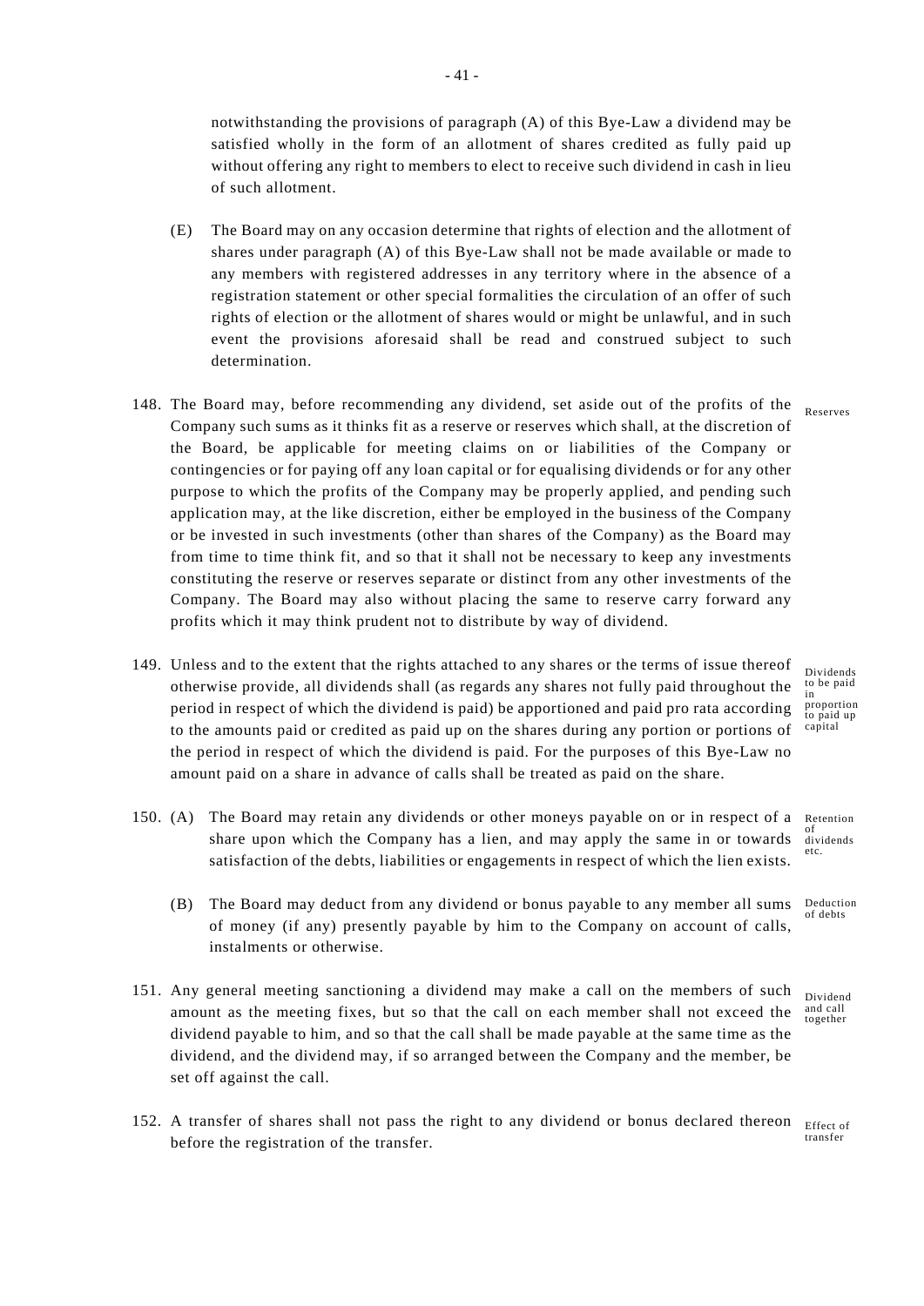notwithstanding the provisions of paragraph (A) of this Bye-Law a dividend may be satisfied wholly in the form of an allotment of shares credited as fully paid up without offering any right to members to elect to receive such dividend in cash in lieu of such allotment.

(E) The Board may on any occasion determine that rights of election and the allotment of shares under paragraph (A) of this Bye-Law shall not be made available or made to any members with registered addresses in any territory where in the absence of a registration statement or other special formalities the circulation of an offer of such rights of election or the allotment of shares would or might be unlawful, and in such event the provisions aforesaid shall be read and construed subject to such determination.

148. The Board may, before recommending any dividend, set aside out of the profits of the Company such sums as it thinks fit as a reserve or reserves which shall, at the discretion of the Board, be applicable for meeting claims on or liabilities of the Company or contingencies or for paying off any loan capital or for equalising dividends or for any other purpose to which the profits of the Company may be properly applied, and pending such application may, at the like discretion, either be employed in the business of the Company or be invested in such investments (other than shares of the Company) as the Board may from time to time think fit, and so that it shall not be necessary to keep any investments constituting the reserve or reserves separate or distinct from any other investments of the Company. The Board may also without placing the same to reserve carry forward any profits which it may think prudent not to distribute by way of dividend.

Reserves

149. Unless and to the extent that the rights attached to any shares or the terms of issue thereof otherwise provide, all dividends shall (as regards any shares not fully paid throughout the period in respect of which the dividend is paid) be apportioned and paid pro rata according to the amounts paid or credited as paid up on the shares during any portion or portions of the period in respect of which the dividend is paid. For the purposes of this Bye-Law no amount paid on a share in advance of calls shall be treated as paid on the share.

Dividends to be paid in proportion to paid up capital

150. (A) The Board may retain any dividends or other moneys payable on or in respect of a share upon which the Company has a lien, and may apply the same in or towards satisfaction of the debts, liabilities or engagements in respect of which the lien exists.

Retention of dividends etc.

(B) The Board may deduct from any dividend or bonus payable to any member all sums of money (if any) presently payable by him to the Company on account of calls, instalments or otherwise.

Deduction of debts

151. Any general meeting sanctioning a dividend may make a call on the members of such amount as the meeting fixes, but so that the call on each member shall not exceed the dividend payable to him, and so that the call shall be made payable at the same time as the dividend, and the dividend may, if so arranged between the Company and the member, be set off against the call.

Dividend and call together

152. A transfer of shares shall not pass the right to any dividend or bonus declared thereon before the registration of the transfer.

Effect of transfer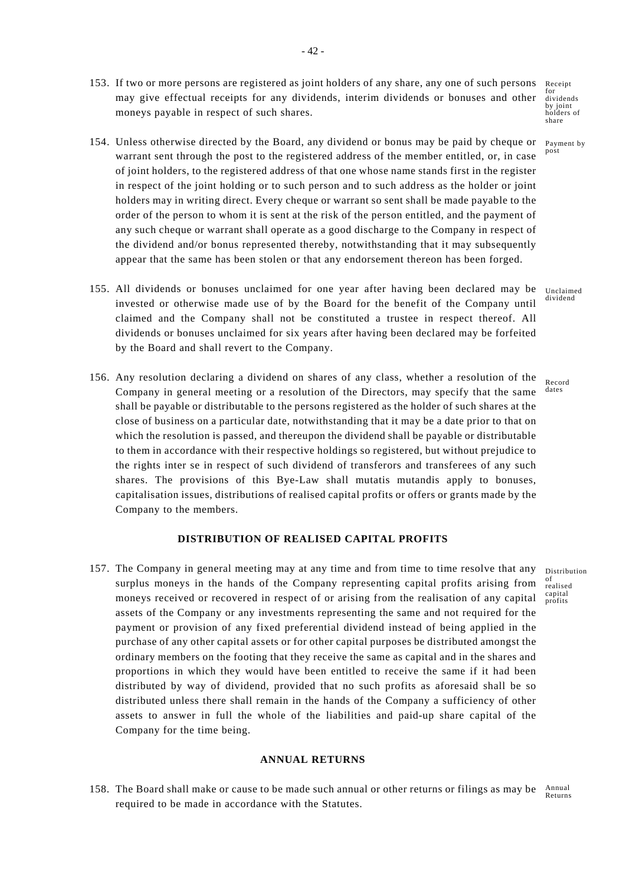153. If two or more persons are registered as joint holders of any share, any one of such persons may give effectual receipts for any dividends, interim dividends or bonuses and other moneys payable in respect of such shares.

*Receipt for dividends by joint holders of share*

154. Unless otherwise directed by the Board, any dividend or bonus may be paid by cheque or warrant sent through the post to the registered address of the member entitled, or, in case of joint holders, to the registered address of that one whose name stands first in the register in respect of the joint holding or to such person and to such address as the holder or joint holders may in writing direct. Every cheque or warrant so sent shall be made payable to the order of the person to whom it is sent at the risk of the person entitled, and the payment of any such cheque or warrant shall operate as a good discharge to the Company in respect of the dividend and/or bonus represented thereby, notwithstanding that it may subsequently appear that the same has been stolen or that any endorsement thereon has been forged.

*Payment by post*

155. All dividends or bonuses unclaimed for one year after having been declared may be invested or otherwise made use of by the Board for the benefit of the Company until claimed and the Company shall not be constituted a trustee in respect thereof. All dividends or bonuses unclaimed for six years after having been declared may be forfeited by the Board and shall revert to the Company.

*Unclaimed dividend*

156. Any resolution declaring a dividend on shares of any class, whether a resolution of the Company in general meeting or a resolution of the Directors, may specify that the same shall be payable or distributable to the persons registered as the holder of such shares at the close of business on a particular date, notwithstanding that it may be a date prior to that on which the resolution is passed, and thereupon the dividend shall be payable or distributable to them in accordance with their respective holdings so registered, but without prejudice to the rights inter se in respect of such dividend of transferors and transferees of any such shares. The provisions of this Bye-Law shall mutatis mutandis apply to bonuses, capitalisation issues, distributions of realised capital profits or offers or grants made by the Company to the members.

*Record dates*

## DISTRIBUTION OF REALISED CAPITAL PROFITS

157. The Company in general meeting may at any time and from time to time resolve that any surplus moneys in the hands of the Company representing capital profits arising from moneys received or recovered in respect of or arising from the realisation of any capital assets of the Company or any investments representing the same and not required for the payment or provision of any fixed preferential dividend instead of being applied in the purchase of any other capital assets or for other capital purposes be distributed amongst the ordinary members on the footing that they receive the same as capital and in the shares and proportions in which they would have been entitled to receive the same if it had been distributed by way of dividend, provided that no such profits as aforesaid shall be so distributed unless there shall remain in the hands of the Company a sufficiency of other assets to answer in full the whole of the liabilities and paid-up share capital of the Company for the time being.

*Distribution of realised capital profits*

## ANNUAL RETURNS

158. The Board shall make or cause to be made such annual or other returns or filings as may be required to be made in accordance with the Statutes.

*Annual Returns*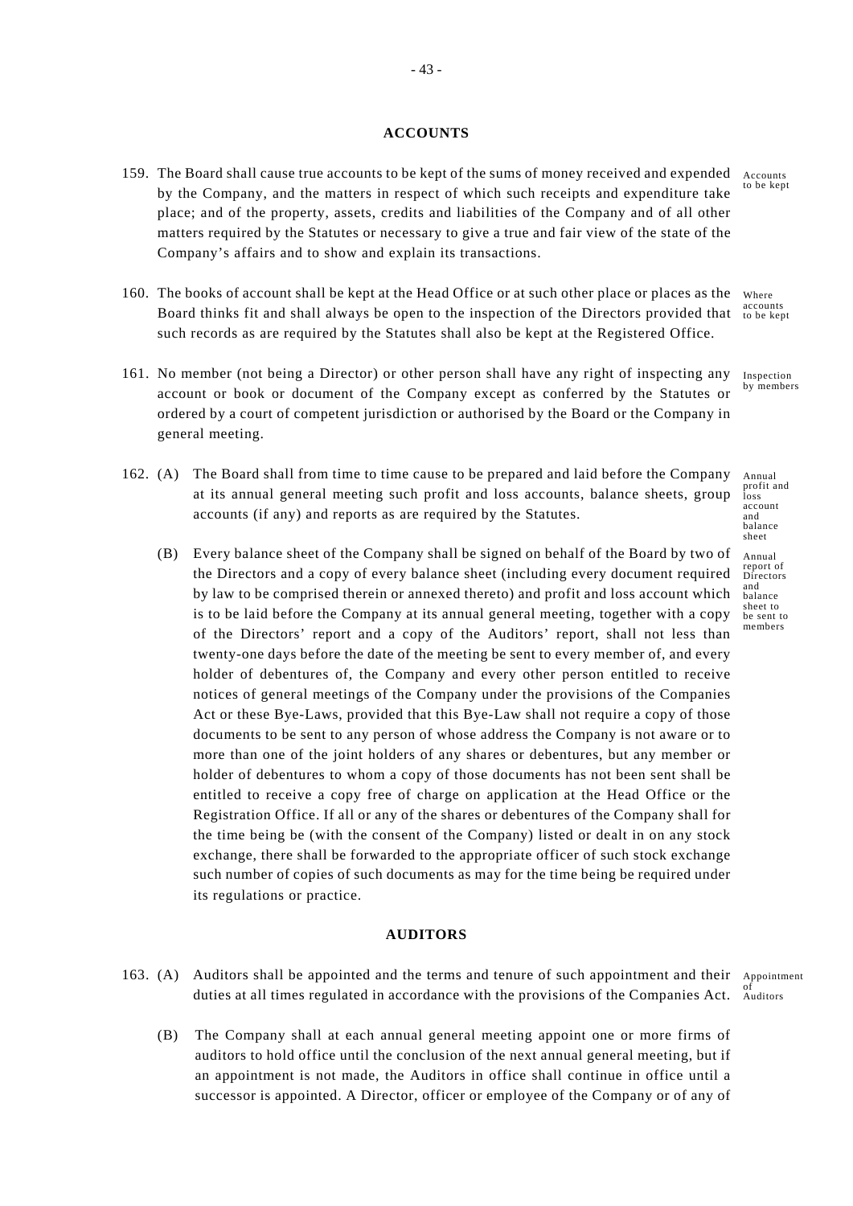## ACCOUNTS

159. The Board shall cause true accounts to be kept of the sums of money received and expended by the Company, and the matters in respect of which such receipts and expenditure take place; and of the property, assets, credits and liabilities of the Company and of all other matters required by the Statutes or necessary to give a true and fair view of the state of the Company's affairs and to show and explain its transactions.

Accounts to be kept

160. The books of account shall be kept at the Head Office or at such other place or places as the Board thinks fit and shall always be open to the inspection of the Directors provided that such records as are required by the Statutes shall also be kept at the Registered Office.

Where accounts to be kept

161. No member (not being a Director) or other person shall have any right of inspecting any account or book or document of the Company except as conferred by the Statutes or ordered by a court of competent jurisdiction or authorised by the Board or the Company in general meeting.

Inspection by members

162. (A) The Board shall from time to time cause to be prepared and laid before the Company at its annual general meeting such profit and loss accounts, balance sheets, group accounts (if any) and reports as are required by the Statutes.

Annual profit and loss account and balance sheet

(B) Every balance sheet of the Company shall be signed on behalf of the Board by two of the Directors and a copy of every balance sheet (including every document required by law to be comprised therein or annexed thereto) and profit and loss account which is to be laid before the Company at its annual general meeting, together with a copy of the Directors' report and a copy of the Auditors' report, shall not less than twenty-one days before the date of the meeting be sent to every member of, and every holder of debentures of, the Company and every other person entitled to receive notices of general meetings of the Company under the provisions of the Companies Act or these Bye-Laws, provided that this Bye-Law shall not require a copy of those documents to be sent to any person of whose address the Company is not aware or to more than one of the joint holders of any shares or debentures, but any member or holder of debentures to whom a copy of those documents has not been sent shall be entitled to receive a copy free of charge on application at the Head Office or the Registration Office. If all or any of the shares or debentures of the Company shall for the time being be (with the consent of the Company) listed or dealt in on any stock exchange, there shall be forwarded to the appropriate officer of such stock exchange such number of copies of such documents as may for the time being be required under its regulations or practice.

Annual report of Directors and balance sheet to be sent to members

## AUDITORS

163. (A) Auditors shall be appointed and the terms and tenure of such appointment and their duties at all times regulated in accordance with the provisions of the Companies Act.

Appointment of Auditors

(B) The Company shall at each annual general meeting appoint one or more firms of auditors to hold office until the conclusion of the next annual general meeting, but if an appointment is not made, the Auditors in office shall continue in office until a successor is appointed. A Director, officer or employee of the Company or of any of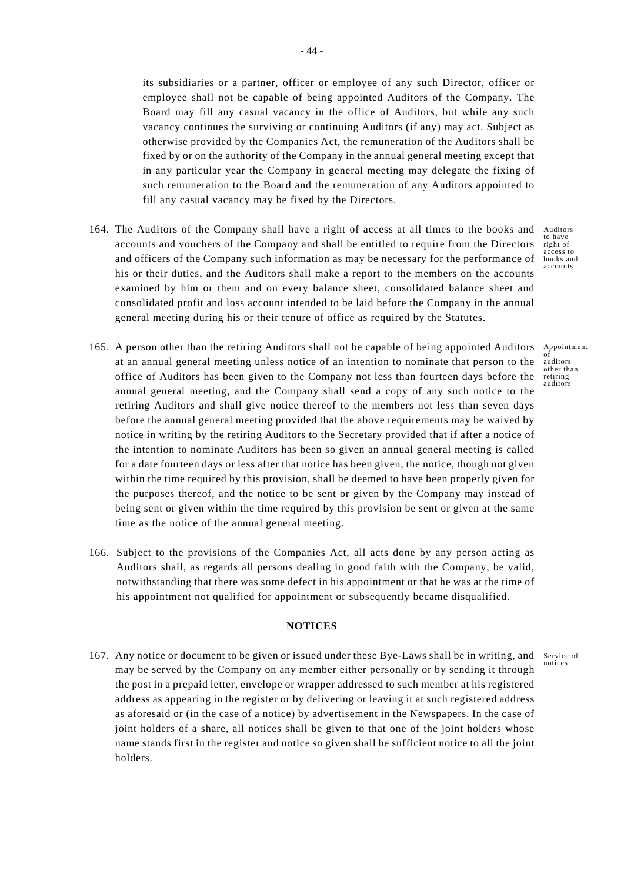its subsidiaries or a partner, officer or employee of any such Director, officer or employee shall not be capable of being appointed Auditors of the Company. The Board may fill any casual vacancy in the office of Auditors, but while any such vacancy continues the surviving or continuing Auditors (if any) may act. Subject as otherwise provided by the Companies Act, the remuneration of the Auditors shall be fixed by or on the authority of the Company in the annual general meeting except that in any particular year the Company in general meeting may delegate the fixing of such remuneration to the Board and the remuneration of any Auditors appointed to fill any casual vacancy may be fixed by the Directors.

164. The Auditors of the Company shall have a right of access at all times to the books and accounts and vouchers of the Company and shall be entitled to require from the Directors and officers of the Company such information as may be necessary for the performance of his or their duties, and the Auditors shall make a report to the members on the accounts examined by him or them and on every balance sheet, consolidated balance sheet and consolidated profit and loss account intended to be laid before the Company in the annual general meeting during his or their tenure of office as required by the Statutes.

*Auditors to have right of access to books and accounts*

165. A person other than the retiring Auditors shall not be capable of being appointed Auditors at an annual general meeting unless notice of an intention to nominate that person to the office of Auditors has been given to the Company not less than fourteen days before the annual general meeting, and the Company shall send a copy of any such notice to the retiring Auditors and shall give notice thereof to the members not less than seven days before the annual general meeting provided that the above requirements may be waived by notice in writing by the retiring Auditors to the Secretary provided that if after a notice of the intention to nominate Auditors has been so given an annual general meeting is called for a date fourteen days or less after that notice has been given, the notice, though not given within the time required by this provision, shall be deemed to have been properly given for the purposes thereof, and the notice to be sent or given by the Company may instead of being sent or given within the time required by this provision be sent or given at the same time as the notice of the annual general meeting.

*Appointment of auditors other than retiring auditors*

166. Subject to the provisions of the Companies Act, all acts done by any person acting as Auditors shall, as regards all persons dealing in good faith with the Company, be valid, notwithstanding that there was some defect in his appointment or that he was at the time of his appointment not qualified for appointment or subsequently became disqualified.

## NOTICES

167. Any notice or document to be given or issued under these Bye-Laws shall be in writing, and may be served by the Company on any member either personally or by sending it through the post in a prepaid letter, envelope or wrapper addressed to such member at his registered address as appearing in the register or by delivering or leaving it at such registered address as aforesaid or (in the case of a notice) by advertisement in the Newspapers. In the case of joint holders of a share, all notices shall be given to that one of the joint holders whose name stands first in the register and notice so given shall be sufficient notice to all the joint holders.

*Service of notices*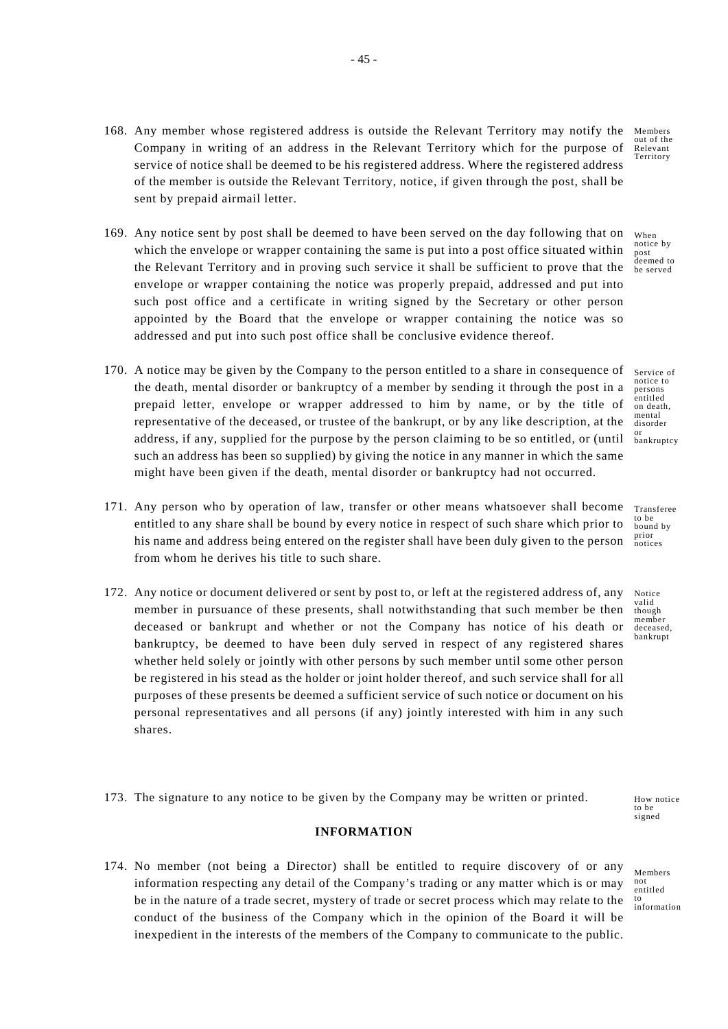168. Any member whose registered address is outside the Relevant Territory may notify the Company in writing of an address in the Relevant Territory which for the purpose of service of notice shall be deemed to be his registered address. Where the registered address of the member is outside the Relevant Territory, notice, if given through the post, shall be sent by prepaid airmail letter.

*Members out of the Relevant Territory*

169. Any notice sent by post shall be deemed to have been served on the day following that on which the envelope or wrapper containing the same is put into a post office situated within the Relevant Territory and in proving such service it shall be sufficient to prove that the envelope or wrapper containing the notice was properly prepaid, addressed and put into such post office and a certificate in writing signed by the Secretary or other person appointed by the Board that the envelope or wrapper containing the notice was so addressed and put into such post office shall be conclusive evidence thereof.

*When notice by post deemed to be served*

170. A notice may be given by the Company to the person entitled to a share in consequence of the death, mental disorder or bankruptcy of a member by sending it through the post in a prepaid letter, envelope or wrapper addressed to him by name, or by the title of representative of the deceased, or trustee of the bankrupt, or by any like description, at the address, if any, supplied for the purpose by the person claiming to be so entitled, or (until such an address has been so supplied) by giving the notice in any manner in which the same might have been given if the death, mental disorder or bankruptcy had not occurred.

*Service of notice to persons entitled on death, mental disorder or bankruptcy*

171. Any person who by operation of law, transfer or other means whatsoever shall become entitled to any share shall be bound by every notice in respect of such share which prior to his name and address being entered on the register shall have been duly given to the person from whom he derives his title to such share.

*Transferee to be bound by prior notices*

172. Any notice or document delivered or sent by post to, or left at the registered address of, any member in pursuance of these presents, shall notwithstanding that such member be then deceased or bankrupt and whether or not the Company has notice of his death or bankruptcy, be deemed to have been duly served in respect of any registered shares whether held solely or jointly with other persons by such member until some other person be registered in his stead as the holder or joint holder thereof, and such service shall for all purposes of these presents be deemed a sufficient service of such notice or document on his personal representatives and all persons (if any) jointly interested with him in any such shares.

*Notice valid though member deceased, bankrupt*

173. The signature to any notice to be given by the Company may be written or printed.

*How notice to be signed*

## INFORMATION

174. No member (not being a Director) shall be entitled to require discovery of or any information respecting any detail of the Company's trading or any matter which is or may be in the nature of a trade secret, mystery of trade or secret process which may relate to the conduct of the business of the Company which in the opinion of the Board it will be inexpedient in the interests of the members of the Company to communicate to the public.

*Members not entitled to information*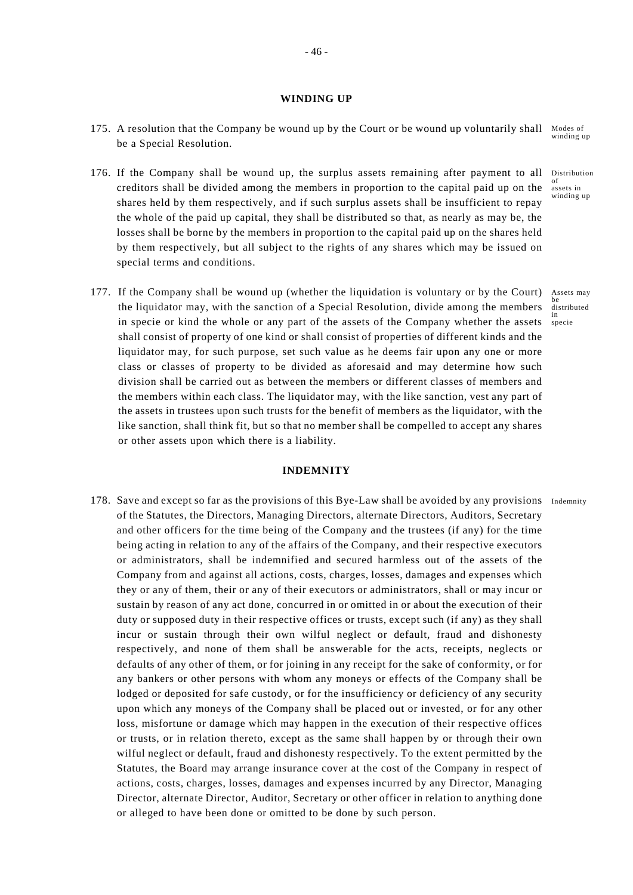## WINDING UP

175. A resolution that the Company be wound up by the Court or be wound up voluntarily shall be a Special Resolution. *Modes of winding up*

176. If the Company shall be wound up, the surplus assets remaining after payment to all creditors shall be divided among the members in proportion to the capital paid up on the shares held by them respectively, and if such surplus assets shall be insufficient to repay the whole of the paid up capital, they shall be distributed so that, as nearly as may be, the losses shall be borne by the members in proportion to the capital paid up on the shares held by them respectively, but all subject to the rights of any shares which may be issued on special terms and conditions. *Distribution of assets in winding up*

177. If the Company shall be wound up (whether the liquidation is voluntary or by the Court) the liquidator may, with the sanction of a Special Resolution, divide among the members in specie or kind the whole or any part of the assets of the Company whether the assets shall consist of property of one kind or shall consist of properties of different kinds and the liquidator may, for such purpose, set such value as he deems fair upon any one or more class or classes of property to be divided as aforesaid and may determine how such division shall be carried out as between the members or different classes of members and the members within each class. The liquidator may, with the like sanction, vest any part of the assets in trustees upon such trusts for the benefit of members as the liquidator, with the like sanction, shall think fit, but so that no member shall be compelled to accept any shares or other assets upon which there is a liability. *Assets may be distributed in specie*

## INDEMNITY

178. Save and except so far as the provisions of this Bye-Law shall be avoided by any provisions of the Statutes, the Directors, Managing Directors, alternate Directors, Auditors, Secretary and other officers for the time being of the Company and the trustees (if any) for the time being acting in relation to any of the affairs of the Company, and their respective executors or administrators, shall be indemnified and secured harmless out of the assets of the Company from and against all actions, costs, charges, losses, damages and expenses which they or any of them, their or any of their executors or administrators, shall or may incur or sustain by reason of any act done, concurred in or omitted in or about the execution of their duty or supposed duty in their respective offices or trusts, except such (if any) as they shall incur or sustain through their own wilful neglect or default, fraud and dishonesty respectively, and none of them shall be answerable for the acts, receipts, neglects or defaults of any other of them, or for joining in any receipt for the sake of conformity, or for any bankers or other persons with whom any moneys or effects of the Company shall be lodged or deposited for safe custody, or for the insufficiency or deficiency of any security upon which any moneys of the Company shall be placed out or invested, or for any other loss, misfortune or damage which may happen in the execution of their respective offices or trusts, or in relation thereto, except as the same shall happen by or through their own wilful neglect or default, fraud and dishonesty respectively. To the extent permitted by the Statutes, the Board may arrange insurance cover at the cost of the Company in respect of actions, costs, charges, losses, damages and expenses incurred by any Director, Managing Director, alternate Director, Auditor, Secretary or other officer in relation to anything done or alleged to have been done or omitted to be done by such person. *Indemnity*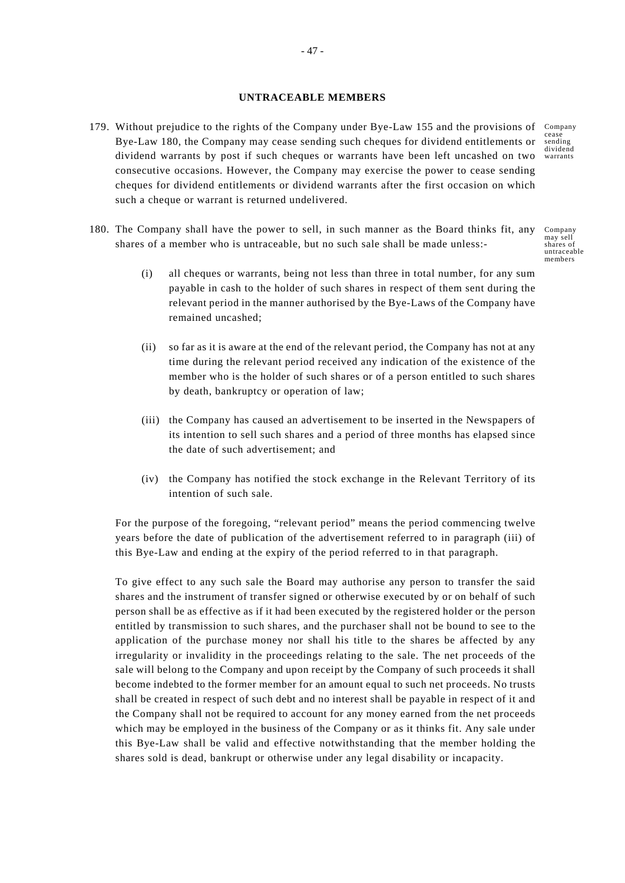## UNTRACEABLE MEMBERS

179. Without prejudice to the rights of the Company under Bye-Law 155 and the provisions of Bye-Law 180, the Company may cease sending such cheques for dividend entitlements or dividend warrants by post if such cheques or warrants have been left uncashed on two consecutive occasions. However, the Company may exercise the power to cease sending cheques for dividend entitlements or dividend warrants after the first occasion on which such a cheque or warrant is returned undelivered.

*Company cease sending dividend warrants*

180. The Company shall have the power to sell, in such manner as the Board thinks fit, any shares of a member who is untraceable, but no such sale shall be made unless:-

*Company may sell shares of untraceable members*

   (i) all cheques or warrants, being not less than three in total number, for any sum payable in cash to the holder of such shares in respect of them sent during the relevant period in the manner authorised by the Bye-Laws of the Company have remained uncashed;

   (ii) so far as it is aware at the end of the relevant period, the Company has not at any time during the relevant period received any indication of the existence of the member who is the holder of such shares or of a person entitled to such shares by death, bankruptcy or operation of law;

   (iii) the Company has caused an advertisement to be inserted in the Newspapers of its intention to sell such shares and a period of three months has elapsed since the date of such advertisement; and

   (iv) the Company has notified the stock exchange in the Relevant Territory of its intention of such sale.

For the purpose of the foregoing, "relevant period" means the period commencing twelve years before the date of publication of the advertisement referred to in paragraph (iii) of this Bye-Law and ending at the expiry of the period referred to in that paragraph.

To give effect to any such sale the Board may authorise any person to transfer the said shares and the instrument of transfer signed or otherwise executed by or on behalf of such person shall be as effective as if it had been executed by the registered holder or the person entitled by transmission to such shares, and the purchaser shall not be bound to see to the application of the purchase money nor shall his title to the shares be affected by any irregularity or invalidity in the proceedings relating to the sale. The net proceeds of the sale will belong to the Company and upon receipt by the Company of such proceeds it shall become indebted to the former member for an amount equal to such net proceeds. No trusts shall be created in respect of such debt and no interest shall be payable in respect of it and the Company shall not be required to account for any money earned from the net proceeds which may be employed in the business of the Company or as it thinks fit. Any sale under this Bye-Law shall be valid and effective notwithstanding that the member holding the shares sold is dead, bankrupt or otherwise under any legal disability or incapacity.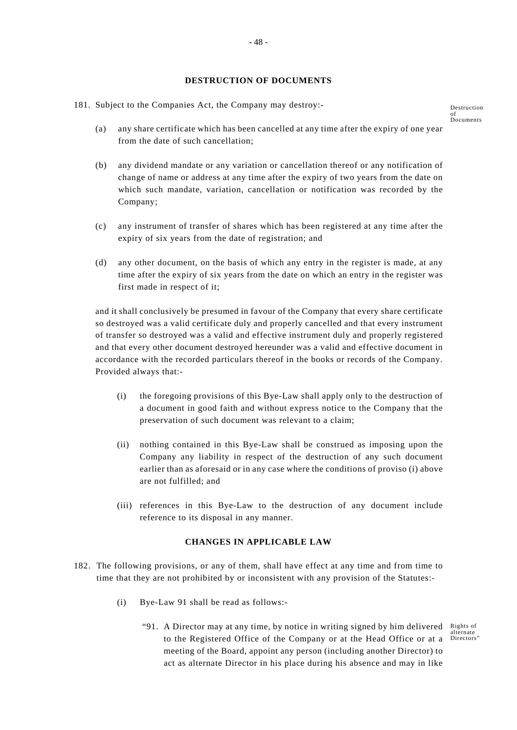## DESTRUCTION OF DOCUMENTS

181. Subject to the Companies Act, the Company may destroy:- Destruction of Documents

(a) any share certificate which has been cancelled at any time after the expiry of one year from the date of such cancellation;

(b) any dividend mandate or any variation or cancellation thereof or any notification of change of name or address at any time after the expiry of two years from the date on which such mandate, variation, cancellation or notification was recorded by the Company;

(c) any instrument of transfer of shares which has been registered at any time after the expiry of six years from the date of registration; and

(d) any other document, on the basis of which any entry in the register is made, at any time after the expiry of six years from the date on which an entry in the register was first made in respect of it;

and it shall conclusively be presumed in favour of the Company that every share certificate so destroyed was a valid certificate duly and properly cancelled and that every instrument of transfer so destroyed was a valid and effective instrument duly and properly registered and that every other document destroyed hereunder was a valid and effective document in accordance with the recorded particulars thereof in the books or records of the Company. Provided always that:-

(i) the foregoing provisions of this Bye-Law shall apply only to the destruction of a document in good faith and without express notice to the Company that the preservation of such document was relevant to a claim;

(ii) nothing contained in this Bye-Law shall be construed as imposing upon the Company any liability in respect of the destruction of any such document earlier than as aforesaid or in any case where the conditions of proviso (i) above are not fulfilled; and

(iii) references in this Bye-Law to the destruction of any document include reference to its disposal in any manner.

## CHANGES IN APPLICABLE LAW

182. The following provisions, or any of them, shall have effect at any time and from time to time that they are not prohibited by or inconsistent with any provision of the Statutes:-

(i) Bye-Law 91 shall be read as follows:-

"91. A Director may at any time, by notice in writing signed by him delivered to the Registered Office of the Company or at the Head Office or at a meeting of the Board, appoint any person (including another Director) to act as alternate Director in his place during his absence and may in like Rights of alternate Directors"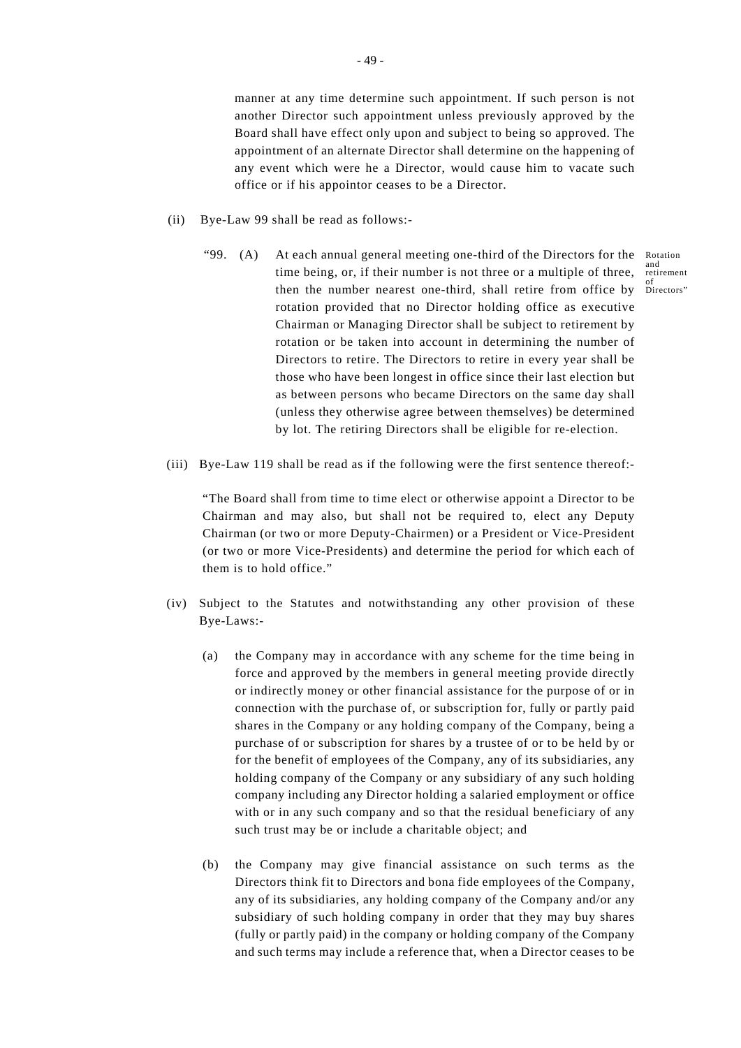manner at any time determine such appointment. If such person is not another Director such appointment unless previously approved by the Board shall have effect only upon and subject to being so approved. The appointment of an alternate Director shall determine on the happening of any event which were he a Director, would cause him to vacate such office or if his appointor ceases to be a Director.

(ii) Bye-Law 99 shall be read as follows:-

"99. (A) At each annual general meeting one-third of the Directors for the time being, or, if their number is not three or a multiple of three, then the number nearest one-third, shall retire from office by rotation provided that no Director holding office as executive Chairman or Managing Director shall be subject to retirement by rotation or be taken into account in determining the number of Directors to retire. The Directors to retire in every year shall be those who have been longest in office since their last election but as between persons who became Directors on the same day shall (unless they otherwise agree between themselves) be determined by lot. The retiring Directors shall be eligible for re-election.

Rotation and retirement of Directors"

(iii) Bye-Law 119 shall be read as if the following were the first sentence thereof:-

"The Board shall from time to time elect or otherwise appoint a Director to be Chairman and may also, but shall not be required to, elect any Deputy Chairman (or two or more Deputy-Chairmen) or a President or Vice-President (or two or more Vice-Presidents) and determine the period for which each of them is to hold office."

(iv) Subject to the Statutes and notwithstanding any other provision of these Bye-Laws:-

(a) the Company may in accordance with any scheme for the time being in force and approved by the members in general meeting provide directly or indirectly money or other financial assistance for the purpose of or in connection with the purchase of, or subscription for, fully or partly paid shares in the Company or any holding company of the Company, being a purchase of or subscription for shares by a trustee of or to be held by or for the benefit of employees of the Company, any of its subsidiaries, any holding company of the Company or any subsidiary of any such holding company including any Director holding a salaried employment or office with or in any such company and so that the residual beneficiary of any such trust may be or include a charitable object; and

(b) the Company may give financial assistance on such terms as the Directors think fit to Directors and bona fide employees of the Company, any of its subsidiaries, any holding company of the Company and/or any subsidiary of such holding company in order that they may buy shares (fully or partly paid) in the company or holding company of the Company and such terms may include a reference that, when a Director ceases to be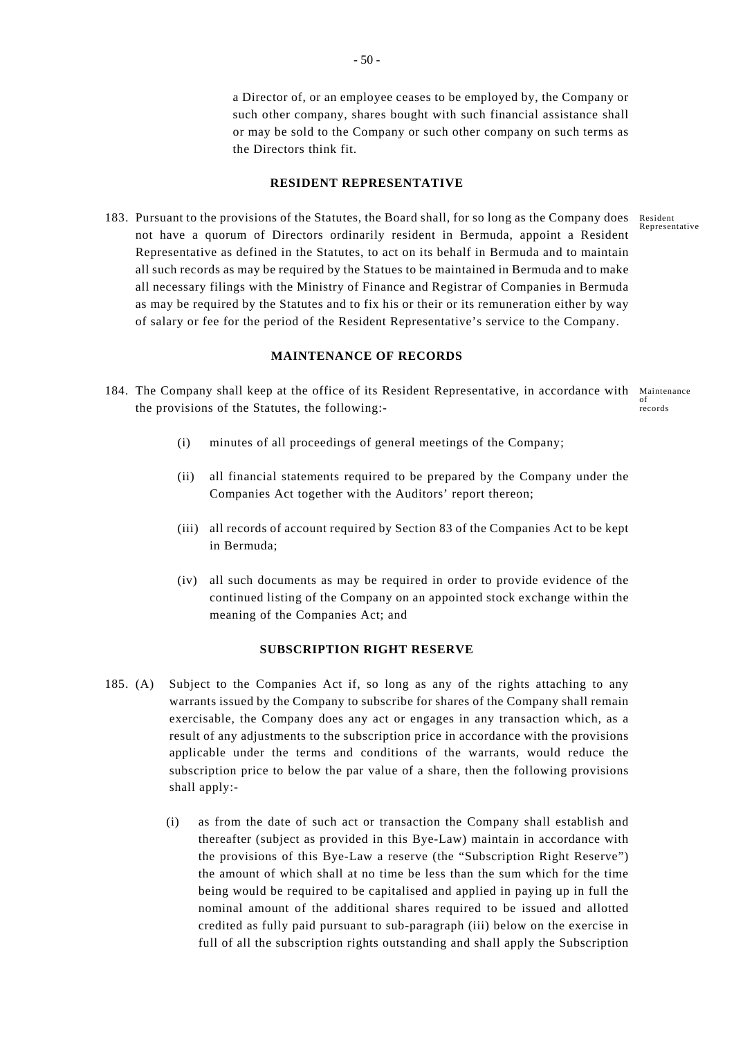a Director of, or an employee ceases to be employed by, the Company or such other company, shares bought with such financial assistance shall or may be sold to the Company or such other company on such terms as the Directors think fit.

## RESIDENT REPRESENTATIVE

183. Pursuant to the provisions of the Statutes, the Board shall, for so long as the Company does not have a quorum of Directors ordinarily resident in Bermuda, appoint a Resident Representative as defined in the Statutes, to act on its behalf in Bermuda and to maintain all such records as may be required by the Statues to be maintained in Bermuda and to make all necessary filings with the Ministry of Finance and Registrar of Companies in Bermuda as may be required by the Statutes and to fix his or their or its remuneration either by way of salary or fee for the period of the Resident Representative's service to the Company.

Resident Representative

## MAINTENANCE OF RECORDS

184. The Company shall keep at the office of its Resident Representative, in accordance with the provisions of the Statutes, the following:-

Maintenance of records

(i) minutes of all proceedings of general meetings of the Company;

(ii) all financial statements required to be prepared by the Company under the Companies Act together with the Auditors' report thereon;

(iii) all records of account required by Section 83 of the Companies Act to be kept in Bermuda;

(iv) all such documents as may be required in order to provide evidence of the continued listing of the Company on an appointed stock exchange within the meaning of the Companies Act; and

## SUBSCRIPTION RIGHT RESERVE

185. (A) Subject to the Companies Act if, so long as any of the rights attaching to any warrants issued by the Company to subscribe for shares of the Company shall remain exercisable, the Company does any act or engages in any transaction which, as a result of any adjustments to the subscription price in accordance with the provisions applicable under the terms and conditions of the warrants, would reduce the subscription price to below the par value of a share, then the following provisions shall apply:-

(i) as from the date of such act or transaction the Company shall establish and thereafter (subject as provided in this Bye-Law) maintain in accordance with the provisions of this Bye-Law a reserve (the "Subscription Right Reserve") the amount of which shall at no time be less than the sum which for the time being would be required to be capitalised and applied in paying up in full the nominal amount of the additional shares required to be issued and allotted credited as fully paid pursuant to sub-paragraph (iii) below on the exercise in full of all the subscription rights outstanding and shall apply the Subscription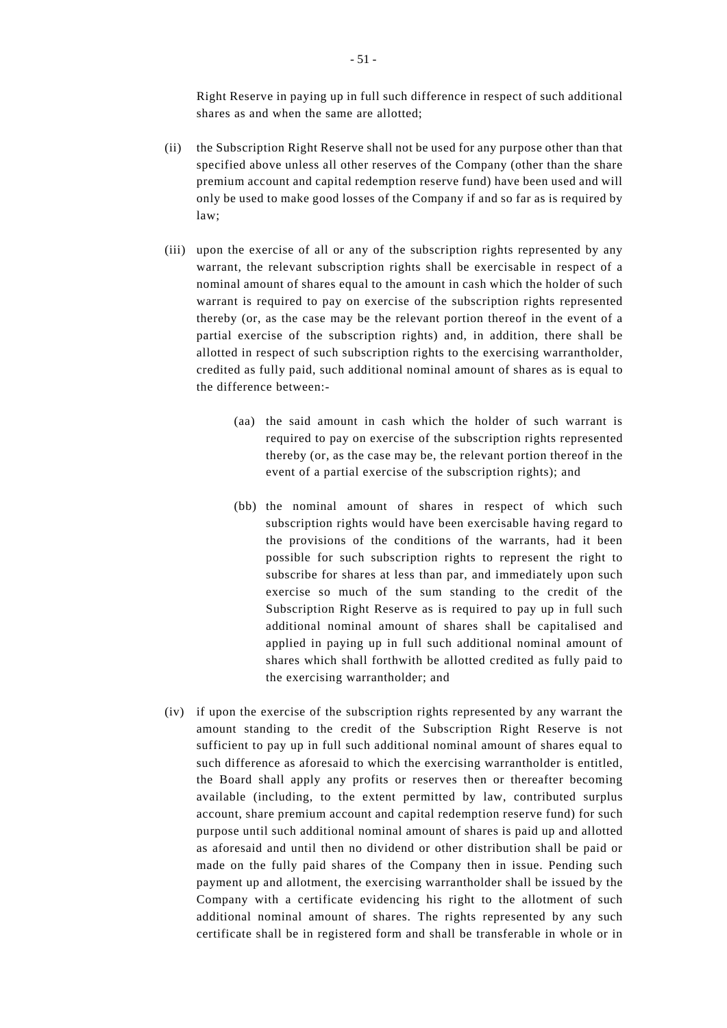Right Reserve in paying up in full such difference in respect of such additional shares as and when the same are allotted;

(ii) the Subscription Right Reserve shall not be used for any purpose other than that specified above unless all other reserves of the Company (other than the share premium account and capital redemption reserve fund) have been used and will only be used to make good losses of the Company if and so far as is required by law;

(iii) upon the exercise of all or any of the subscription rights represented by any warrant, the relevant subscription rights shall be exercisable in respect of a nominal amount of shares equal to the amount in cash which the holder of such warrant is required to pay on exercise of the subscription rights represented thereby (or, as the case may be the relevant portion thereof in the event of a partial exercise of the subscription rights) and, in addition, there shall be allotted in respect of such subscription rights to the exercising warrantholder, credited as fully paid, such additional nominal amount of shares as is equal to the difference between:-

(aa) the said amount in cash which the holder of such warrant is required to pay on exercise of the subscription rights represented thereby (or, as the case may be, the relevant portion thereof in the event of a partial exercise of the subscription rights); and

(bb) the nominal amount of shares in respect of which such subscription rights would have been exercisable having regard to the provisions of the conditions of the warrants, had it been possible for such subscription rights to represent the right to subscribe for shares at less than par, and immediately upon such exercise so much of the sum standing to the credit of the Subscription Right Reserve as is required to pay up in full such additional nominal amount of shares shall be capitalised and applied in paying up in full such additional nominal amount of shares which shall forthwith be allotted credited as fully paid to the exercising warrantholder; and

(iv) if upon the exercise of the subscription rights represented by any warrant the amount standing to the credit of the Subscription Right Reserve is not sufficient to pay up in full such additional nominal amount of shares equal to such difference as aforesaid to which the exercising warrantholder is entitled, the Board shall apply any profits or reserves then or thereafter becoming available (including, to the extent permitted by law, contributed surplus account, share premium account and capital redemption reserve fund) for such purpose until such additional nominal amount of shares is paid up and allotted as aforesaid and until then no dividend or other distribution shall be paid or made on the fully paid shares of the Company then in issue. Pending such payment up and allotment, the exercising warrantholder shall be issued by the Company with a certificate evidencing his right to the allotment of such additional nominal amount of shares. The rights represented by any such certificate shall be in registered form and shall be transferable in whole or in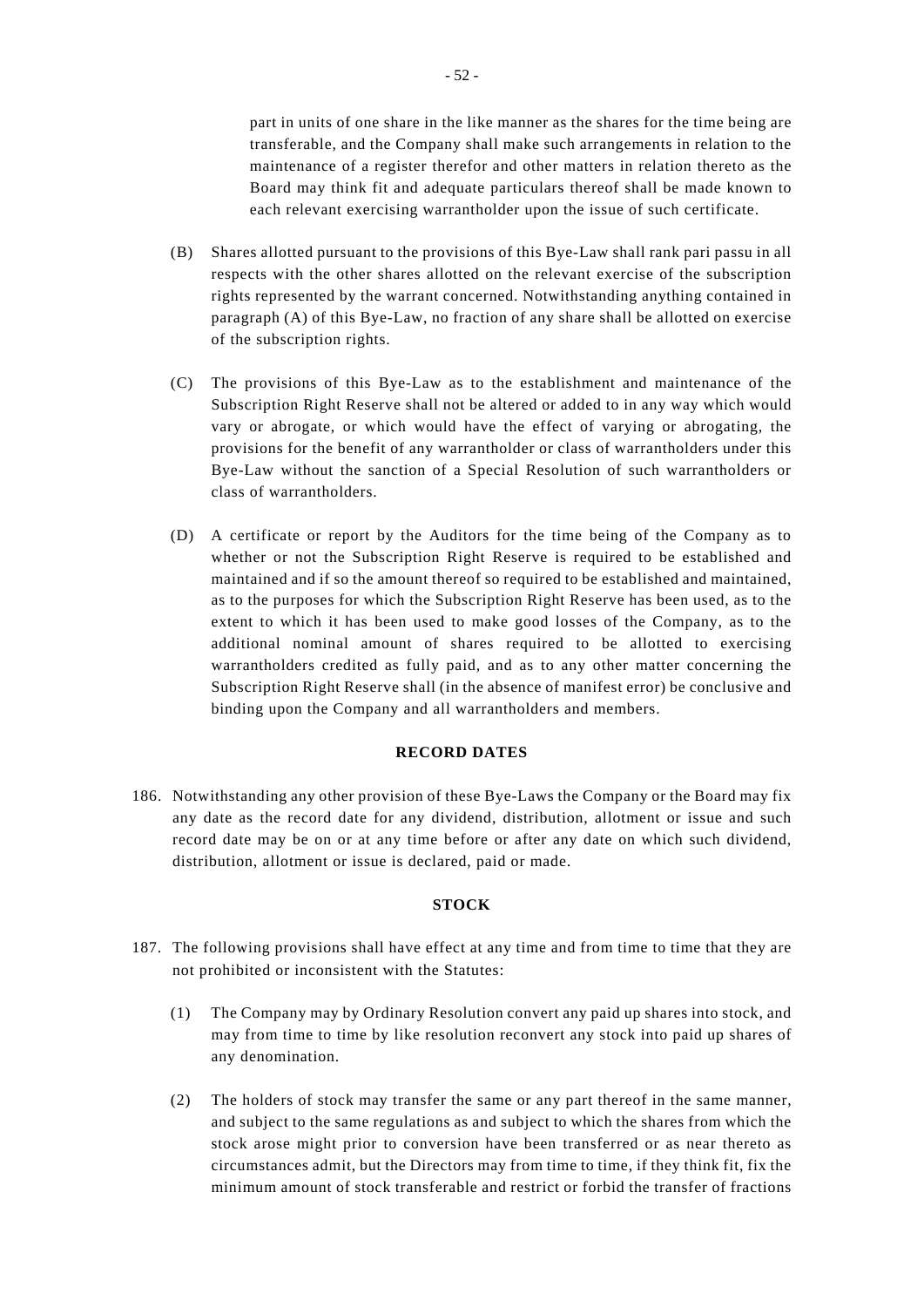part in units of one share in the like manner as the shares for the time being are transferable, and the Company shall make such arrangements in relation to the maintenance of a register therefor and other matters in relation thereto as the Board may think fit and adequate particulars thereof shall be made known to each relevant exercising warrantholder upon the issue of such certificate.

(B) Shares allotted pursuant to the provisions of this Bye-Law shall rank pari passu in all respects with the other shares allotted on the relevant exercise of the subscription rights represented by the warrant concerned. Notwithstanding anything contained in paragraph (A) of this Bye-Law, no fraction of any share shall be allotted on exercise of the subscription rights.

(C) The provisions of this Bye-Law as to the establishment and maintenance of the Subscription Right Reserve shall not be altered or added to in any way which would vary or abrogate, or which would have the effect of varying or abrogating, the provisions for the benefit of any warrantholder or class of warrantholders under this Bye-Law without the sanction of a Special Resolution of such warrantholders or class of warrantholders.

(D) A certificate or report by the Auditors for the time being of the Company as to whether or not the Subscription Right Reserve is required to be established and maintained and if so the amount thereof so required to be established and maintained, as to the purposes for which the Subscription Right Reserve has been used, as to the extent to which it has been used to make good losses of the Company, as to the additional nominal amount of shares required to be allotted to exercising warrantholders credited as fully paid, and as to any other matter concerning the Subscription Right Reserve shall (in the absence of manifest error) be conclusive and binding upon the Company and all warrantholders and members.

**RECORD DATES**

186. Notwithstanding any other provision of these Bye-Laws the Company or the Board may fix any date as the record date for any dividend, distribution, allotment or issue and such record date may be on or at any time before or after any date on which such dividend, distribution, allotment or issue is declared, paid or made.

**STOCK**

187. The following provisions shall have effect at any time and from time to time that they are not prohibited or inconsistent with the Statutes:

(1) The Company may by Ordinary Resolution convert any paid up shares into stock, and may from time to time by like resolution reconvert any stock into paid up shares of any denomination.

(2) The holders of stock may transfer the same or any part thereof in the same manner, and subject to the same regulations as and subject to which the shares from which the stock arose might prior to conversion have been transferred or as near thereto as circumstances admit, but the Directors may from time to time, if they think fit, fix the minimum amount of stock transferable and restrict or forbid the transfer of fractions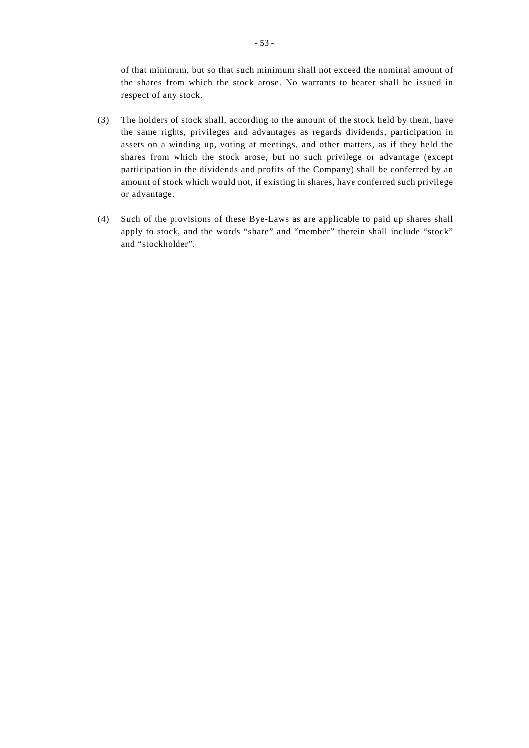of that minimum, but so that such minimum shall not exceed the nominal amount of the shares from which the stock arose. No warrants to bearer shall be issued in respect of any stock.

(3) The holders of stock shall, according to the amount of the stock held by them, have the same rights, privileges and advantages as regards dividends, participation in assets on a winding up, voting at meetings, and other matters, as if they held the shares from which the stock arose, but no such privilege or advantage (except participation in the dividends and profits of the Company) shall be conferred by an amount of stock which would not, if existing in shares, have conferred such privilege or advantage.

(4) Such of the provisions of these Bye-Laws as are applicable to paid up shares shall apply to stock, and the words “share” and “member” therein shall include “stock” and “stockholder”.